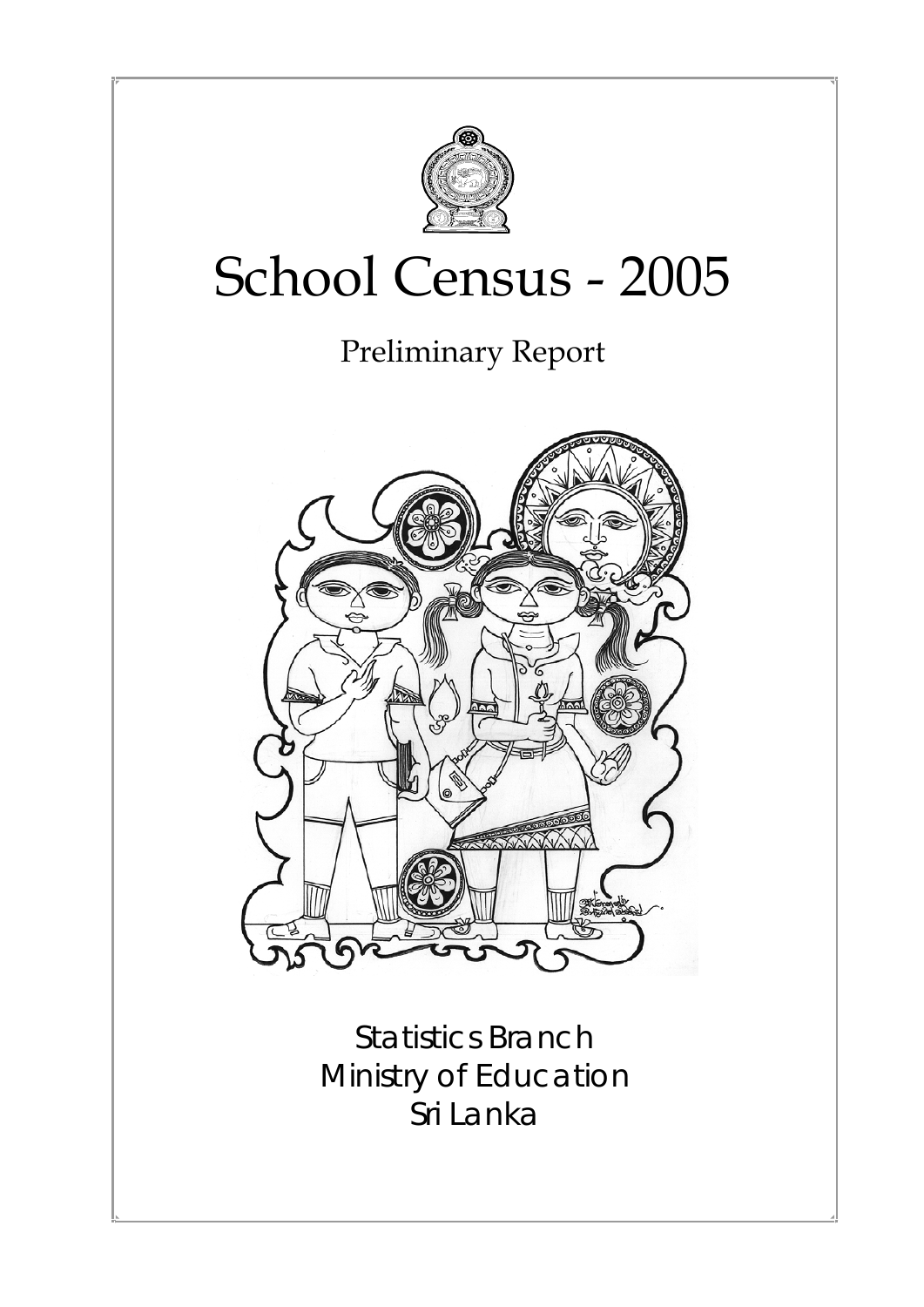# School Census - 2005

## Preliminary Report

Statistics Branch
Ministry of Education
Sri Lanka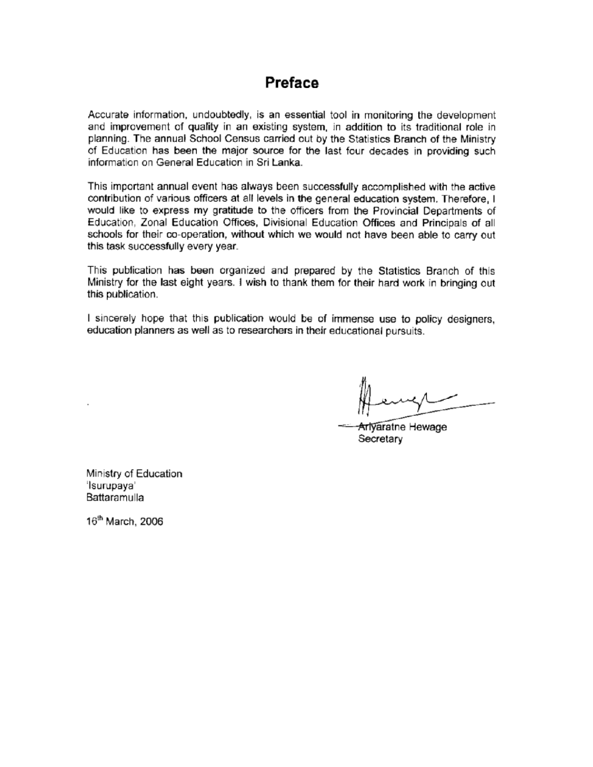# Preface

Accurate information, undoubtedly, is an essential tool in monitoring the development and improvement of quality in an existing system, in addition to its traditional role in planning. The annual School Census carried out by the Statistics Branch of the Ministry of Education has been the major source for the last four decades in providing such information on General Education in Sri Lanka.

This important annual event has always been successfully accomplished with the active contribution of various officers at all levels in the general education system. Therefore, I would like to express my gratitude to the officers from the Provincial Departments of Education, Zonal Education Offices, Divisional Education Offices and Principals of all schools for their co-operation, without which we would not have been able to carry out this task successfully every year.

This publication has been organized and prepared by the Statistics Branch of this Ministry for the last eight years. I wish to thank them for their hard work in bringing out this publication.

I sincerely hope that this publication would be of immense use to policy designers, education planners as well as to researchers in their educational pursuits.

Ariyaratne Hewage
Secretary

Ministry of Education
'Isurupaya'
Battaramulla

16th March, 2006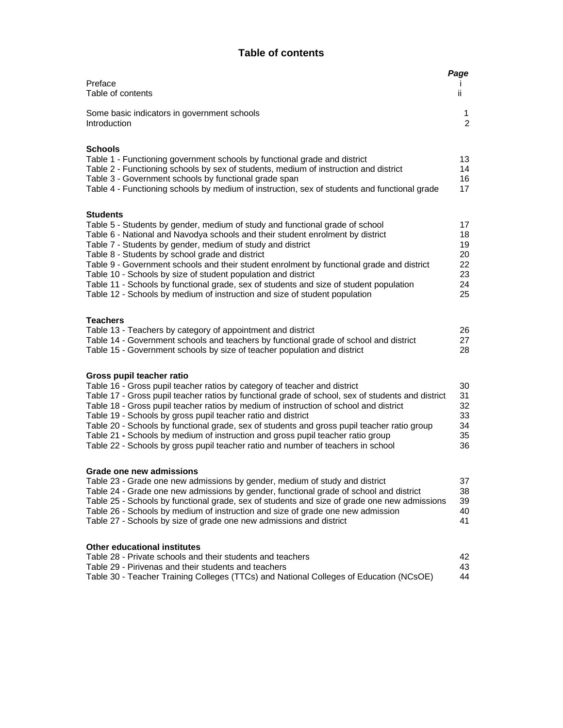# Table of contents

| | Page |
|---|---|
| Preface | i |
| Table of contents | ii |
| | |
| Some basic indicators in government schools | 1 |
| Introduction | 2 |
| | |
| **Schools** | |
| Table 1 - Functioning government schools by functional grade and district | 13 |
| Table 2 - Functioning schools by sex of students, medium of instruction and district | 14 |
| Table 3 - Government schools by functional grade span | 16 |
| Table 4 - Functioning schools by medium of instruction, sex of students and functional grade | 17 |
| | |
| **Students** | |
| Table 5 - Students by gender, medium of study and functional grade of school | 17 |
| Table 6 - National and Navodya schools and their student enrolment by district | 18 |
| Table 7 - Students by gender, medium of study and district | 19 |
| Table 8 - Students by school grade and district | 20 |
| Table 9 - Government schools and their student enrolment by functional grade and district | 22 |
| Table 10 - Schools by size of student population and district | 23 |
| Table 11 - Schools by functional grade, sex of students and size of student population | 24 |
| Table 12 - Schools by medium of instruction and size of student population | 25 |
| | |
| **Teachers** | |
| Table 13 - Teachers by category of appointment and district | 26 |
| Table 14 - Government schools and teachers by functional grade of school and district | 27 |
| Table 15 - Government schools by size of teacher population and district | 28 |
| | |
| **Gross pupil teacher ratio** | |
| Table 16 - Gross pupil teacher ratios by category of teacher and district | 30 |
| Table 17 - Gross pupil teacher ratios by functional grade of school, sex of students and district | 31 |
| Table 18 - Gross pupil teacher ratios by medium of instruction of school and district | 32 |
| Table 19 - Schools by gross pupil teacher ratio and district | 33 |
| Table 20 - Schools by functional grade, sex of students and gross pupil teacher ratio group | 34 |
| Table 21 - Schools by medium of instruction and gross pupil teacher ratio group | 35 |
| Table 22 - Schools by gross pupil teacher ratio and number of teachers in school | 36 |
| | |
| **Grade one new admissions** | |
| Table 23 - Grade one new admissions by gender, medium of study and district | 37 |
| Table 24 - Grade one new admissions by gender, functional grade of school and district | 38 |
| Table 25 - Schools by functional grade, sex of students and size of grade one new admissions | 39 |
| Table 26 - Schools by medium of instruction and size of grade one new admission | 40 |
| Table 27 - Schools by size of grade one new admissions and district | 41 |
| | |
| **Other educational institutes** | |
| Table 28 - Private schools and their students and teachers | 42 |
| Table 29 - Pirivenas and their students and teachers | 43 |
| Table 30 - Teacher Training Colleges (TTCs) and National Colleges of Education (NCsOE) | 44 |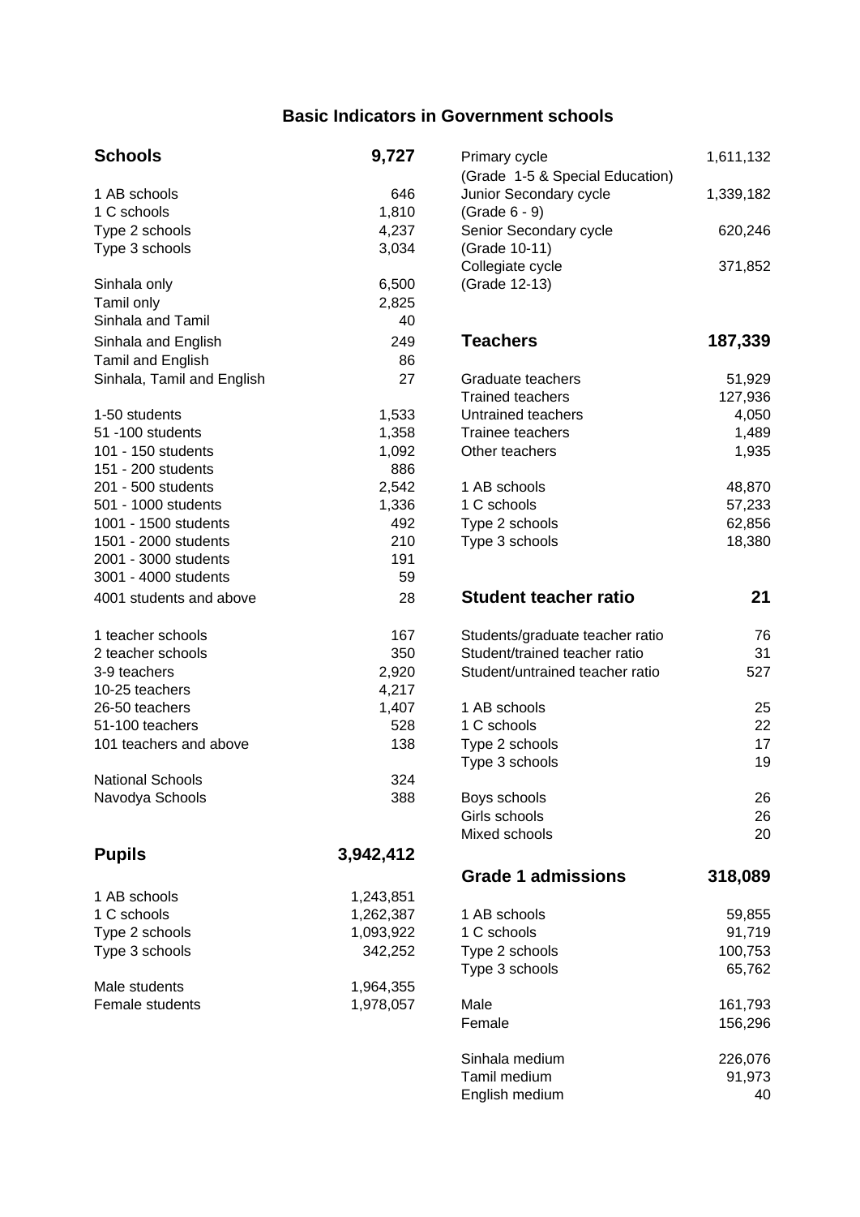# Basic Indicators in Government schools

| Schools | 9,727 |
|---|---|
| 1 AB schools | 646 |
| 1 C schools | 1,810 |
| Type 2 schools | 4,237 |
| Type 3 schools | 3,034 |
| | |
| Sinhala only | 6,500 |
| Tamil only | 2,825 |
| Sinhala and Tamil | 40 |
| Sinhala and English | 249 |
| Tamil and English | 86 |
| Sinhala, Tamil and English | 27 |
| | |
| 1-50 students | 1,533 |
| 51 -100 students | 1,358 |
| 101 - 150 students | 1,092 |
| 151 - 200 students | 886 |
| 201 - 500 students | 2,542 |
| 501 - 1000 students | 1,336 |
| 1001 - 1500 students | 492 |
| 1501 - 2000 students | 210 |
| 2001 - 3000 students | 191 |
| 3001 - 4000 students | 59 |
| 4001 students and above | 28 |
| | |
| 1 teacher schools | 167 |
| 2 teacher schools | 350 |
| 3-9 teachers | 2,920 |
| 10-25 teachers | 4,217 |
| 26-50 teachers | 1,407 |
| 51-100 teachers | 528 |
| 101 teachers and above | 138 |
| | |
| National Schools | 324 |
| Navodya Schools | 388 |

| Pupils | 3,942,412 |
|---|---|
| 1 AB schools | 1,243,851 |
| 1 C schools | 1,262,387 |
| Type 2 schools | 1,093,922 |
| Type 3 schools | 342,252 |
| | |
| Male students | 1,964,355 |
| Female students | 1,978,057 |
| | |
| Primary cycle (Grade 1-5 & Special Education) | 1,611,132 |
| Junior Secondary cycle (Grade 6 - 9) | 1,339,182 |
| Senior Secondary cycle (Grade 10-11) | 620,246 |
| Collegiate cycle (Grade 12-13) | 371,852 |

| Teachers | 187,339 |
|---|---|
| Graduate teachers | 51,929 |
| Trained teachers | 127,936 |
| Untrained teachers | 4,050 |
| Trainee teachers | 1,489 |
| Other teachers | 1,935 |
| | |
| 1 AB schools | 48,870 |
| 1 C schools | 57,233 |
| Type 2 schools | 62,856 |
| Type 3 schools | 18,380 |

| Student teacher ratio | 21 |
|---|---|
| Students/graduate teacher ratio | 76 |
| Student/trained teacher ratio | 31 |
| Student/untrained teacher ratio | 527 |
| | |
| 1 AB schools | 25 |
| 1 C schools | 22 |
| Type 2 schools | 17 |
| Type 3 schools | 19 |
| | |
| Boys schools | 26 |
| Girls schools | 26 |
| Mixed schools | 20 |

| Grade 1 admissions | 318,089 |
|---|---|
| 1 AB schools | 59,855 |
| 1 C schools | 91,719 |
| Type 2 schools | 100,753 |
| Type 3 schools | 65,762 |
| | |
| Male | 161,793 |
| Female | 156,296 |
| | |
| Sinhala medium | 226,076 |
| Tamil medium | 91,973 |
| English medium | 40 |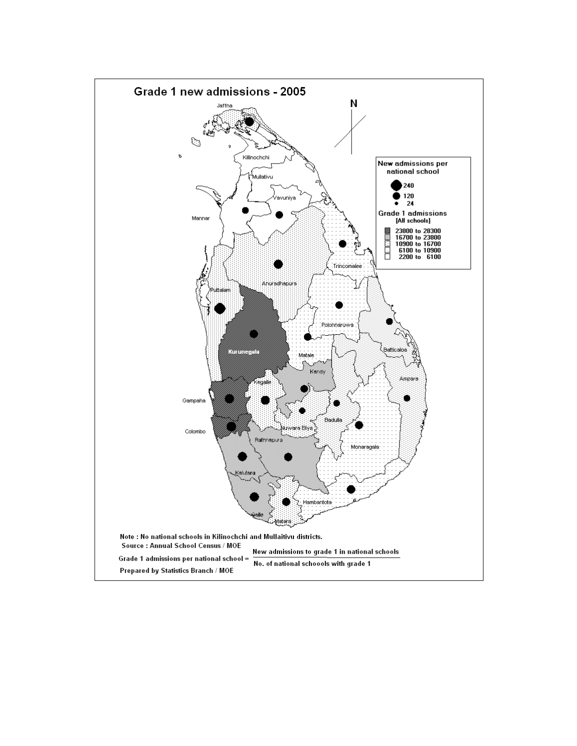# Grade 1 new admissions - 2005

N

Jaffna

Killinochchi

Mullativu

Vavuniya

Mannar

Trincomalee

Anuradhapura

Puttalam

Kurunegala

Polonnaruwa

Matale

Batticaloa

Kandy

Kegalle

Ampara

Gampaha

Badulla

Nuwara Eliya

Colombo

Rathnapura

Monaragala

Kalutara

Hambantota

Galle

Matara

**New admissions per national school**

- 240
- 120
- 24

**Grade 1 admissions [All schools]**

- 23800 to 28300
- 16700 to 23800
- 10900 to 16700
- 6100 to 10900
- 2200 to 6100

**Note : No national schools in Kilinochchi and Mullaitivu districts.**

**Source : Annual School Census / MOE**

$$\text{Grade 1 admissions per national school} = \frac{\text{New admissions to grade 1 in national schools}}{\text{No. of national schoools with grade 1}}$$

**Prepared by Statistics Branch / MOE**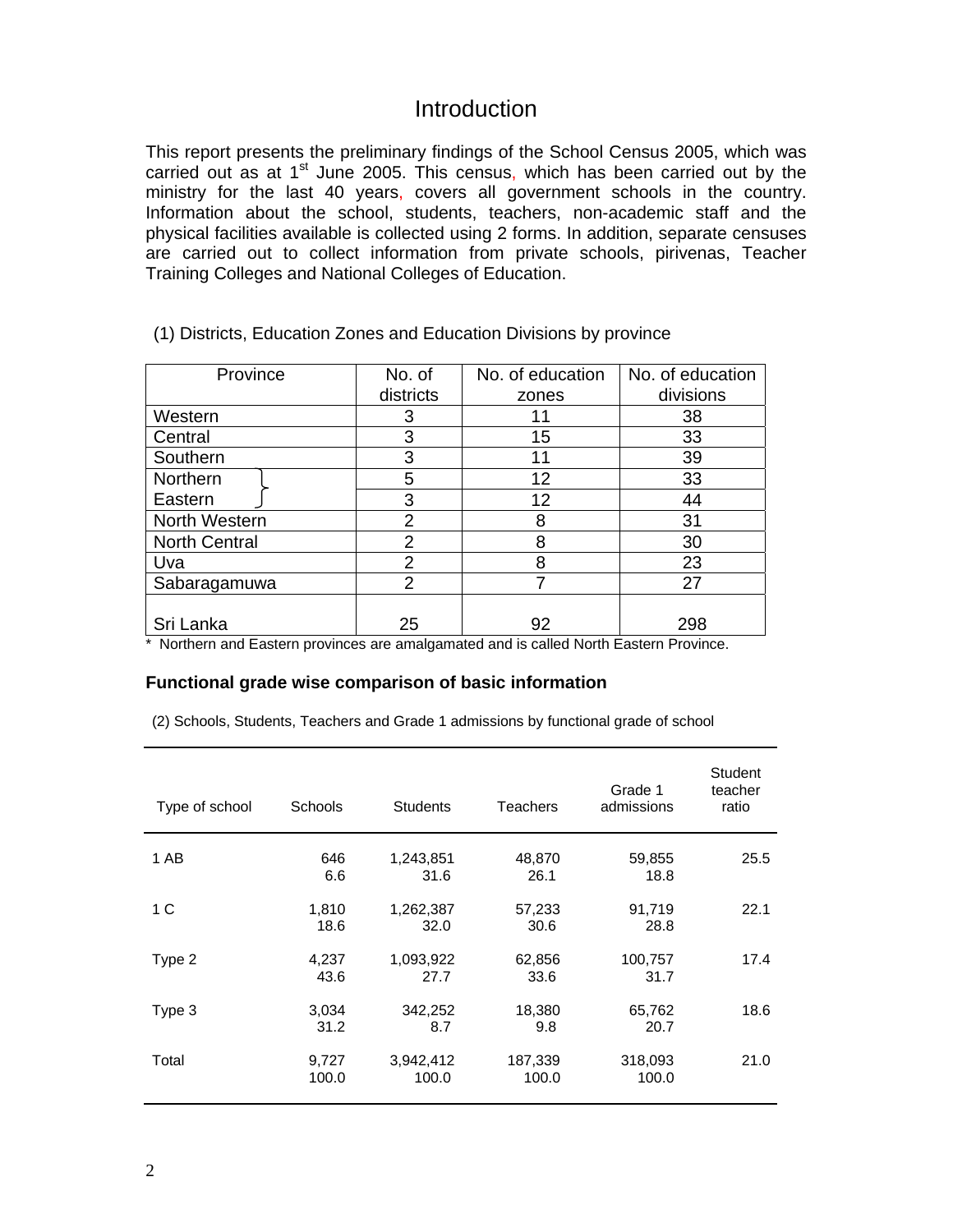# Introduction

This report presents the preliminary findings of the School Census 2005, which was carried out as at 1st June 2005. This census, which has been carried out by the ministry for the last 40 years, covers all government schools in the country. Information about the school, students, teachers, non-academic staff and the physical facilities available is collected using 2 forms. In addition, separate censuses are carried out to collect information from private schools, pirivenas, Teacher Training Colleges and National Colleges of Education.

(1) Districts, Education Zones and Education Divisions by province

| Province | No. of districts | No. of education zones | No. of education divisions |
|---|---|---|---|
| Western | 3 | 11 | 38 |
| Central | 3 | 15 | 33 |
| Southern | 3 | 11 | 39 |
| Northern } | 5 | 12 | 33 |
| Eastern } | 3 | 12 | 44 |
| North Western | 2 | 8 | 31 |
| North Central | 2 | 8 | 30 |
| Uva | 2 | 8 | 23 |
| Sabaragamuwa | 2 | 7 | 27 |
| Sri Lanka | 25 | 92 | 298 |

\* Northern and Eastern provinces are amalgamated and is called North Eastern Province.

**Functional grade wise comparison of basic information**

(2) Schools, Students, Teachers and Grade 1 admissions by functional grade of school

| Type of school | Schools | Students | Teachers | Grade 1 admissions | Student teacher ratio |
|---|---|---|---|---|---|
| 1 AB | 646 | 1,243,851 | 48,870 | 59,855 | 25.5 |
| | 6.6 | 31.6 | 26.1 | 18.8 | |
| 1 C | 1,810 | 1,262,387 | 57,233 | 91,719 | 22.1 |
| | 18.6 | 32.0 | 30.6 | 28.8 | |
| Type 2 | 4,237 | 1,093,922 | 62,856 | 100,757 | 17.4 |
| | 43.6 | 27.7 | 33.6 | 31.7 | |
| Type 3 | 3,034 | 342,252 | 18,380 | 65,762 | 18.6 |
| | 31.2 | 8.7 | 9.8 | 20.7 | |
| Total | 9,727 | 3,942,412 | 187,339 | 318,093 | 21.0 |
| | 100.0 | 100.0 | 100.0 | 100.0 | |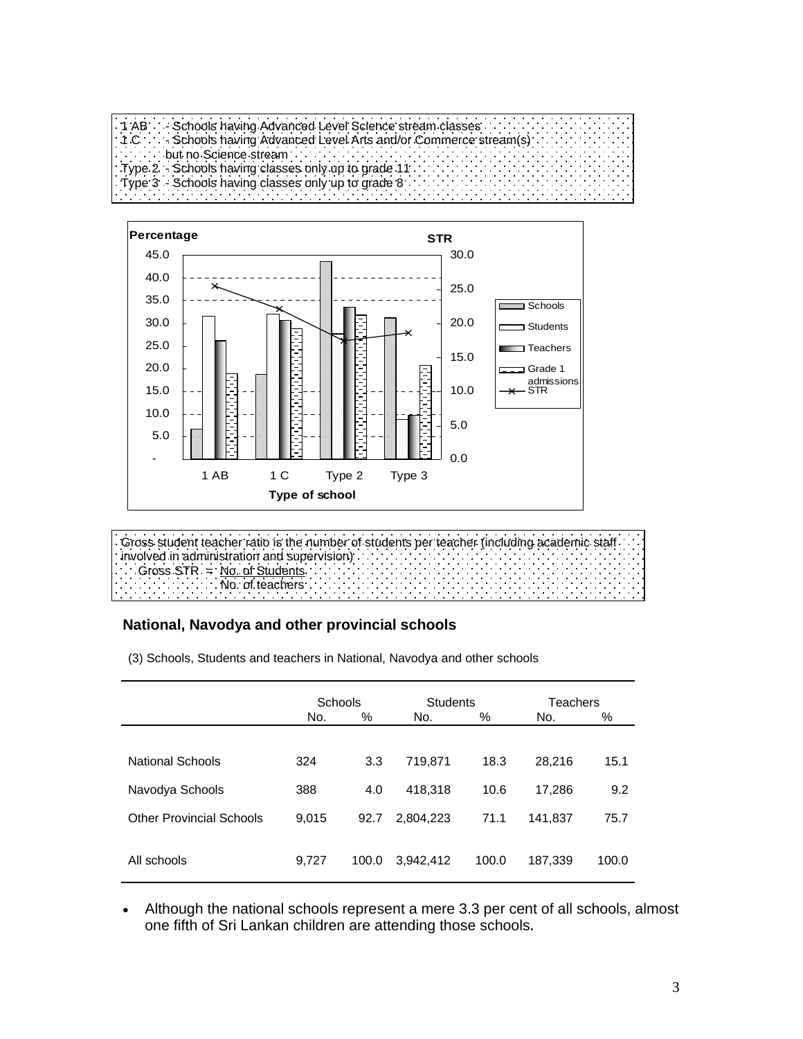1 AB - Schools having Advanced Level Science stream classes
1 C - Schools having Advanced Level Arts and/or Commerce stream(s) but no Science stream
Type 2 - Schools having classes only up to grade 11
Type 3 - Schools having classes only up to grade 8

Gross student teacher ratio is the number of students per teacher (including academic staff involved in administration and supervision)

$$\text{Gross STR} = \frac{\text{No. of Students}}{\text{No. of teachers}}$$

### National, Navodya and other provincial schools

(3) Schools, Students and teachers in National, Navodya and other schools

| | Schools | | Students | | Teachers | |
|---|---|---|---|---|---|---|
| | No. | % | No. | % | No. | % |
| National Schools | 324 | 3.3 | 719,871 | 18.3 | 28,216 | 15.1 |
| Navodya Schools | 388 | 4.0 | 418,318 | 10.6 | 17,286 | 9.2 |
| Other Provincial Schools | 9,015 | 92.7 | 2,804,223 | 71.1 | 141,837 | 75.7 |
| All schools | 9,727 | 100.0 | 3,942,412 | 100.0 | 187,339 | 100.0 |

- Although the national schools represent a mere 3.3 per cent of all schools, almost one fifth of Sri Lankan children are attending those schools**.**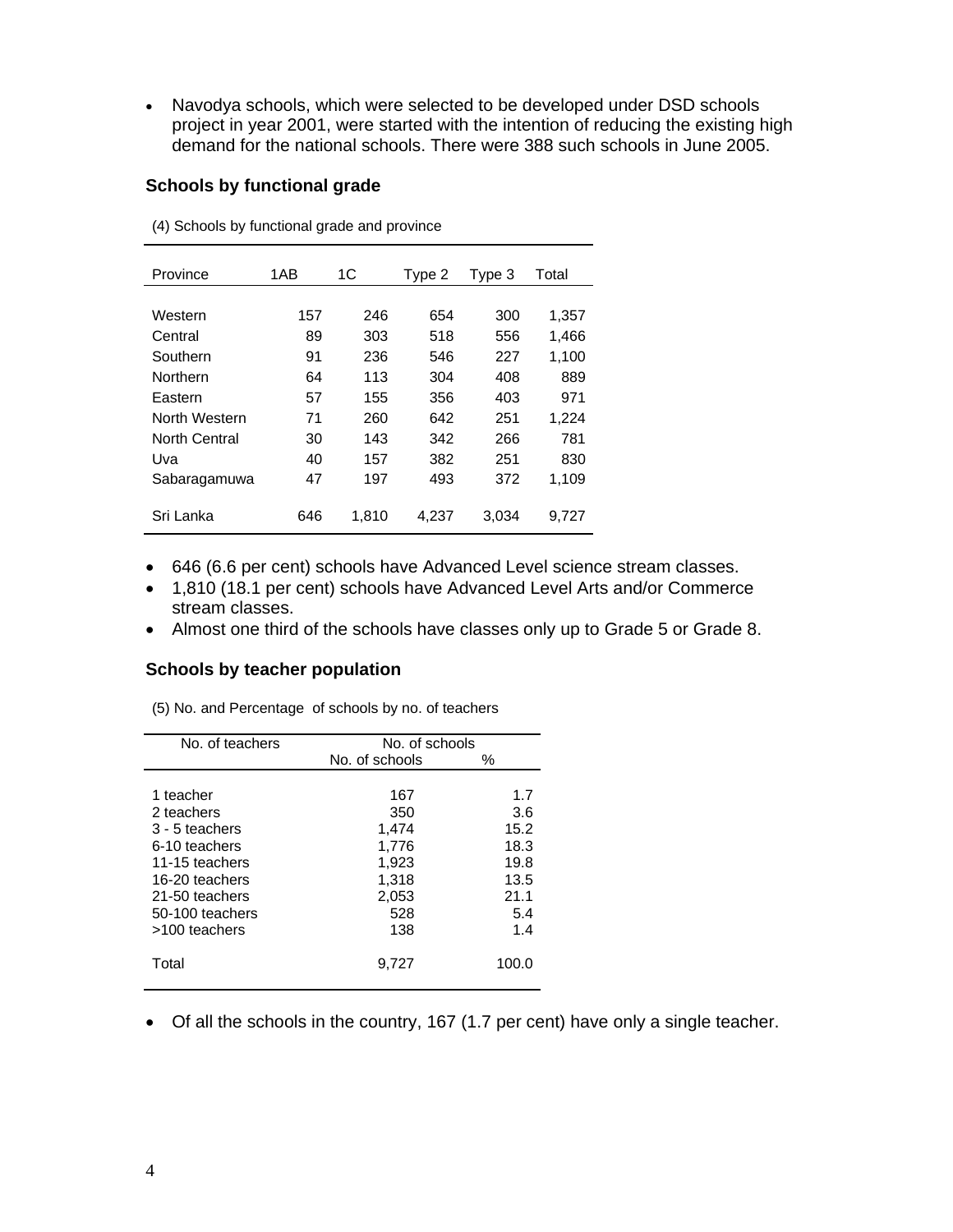- Navodya schools, which were selected to be developed under DSD schools project in year 2001, were started with the intention of reducing the existing high demand for the national schools. There were 388 such schools in June 2005.

### Schools by functional grade

(4) Schools by functional grade and province

| Province | 1AB | 1C | Type 2 | Type 3 | Total |
|---|---|---|---|---|---|
| Western | 157 | 246 | 654 | 300 | 1,357 |
| Central | 89 | 303 | 518 | 556 | 1,466 |
| Southern | 91 | 236 | 546 | 227 | 1,100 |
| Northern | 64 | 113 | 304 | 408 | 889 |
| Eastern | 57 | 155 | 356 | 403 | 971 |
| North Western | 71 | 260 | 642 | 251 | 1,224 |
| North Central | 30 | 143 | 342 | 266 | 781 |
| Uva | 40 | 157 | 382 | 251 | 830 |
| Sabaragamuwa | 47 | 197 | 493 | 372 | 1,109 |
| Sri Lanka | 646 | 1,810 | 4,237 | 3,034 | 9,727 |

- 646 (6.6 per cent) schools have Advanced Level science stream classes.
- 1,810 (18.1 per cent) schools have Advanced Level Arts and/or Commerce stream classes.
- Almost one third of the schools have classes only up to Grade 5 or Grade 8.

### Schools by teacher population

(5) No. and Percentage of schools by no. of teachers

| No. of teachers | No. of schools | |
|---|---|---|
| | No. of schools | % |
| 1 teacher | 167 | 1.7 |
| 2 teachers | 350 | 3.6 |
| 3 - 5 teachers | 1,474 | 15.2 |
| 6-10 teachers | 1,776 | 18.3 |
| 11-15 teachers | 1,923 | 19.8 |
| 16-20 teachers | 1,318 | 13.5 |
| 21-50 teachers | 2,053 | 21.1 |
| 50-100 teachers | 528 | 5.4 |
| >100 teachers | 138 | 1.4 |
| Total | 9,727 | 100.0 |

- Of all the schools in the country, 167 (1.7 per cent) have only a single teacher.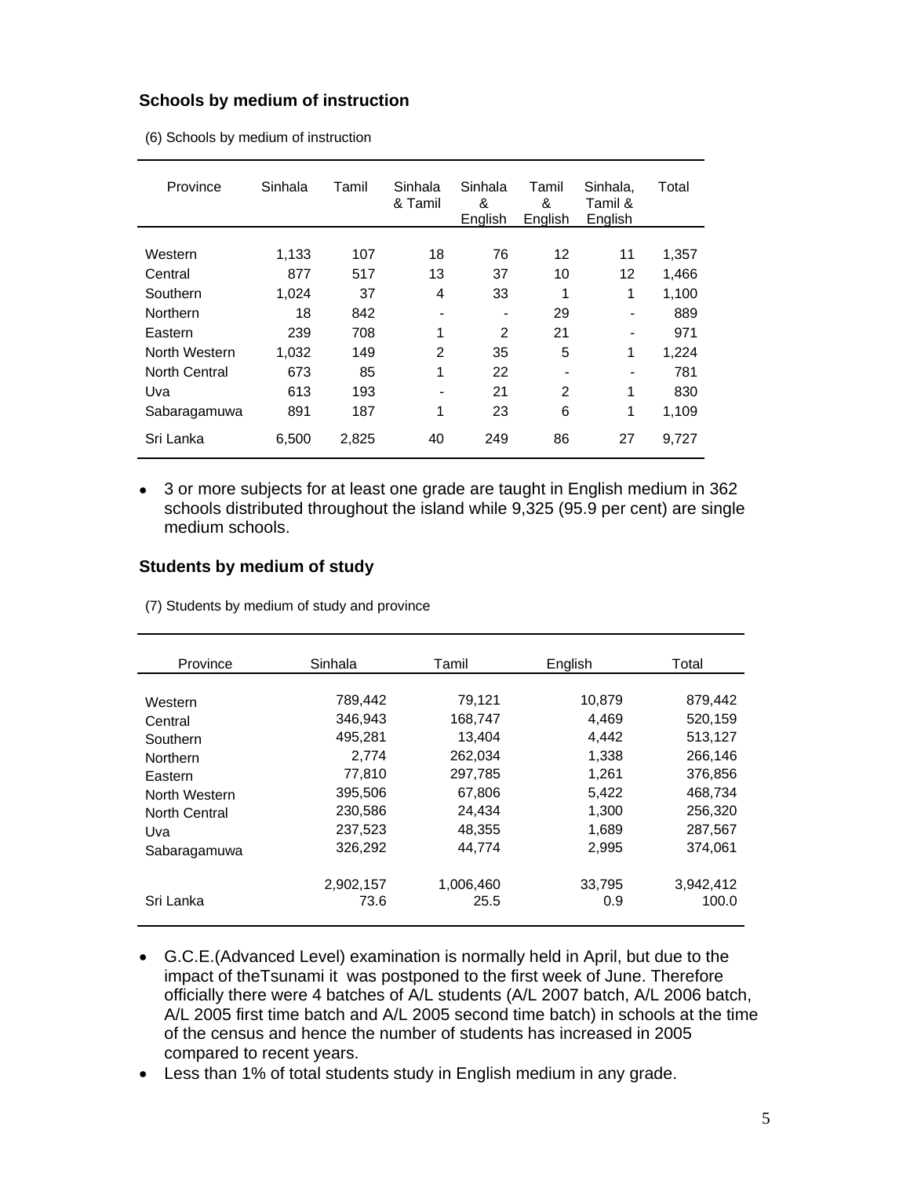### Schools by medium of instruction

(6) Schools by medium of instruction

| Province | Sinhala | Tamil | Sinhala & Tamil | Sinhala & English | Tamil & English | Sinhala, Tamil & English | Total |
|---|---|---|---|---|---|---|---|
| Western | 1,133 | 107 | 18 | 76 | 12 | 11 | 1,357 |
| Central | 877 | 517 | 13 | 37 | 10 | 12 | 1,466 |
| Southern | 1,024 | 37 | 4 | 33 | 1 | 1 | 1,100 |
| Northern | 18 | 842 | - | - | 29 | - | 889 |
| Eastern | 239 | 708 | 1 | 2 | 21 | - | 971 |
| North Western | 1,032 | 149 | 2 | 35 | 5 | 1 | 1,224 |
| North Central | 673 | 85 | 1 | 22 | - | - | 781 |
| Uva | 613 | 193 | - | 21 | 2 | 1 | 830 |
| Sabaragamuwa | 891 | 187 | 1 | 23 | 6 | 1 | 1,109 |
| Sri Lanka | 6,500 | 2,825 | 40 | 249 | 86 | 27 | 9,727 |

- 3 or more subjects for at least one grade are taught in English medium in 362 schools distributed throughout the island while 9,325 (95.9 per cent) are single medium schools.

### Students by medium of study

(7) Students by medium of study and province

| Province | Sinhala | Tamil | English | Total |
|---|---|---|---|---|
| Western | 789,442 | 79,121 | 10,879 | 879,442 |
| Central | 346,943 | 168,747 | 4,469 | 520,159 |
| Southern | 495,281 | 13,404 | 4,442 | 513,127 |
| Northern | 2,774 | 262,034 | 1,338 | 266,146 |
| Eastern | 77,810 | 297,785 | 1,261 | 376,856 |
| North Western | 395,506 | 67,806 | 5,422 | 468,734 |
| North Central | 230,586 | 24,434 | 1,300 | 256,320 |
| Uva | 237,523 | 48,355 | 1,689 | 287,567 |
| Sabaragamuwa | 326,292 | 44,774 | 2,995 | 374,061 |
| | 2,902,157 | 1,006,460 | 33,795 | 3,942,412 |
| Sri Lanka | 73.6 | 25.5 | 0.9 | 100.0 |

- G.C.E.(Advanced Level) examination is normally held in April, but due to the impact of theTsunami it was postponed to the first week of June. Therefore officially there were 4 batches of A/L students (A/L 2007 batch, A/L 2006 batch, A/L 2005 first time batch and A/L 2005 second time batch) in schools at the time of the census and hence the number of students has increased in 2005 compared to recent years.
- Less than 1% of total students study in English medium in any grade.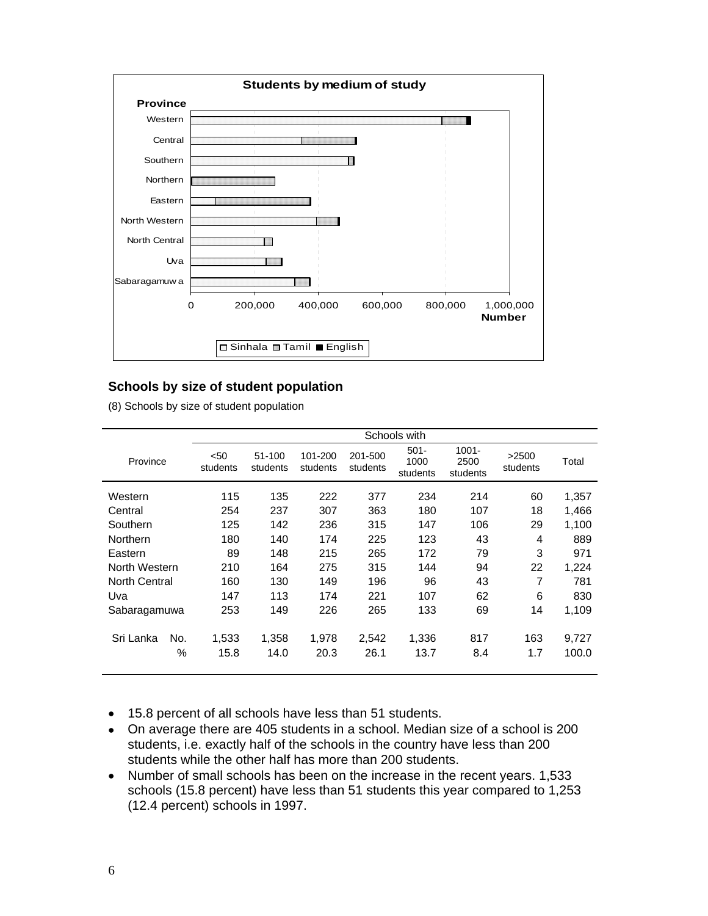## Schools by size of student population

(8) Schools by size of student population

| Province | | Schools with | | | | | | | |
|---|---|---|---|---|---|---|---|---|---|
| | | <50 students | 51-100 students | 101-200 students | 201-500 students | 501-1000 students | 1001-2500 students | >2500 students | Total |
| Western | | 115 | 135 | 222 | 377 | 234 | 214 | 60 | 1,357 |
| Central | | 254 | 237 | 307 | 363 | 180 | 107 | 18 | 1,466 |
| Southern | | 125 | 142 | 236 | 315 | 147 | 106 | 29 | 1,100 |
| Northern | | 180 | 140 | 174 | 225 | 123 | 43 | 4 | 889 |
| Eastern | | 89 | 148 | 215 | 265 | 172 | 79 | 3 | 971 |
| North Western | | 210 | 164 | 275 | 315 | 144 | 94 | 22 | 1,224 |
| North Central | | 160 | 130 | 149 | 196 | 96 | 43 | 7 | 781 |
| Uva | | 147 | 113 | 174 | 221 | 107 | 62 | 6 | 830 |
| Sabaragamuwa | | 253 | 149 | 226 | 265 | 133 | 69 | 14 | 1,109 |
| Sri Lanka | No. | 1,533 | 1,358 | 1,978 | 2,542 | 1,336 | 817 | 163 | 9,727 |
| | % | 15.8 | 14.0 | 20.3 | 26.1 | 13.7 | 8.4 | 1.7 | 100.0 |

- 15.8 percent of all schools have less than 51 students.
- On average there are 405 students in a school. Median size of a school is 200 students, i.e. exactly half of the schools in the country have less than 200 students while the other half has more than 200 students.
- Number of small schools has been on the increase in the recent years. 1,533 schools (15.8 percent) have less than 51 students this year compared to 1,253 (12.4 percent) schools in 1997.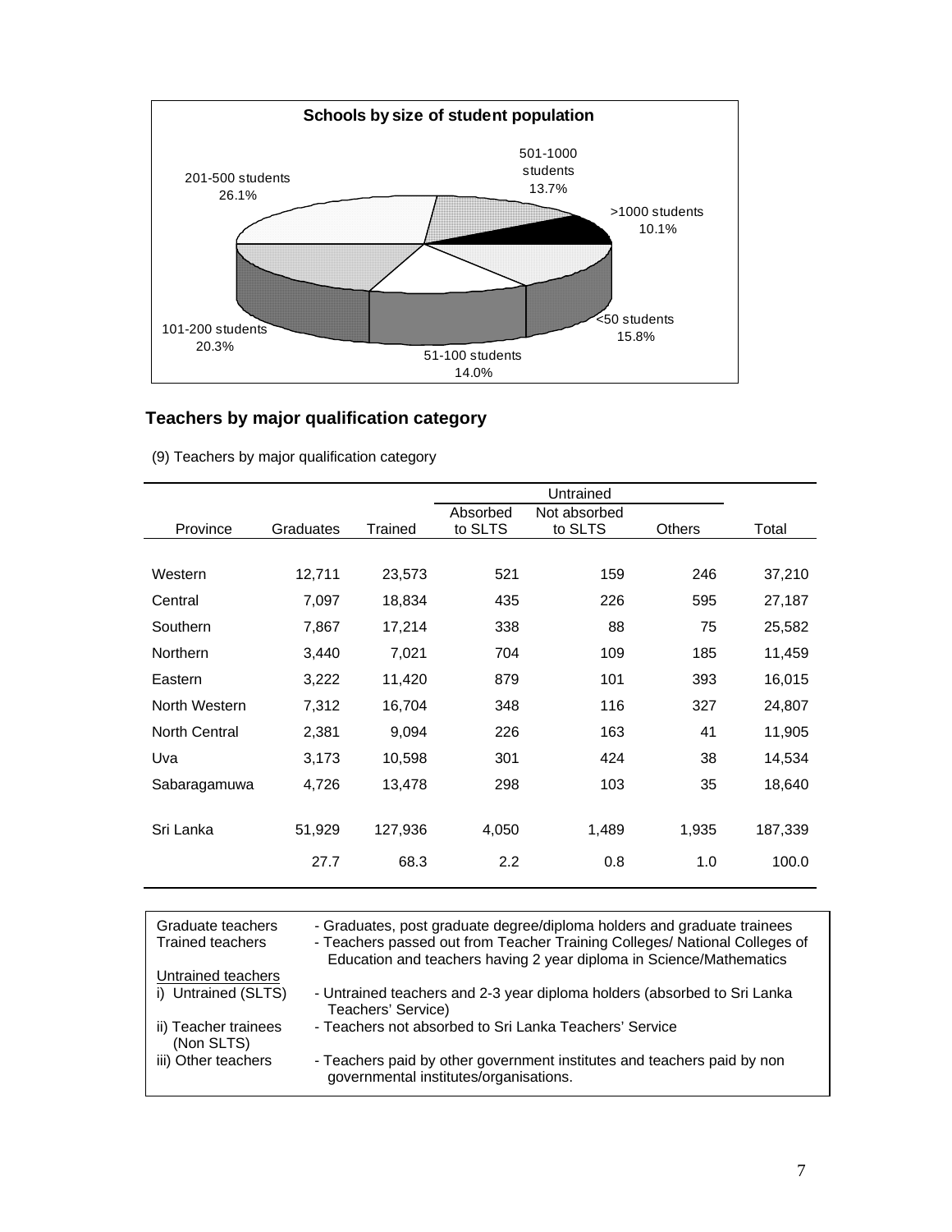**Schools by size of student population**

201-500 students 26.1%

501-1000 students 13.7%

>1000 students 10.1%

<50 students 15.8%

51-100 students 14.0%

101-200 students 20.3%

## Teachers by major qualification category

(9) Teachers by major qualification category

| Province | Graduates | Trained | Untrained | | | Total |
|---|---|---|---|---|---|---|
| | | | Absorbed to SLTS | Not absorbed to SLTS | Others | |
| Western | 12,711 | 23,573 | 521 | 159 | 246 | 37,210 |
| Central | 7,097 | 18,834 | 435 | 226 | 595 | 27,187 |
| Southern | 7,867 | 17,214 | 338 | 88 | 75 | 25,582 |
| Northern | 3,440 | 7,021 | 704 | 109 | 185 | 11,459 |
| Eastern | 3,222 | 11,420 | 879 | 101 | 393 | 16,015 |
| North Western | 7,312 | 16,704 | 348 | 116 | 327 | 24,807 |
| North Central | 2,381 | 9,094 | 226 | 163 | 41 | 11,905 |
| Uva | 3,173 | 10,598 | 301 | 424 | 38 | 14,534 |
| Sabaragamuwa | 4,726 | 13,478 | 298 | 103 | 35 | 18,640 |
| Sri Lanka | 51,929 | 127,936 | 4,050 | 1,489 | 1,935 | 187,339 |
| | 27.7 | 68.3 | 2.2 | 0.8 | 1.0 | 100.0 |

| | |
|---|---|
| Graduate teachers | - Graduates, post graduate degree/diploma holders and graduate trainees |
| Trained teachers | - Teachers passed out from Teacher Training Colleges/ National Colleges of Education and teachers having 2 year diploma in Science/Mathematics |
| Untrained teachers | |
| i) Untrained (SLTS) | - Untrained teachers and 2-3 year diploma holders (absorbed to Sri Lanka Teachers' Service) |
| ii) Teacher trainees (Non SLTS) | - Teachers not absorbed to Sri Lanka Teachers' Service |
| iii) Other teachers | - Teachers paid by other government institutes and teachers paid by non governmental institutes/organisations. |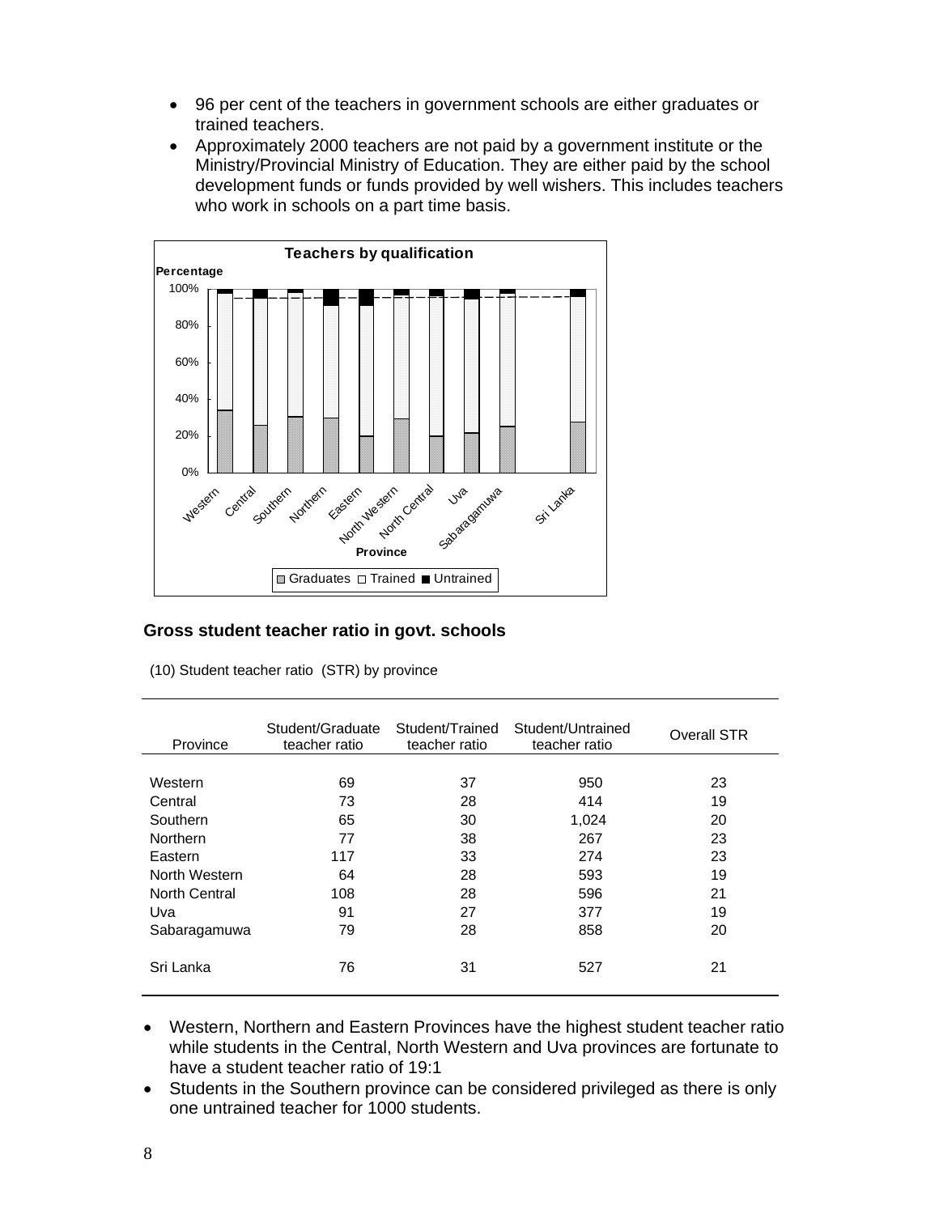- 96 per cent of the teachers in government schools are either graduates or trained teachers.
- Approximately 2000 teachers are not paid by a government institute or the Ministry/Provincial Ministry of Education. They are either paid by the school development funds or funds provided by well wishers. This includes teachers who work in schools on a part time basis.

**Teachers by qualification**

## Gross student teacher ratio in govt. schools

(10) Student teacher ratio (STR) by province

| Province | Student/Graduate teacher ratio | Student/Trained teacher ratio | Student/Untrained teacher ratio | Overall STR |
|---|---|---|---|---|
| Western | 69 | 37 | 950 | 23 |
| Central | 73 | 28 | 414 | 19 |
| Southern | 65 | 30 | 1,024 | 20 |
| Northern | 77 | 38 | 267 | 23 |
| Eastern | 117 | 33 | 274 | 23 |
| North Western | 64 | 28 | 593 | 19 |
| North Central | 108 | 28 | 596 | 21 |
| Uva | 91 | 27 | 377 | 19 |
| Sabaragamuwa | 79 | 28 | 858 | 20 |
| Sri Lanka | 76 | 31 | 527 | 21 |

- Western, Northern and Eastern Provinces have the highest student teacher ratio while students in the Central, North Western and Uva provinces are fortunate to have a student teacher ratio of 19:1
- Students in the Southern province can be considered privileged as there is only one untrained teacher for 1000 students.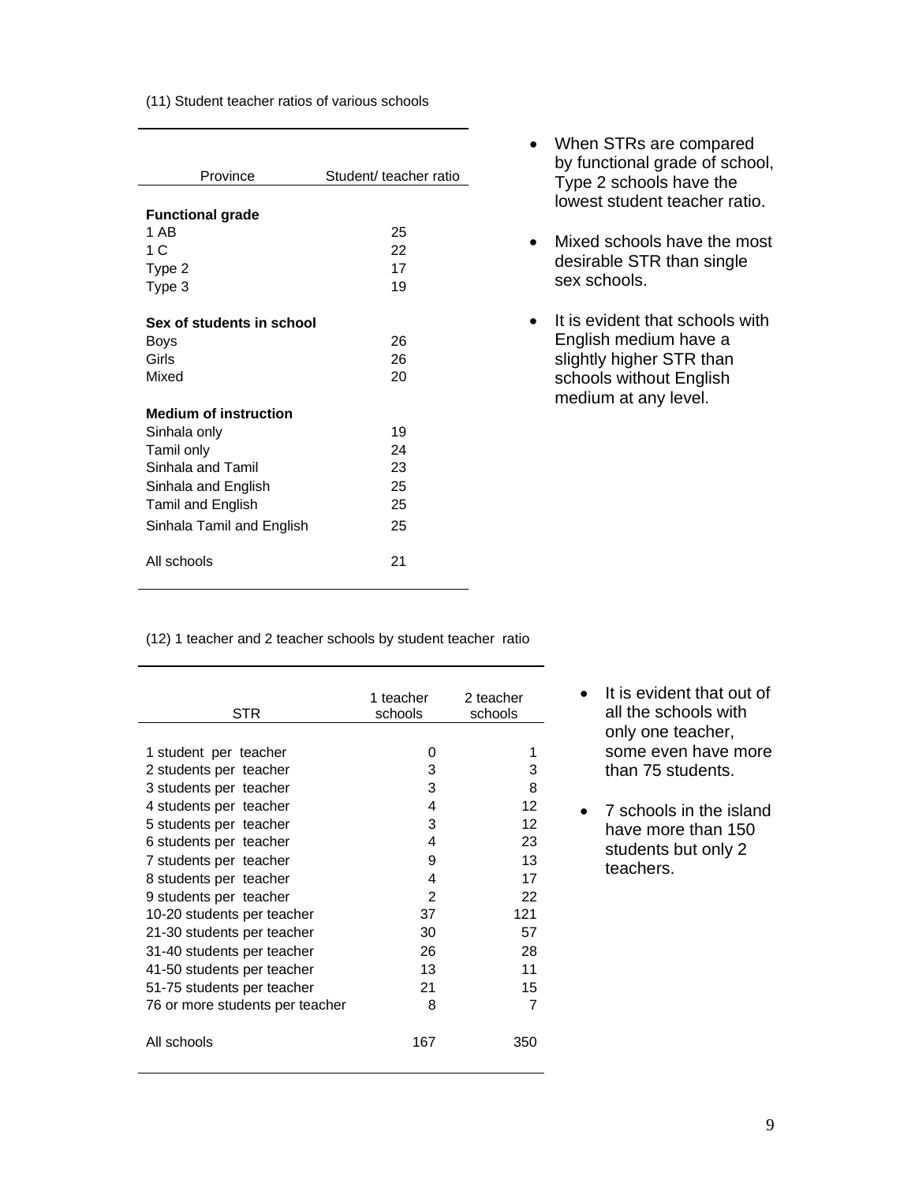(11) Student teacher ratios of various schools

| Province | Student/ teacher ratio |
|---|---|
| **Functional grade** | |
| 1 AB | 25 |
| 1 C | 22 |
| Type 2 | 17 |
| Type 3 | 19 |
| **Sex of students in school** | |
| Boys | 26 |
| Girls | 26 |
| Mixed | 20 |
| **Medium of instruction** | |
| Sinhala only | 19 |
| Tamil only | 24 |
| Sinhala and Tamil | 23 |
| Sinhala and English | 25 |
| Tamil and English | 25 |
| Sinhala Tamil and English | 25 |
| All schools | 21 |

- When STRs are compared by functional grade of school, Type 2 schools have the lowest student teacher ratio.
- Mixed schools have the most desirable STR than single sex schools.
- It is evident that schools with English medium have a slightly higher STR than schools without English medium at any level.

(12) 1 teacher and 2 teacher schools by student teacher ratio

| STR | 1 teacher schools | 2 teacher schools |
|---|---|---|
| 1 student per teacher | 0 | 1 |
| 2 students per teacher | 3 | 3 |
| 3 students per teacher | 3 | 8 |
| 4 students per teacher | 4 | 12 |
| 5 students per teacher | 3 | 12 |
| 6 students per teacher | 4 | 23 |
| 7 students per teacher | 9 | 13 |
| 8 students per teacher | 4 | 17 |
| 9 students per teacher | 2 | 22 |
| 10-20 students per teacher | 37 | 121 |
| 21-30 students per teacher | 30 | 57 |
| 31-40 students per teacher | 26 | 28 |
| 41-50 students per teacher | 13 | 11 |
| 51-75 students per teacher | 21 | 15 |
| 76 or more students per teacher | 8 | 7 |
| All schools | 167 | 350 |

- It is evident that out of all the schools with only one teacher, some even have more than 75 students.
- 7 schools in the island have more than 150 students but only 2 teachers.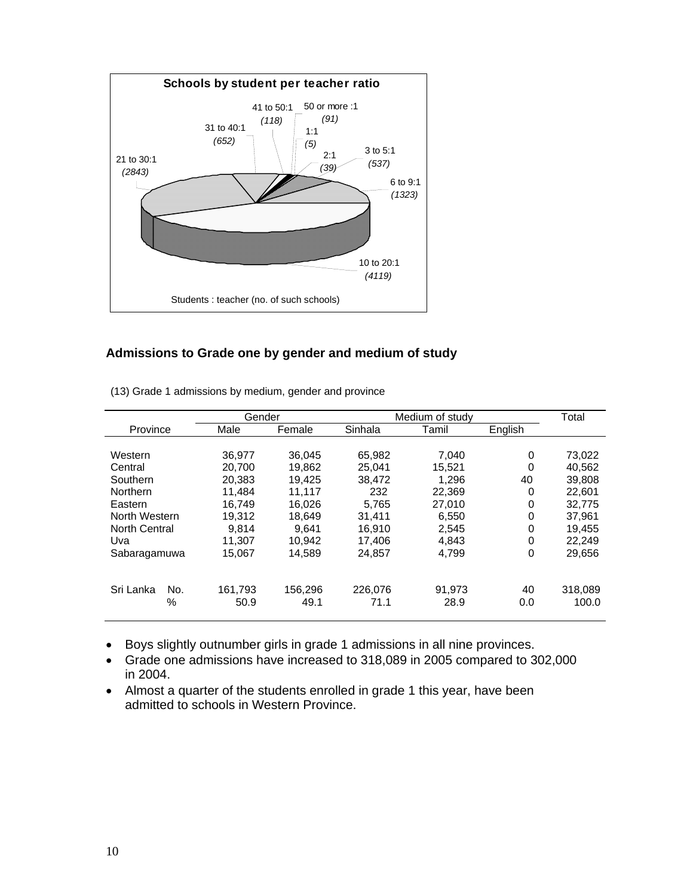**Schools by student per teacher ratio**

Students : teacher (no. of such schools)

- 1:1 (5)
- 2:1 (39)
- 3 to 5:1 (537)
- 6 to 9:1 (1323)
- 10 to 20:1 (4119)
- 21 to 30:1 (2843)
- 31 to 40:1 (652)
- 41 to 50:1 (118)
- 50 or more :1 (91)

## Admissions to Grade one by gender and medium of study

(13) Grade 1 admissions by medium, gender and province

| Province | | Gender | | Medium of study | | | Total |
|---|---|---|---|---|---|---|---|
| | | Male | Female | Sinhala | Tamil | English | |
| Western | | 36,977 | 36,045 | 65,982 | 7,040 | 0 | 73,022 |
| Central | | 20,700 | 19,862 | 25,041 | 15,521 | 0 | 40,562 |
| Southern | | 20,383 | 19,425 | 38,472 | 1,296 | 40 | 39,808 |
| Northern | | 11,484 | 11,117 | 232 | 22,369 | 0 | 22,601 |
| Eastern | | 16,749 | 16,026 | 5,765 | 27,010 | 0 | 32,775 |
| North Western | | 19,312 | 18,649 | 31,411 | 6,550 | 0 | 37,961 |
| North Central | | 9,814 | 9,641 | 16,910 | 2,545 | 0 | 19,455 |
| Uva | | 11,307 | 10,942 | 17,406 | 4,843 | 0 | 22,249 |
| Sabaragamuwa | | 15,067 | 14,589 | 24,857 | 4,799 | 0 | 29,656 |
| Sri Lanka | No. | 161,793 | 156,296 | 226,076 | 91,973 | 40 | 318,089 |
| | % | 50.9 | 49.1 | 71.1 | 28.9 | 0.0 | 100.0 |

- Boys slightly outnumber girls in grade 1 admissions in all nine provinces.
- Grade one admissions have increased to 318,089 in 2005 compared to 302,000 in 2004.
- Almost a quarter of the students enrolled in grade 1 this year, have been admitted to schools in Western Province.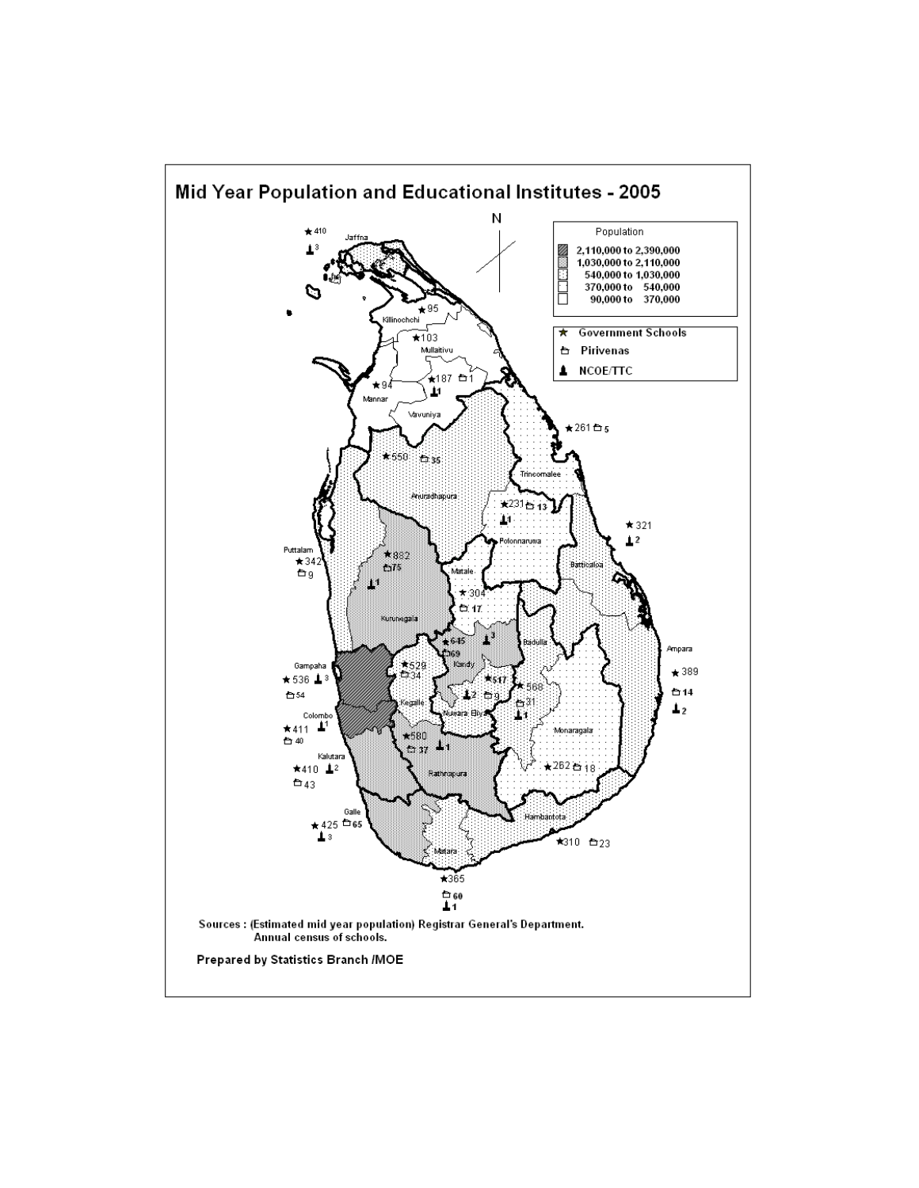# Mid Year Population and Educational Institutes - 2005

**Population**

- 2,110,000 to 2,390,000
- 1,030,000 to 2,110,000
- 540,000 to 1,030,000
- 370,000 to 540,000
- 90,000 to 370,000

**Legend**

- ★ Government Schools
- Pirivenas
- NCOE/TTC

| District | Government Schools | Pirivenas | NCOE/TTC |
| --- | --- | --- | --- |
| Jaffna | 410 | | 3 |
| Killinochchi | 95 | | |
| Mullaitivu | 103 | | |
| Mannar | 94 | | |
| Vavuniya | 187 | 1 | 1 |
| Trincomalee | 261 | 5 | |
| Anuradhapura | 550 | 35 | |
| Polonnaruwa | 231 | 13 | 1 |
| Batticaloa | 321 | | 2 |
| Puttalam | 342 | 9 | |
| Kurunegala | 882 | 75 | 1 |
| Matale | 304 | 17 | |
| Kandy | 645 | 69 | 3 |
| Badulla | 568 | 31 | 1 |
| Ampara | 389 | 14 | 2 |
| Gampaha | 536 | 54 | 3 |
| Kegalle | 529 | 34 | |
| Nuwara Eliya | 517 | 9 | 2 |
| Colombo | 411 | 40 | 1 |
| Rathnapura | 580 | 37 | 1 |
| Monaragala | 262 | 18 | |
| Kalutara | 410 | 43 | 2 |
| Galle | 425 | 65 | 3 |
| Hambantota | 310 | 23 | |
| Matara | 365 | 60 | 1 |

Sources : (Estimated mid year population) Registrar General's Department.
Annual census of schools.

**Prepared by Statistics Branch /MOE**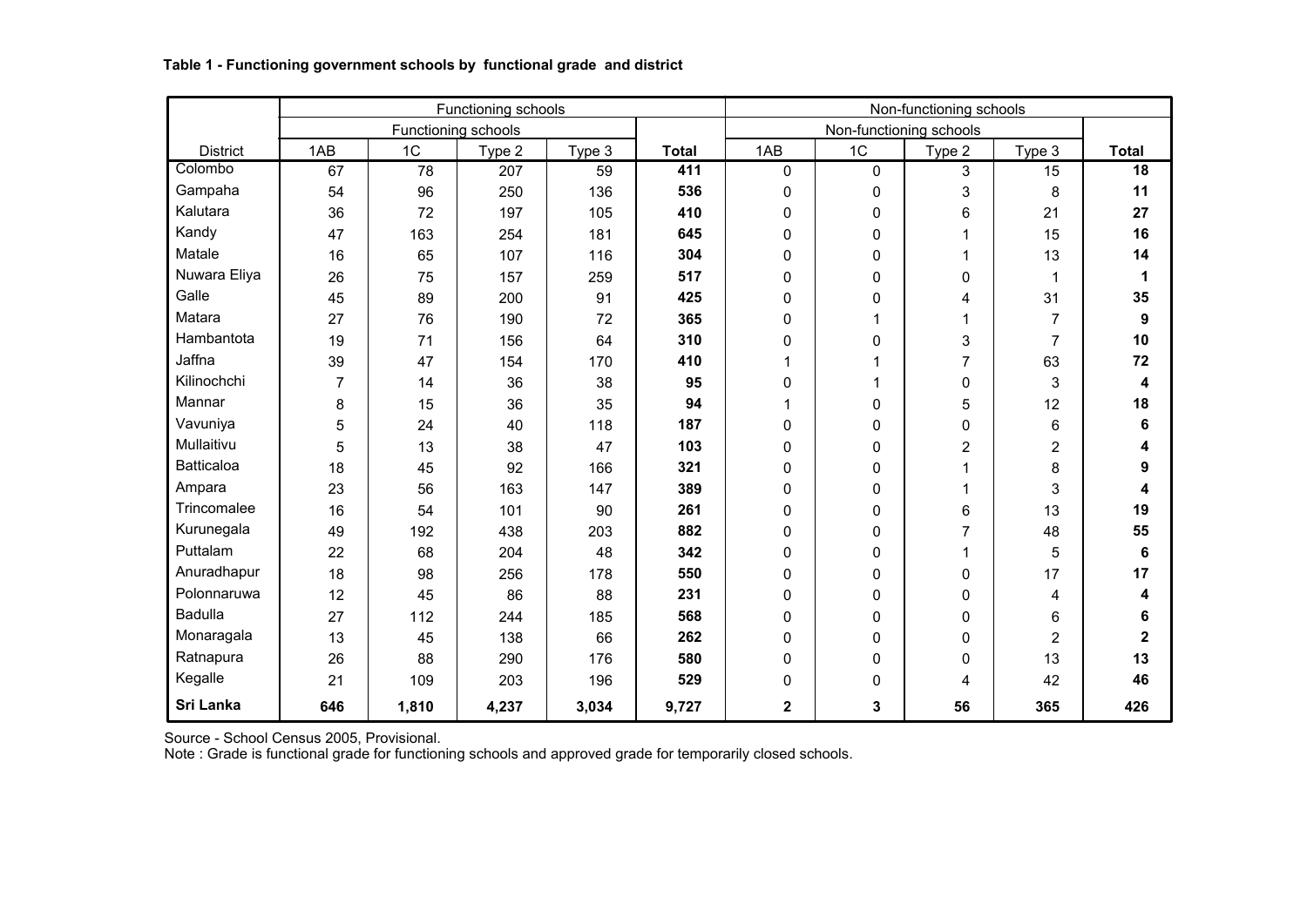**Table 1 - Functioning government schools by functional grade and district**

| | Functioning schools | | | | | Non-functioning schools | | | | |
|---|---|---|---|---|---|---|---|---|---|---|
| | Functioning schools | | | | | Non-functioning schools | | | | |
| District | 1AB | 1C | Type 2 | Type 3 | **Total** | 1AB | 1C | Type 2 | Type 3 | **Total** |
| Colombo | 67 | 78 | 207 | 59 | **411** | 0 | 0 | 3 | 15 | **18** |
| Gampaha | 54 | 96 | 250 | 136 | **536** | 0 | 0 | 3 | 8 | **11** |
| Kalutara | 36 | 72 | 197 | 105 | **410** | 0 | 0 | 6 | 21 | **27** |
| Kandy | 47 | 163 | 254 | 181 | **645** | 0 | 0 | 1 | 15 | **16** |
| Matale | 16 | 65 | 107 | 116 | **304** | 0 | 0 | 1 | 13 | **14** |
| Nuwara Eliya | 26 | 75 | 157 | 259 | **517** | 0 | 0 | 0 | 1 | **1** |
| Galle | 45 | 89 | 200 | 91 | **425** | 0 | 0 | 4 | 31 | **35** |
| Matara | 27 | 76 | 190 | 72 | **365** | 0 | 1 | 1 | 7 | **9** |
| Hambantota | 19 | 71 | 156 | 64 | **310** | 0 | 0 | 3 | 7 | **10** |
| Jaffna | 39 | 47 | 154 | 170 | **410** | 1 | 1 | 7 | 63 | **72** |
| Kilinochchi | 7 | 14 | 36 | 38 | **95** | 0 | 1 | 0 | 3 | **4** |
| Mannar | 8 | 15 | 36 | 35 | **94** | 1 | 0 | 5 | 12 | **18** |
| Vavuniya | 5 | 24 | 40 | 118 | **187** | 0 | 0 | 0 | 6 | **6** |
| Mullaitivu | 5 | 13 | 38 | 47 | **103** | 0 | 0 | 2 | 2 | **4** |
| Batticaloa | 18 | 45 | 92 | 166 | **321** | 0 | 0 | 1 | 8 | **9** |
| Ampara | 23 | 56 | 163 | 147 | **389** | 0 | 0 | 1 | 3 | **4** |
| Trincomalee | 16 | 54 | 101 | 90 | **261** | 0 | 0 | 6 | 13 | **19** |
| Kurunegala | 49 | 192 | 438 | 203 | **882** | 0 | 0 | 7 | 48 | **55** |
| Puttalam | 22 | 68 | 204 | 48 | **342** | 0 | 0 | 1 | 5 | **6** |
| Anuradhapur | 18 | 98 | 256 | 178 | **550** | 0 | 0 | 0 | 17 | **17** |
| Polonnaruwa | 12 | 45 | 86 | 88 | **231** | 0 | 0 | 0 | 4 | **4** |
| Badulla | 27 | 112 | 244 | 185 | **568** | 0 | 0 | 0 | 6 | **6** |
| Monaragala | 13 | 45 | 138 | 66 | **262** | 0 | 0 | 0 | 2 | **2** |
| Ratnapura | 26 | 88 | 290 | 176 | **580** | 0 | 0 | 0 | 13 | **13** |
| Kegalle | 21 | 109 | 203 | 196 | **529** | 0 | 0 | 4 | 42 | **46** |
| **Sri Lanka** | **646** | **1,810** | **4,237** | **3,034** | **9,727** | **2** | **3** | **56** | **365** | **426** |

Source - School Census 2005, Provisional.
Note : Grade is functional grade for functioning schools and approved grade for temporarily closed schools.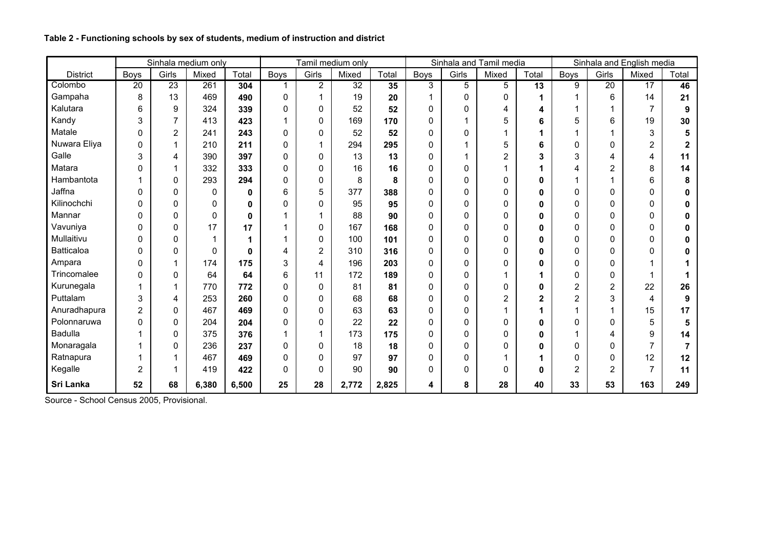**Table 2 - Functioning schools by sex of students, medium of instruction and district**

| | Sinhala medium only | | | | Tamil medium only | | | | Sinhala and Tamil media | | | | Sinhala and English media | | | |
|---|---|---|---|---|---|---|---|---|---|---|---|---|---|---|---|---|
| District | Boys | Girls | Mixed | Total | Boys | Girls | Mixed | Total | Boys | Girls | Mixed | Total | Boys | Girls | Mixed | Total |
| Colombo | 20 | 23 | 261 | **304** | 1 | 2 | 32 | **35** | 3 | 5 | 5 | **13** | 9 | 20 | 17 | **46** |
| Gampaha | 8 | 13 | 469 | **490** | 0 | 1 | 19 | **20** | 1 | 0 | 0 | **1** | 1 | 6 | 14 | **21** |
| Kalutara | 6 | 9 | 324 | **339** | 0 | 0 | 52 | **52** | 0 | 0 | 4 | **4** | 1 | 1 | 7 | **9** |
| Kandy | 3 | 7 | 413 | **423** | 1 | 0 | 169 | **170** | 0 | 1 | 5 | **6** | 5 | 6 | 19 | **30** |
| Matale | 0 | 2 | 241 | **243** | 0 | 0 | 52 | **52** | 0 | 0 | 1 | **1** | 1 | 1 | 3 | **5** |
| Nuwara Eliya | 0 | 1 | 210 | **211** | 0 | 1 | 294 | **295** | 0 | 1 | 5 | **6** | 0 | 0 | 2 | **2** |
| Galle | 3 | 4 | 390 | **397** | 0 | 0 | 13 | **13** | 0 | 1 | 2 | **3** | 3 | 4 | 4 | **11** |
| Matara | 0 | 1 | 332 | **333** | 0 | 0 | 16 | **16** | 0 | 0 | 1 | **1** | 4 | 2 | 8 | **14** |
| Hambantota | 1 | 0 | 293 | **294** | 0 | 0 | 8 | **8** | 0 | 0 | 0 | **0** | 1 | 1 | 6 | **8** |
| Jaffna | 0 | 0 | 0 | **0** | 6 | 5 | 377 | **388** | 0 | 0 | 0 | **0** | 0 | 0 | 0 | **0** |
| Kilinochchi | 0 | 0 | 0 | **0** | 0 | 0 | 95 | **95** | 0 | 0 | 0 | **0** | 0 | 0 | 0 | **0** |
| Mannar | 0 | 0 | 0 | **0** | 1 | 1 | 88 | **90** | 0 | 0 | 0 | **0** | 0 | 0 | 0 | **0** |
| Vavuniya | 0 | 0 | 17 | **17** | 1 | 0 | 167 | **168** | 0 | 0 | 0 | **0** | 0 | 0 | 0 | **0** |
| Mullaitivu | 0 | 0 | 1 | **1** | 1 | 0 | 100 | **101** | 0 | 0 | 0 | **0** | 0 | 0 | 0 | **0** |
| Batticaloa | 0 | 0 | 0 | **0** | 4 | 2 | 310 | **316** | 0 | 0 | 0 | **0** | 0 | 0 | 0 | **0** |
| Ampara | 0 | 1 | 174 | **175** | 3 | 4 | 196 | **203** | 0 | 0 | 0 | **0** | 0 | 0 | 1 | **1** |
| Trincomalee | 0 | 0 | 64 | **64** | 6 | 11 | 172 | **189** | 0 | 0 | 1 | **1** | 0 | 0 | 1 | **1** |
| Kurunegala | 1 | 1 | 770 | **772** | 0 | 0 | 81 | **81** | 0 | 0 | 0 | **0** | 2 | 2 | 22 | **26** |
| Puttalam | 3 | 4 | 253 | **260** | 0 | 0 | 68 | **68** | 0 | 0 | 2 | **2** | 2 | 3 | 4 | **9** |
| Anuradhapura | 2 | 0 | 467 | **469** | 0 | 0 | 63 | **63** | 0 | 0 | 1 | **1** | 1 | 1 | 15 | **17** |
| Polonnaruwa | 0 | 0 | 204 | **204** | 0 | 0 | 22 | **22** | 0 | 0 | 0 | **0** | 0 | 0 | 5 | **5** |
| Badulla | 1 | 0 | 375 | **376** | 1 | 1 | 173 | **175** | 0 | 0 | 0 | **0** | 1 | 4 | 9 | **14** |
| Monaragala | 1 | 0 | 236 | **237** | 0 | 0 | 18 | **18** | 0 | 0 | 0 | **0** | 0 | 0 | 7 | **7** |
| Ratnapura | 1 | 1 | 467 | **469** | 0 | 0 | 97 | **97** | 0 | 0 | 1 | **1** | 0 | 0 | 12 | **12** |
| Kegalle | 2 | 1 | 419 | **422** | 0 | 0 | 90 | **90** | 0 | 0 | 0 | **0** | 2 | 2 | 7 | **11** |
| **Sri Lanka** | **52** | **68** | **6,380** | **6,500** | **25** | **28** | **2,772** | **2,825** | **4** | **8** | **28** | **40** | **33** | **53** | **163** | **249** |

Source - School Census 2005, Provisional.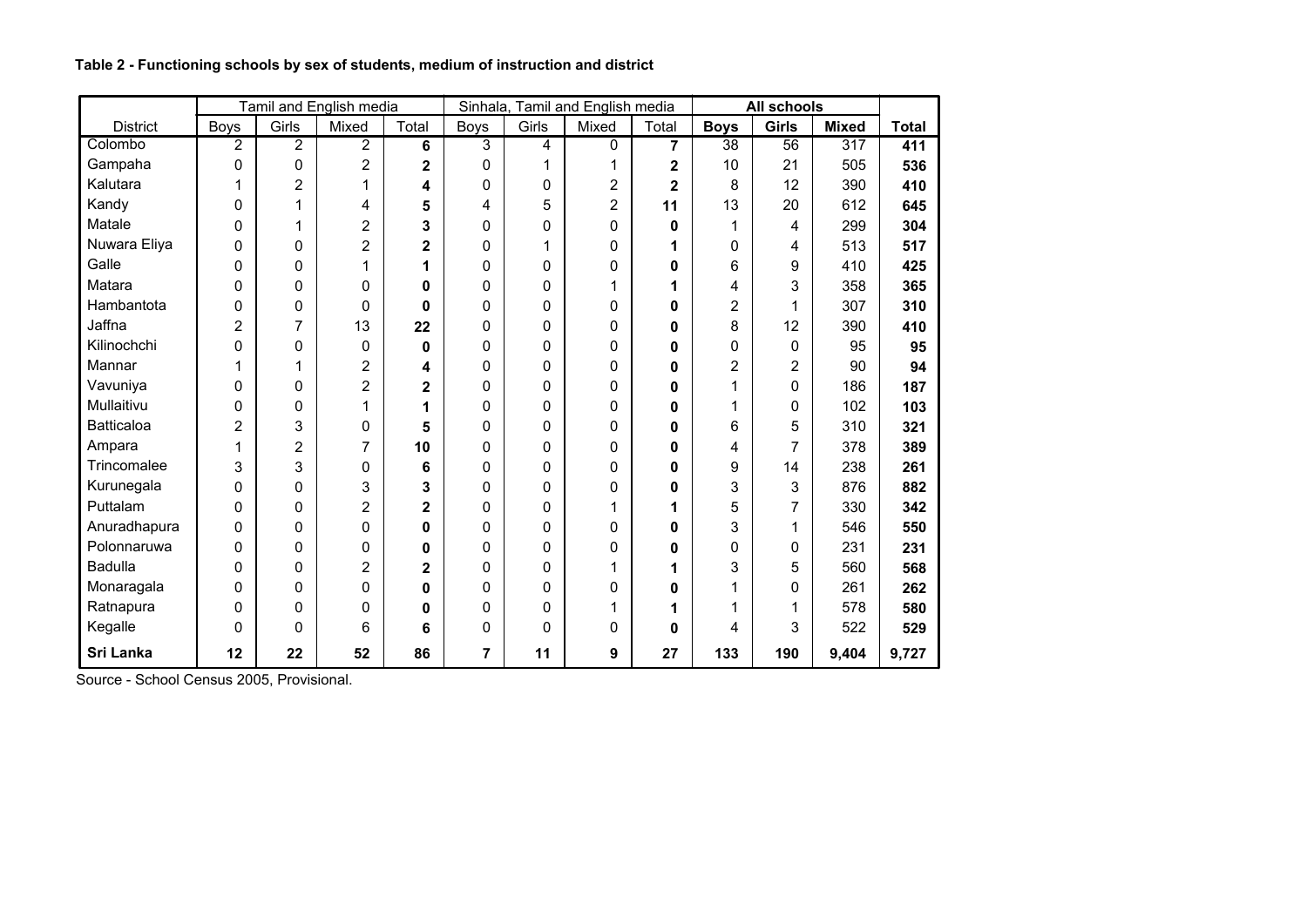**Table 2 - Functioning schools by sex of students, medium of instruction and district**

| | Tamil and English media | | | | Sinhala, Tamil and English media | | | | **All schools** | | | |
|---|---|---|---|---|---|---|---|---|---|---|---|---|
| District | Boys | Girls | Mixed | Total | Boys | Girls | Mixed | Total | **Boys** | **Girls** | **Mixed** | **Total** |
| Colombo | 2 | 2 | 2 | **6** | 3 | 4 | 0 | **7** | 38 | 56 | 317 | **411** |
| Gampaha | 0 | 0 | 2 | **2** | 0 | 1 | 1 | **2** | 10 | 21 | 505 | **536** |
| Kalutara | 1 | 2 | 1 | **4** | 0 | 0 | 2 | **2** | 8 | 12 | 390 | **410** |
| Kandy | 0 | 1 | 4 | **5** | 4 | 5 | 2 | **11** | 13 | 20 | 612 | **645** |
| Matale | 0 | 1 | 2 | **3** | 0 | 0 | 0 | **0** | 1 | 4 | 299 | **304** |
| Nuwara Eliya | 0 | 0 | 2 | **2** | 0 | 1 | 0 | **1** | 0 | 4 | 513 | **517** |
| Galle | 0 | 0 | 1 | **1** | 0 | 0 | 0 | **0** | 6 | 9 | 410 | **425** |
| Matara | 0 | 0 | 0 | **0** | 0 | 0 | 1 | **1** | 4 | 3 | 358 | **365** |
| Hambantota | 0 | 0 | 0 | **0** | 0 | 0 | 0 | **0** | 2 | 1 | 307 | **310** |
| Jaffna | 2 | 7 | 13 | **22** | 0 | 0 | 0 | **0** | 8 | 12 | 390 | **410** |
| Kilinochchi | 0 | 0 | 0 | **0** | 0 | 0 | 0 | **0** | 0 | 0 | 95 | **95** |
| Mannar | 1 | 1 | 2 | **4** | 0 | 0 | 0 | **0** | 2 | 2 | 90 | **94** |
| Vavuniya | 0 | 0 | 2 | **2** | 0 | 0 | 0 | **0** | 1 | 0 | 186 | **187** |
| Mullaitivu | 0 | 0 | 1 | **1** | 0 | 0 | 0 | **0** | 1 | 0 | 102 | **103** |
| Batticaloa | 2 | 3 | 0 | **5** | 0 | 0 | 0 | **0** | 6 | 5 | 310 | **321** |
| Ampara | 1 | 2 | 7 | **10** | 0 | 0 | 0 | **0** | 4 | 7 | 378 | **389** |
| Trincomalee | 3 | 3 | 0 | **6** | 0 | 0 | 0 | **0** | 9 | 14 | 238 | **261** |
| Kurunegala | 0 | 0 | 3 | **3** | 0 | 0 | 0 | **0** | 3 | 3 | 876 | **882** |
| Puttalam | 0 | 0 | 2 | **2** | 0 | 0 | 1 | **1** | 5 | 7 | 330 | **342** |
| Anuradhapura | 0 | 0 | 0 | **0** | 0 | 0 | 0 | **0** | 3 | 1 | 546 | **550** |
| Polonnaruwa | 0 | 0 | 0 | **0** | 0 | 0 | 0 | **0** | 0 | 0 | 231 | **231** |
| Badulla | 0 | 0 | 2 | **2** | 0 | 0 | 1 | **1** | 3 | 5 | 560 | **568** |
| Monaragala | 0 | 0 | 0 | **0** | 0 | 0 | 0 | **0** | 1 | 0 | 261 | **262** |
| Ratnapura | 0 | 0 | 0 | **0** | 0 | 0 | 1 | **1** | 1 | 1 | 578 | **580** |
| Kegalle | 0 | 0 | 6 | **6** | 0 | 0 | 0 | **0** | 4 | 3 | 522 | **529** |
| **Sri Lanka** | **12** | **22** | **52** | **86** | **7** | **11** | **9** | **27** | **133** | **190** | **9,404** | **9,727** |

Source - School Census 2005, Provisional.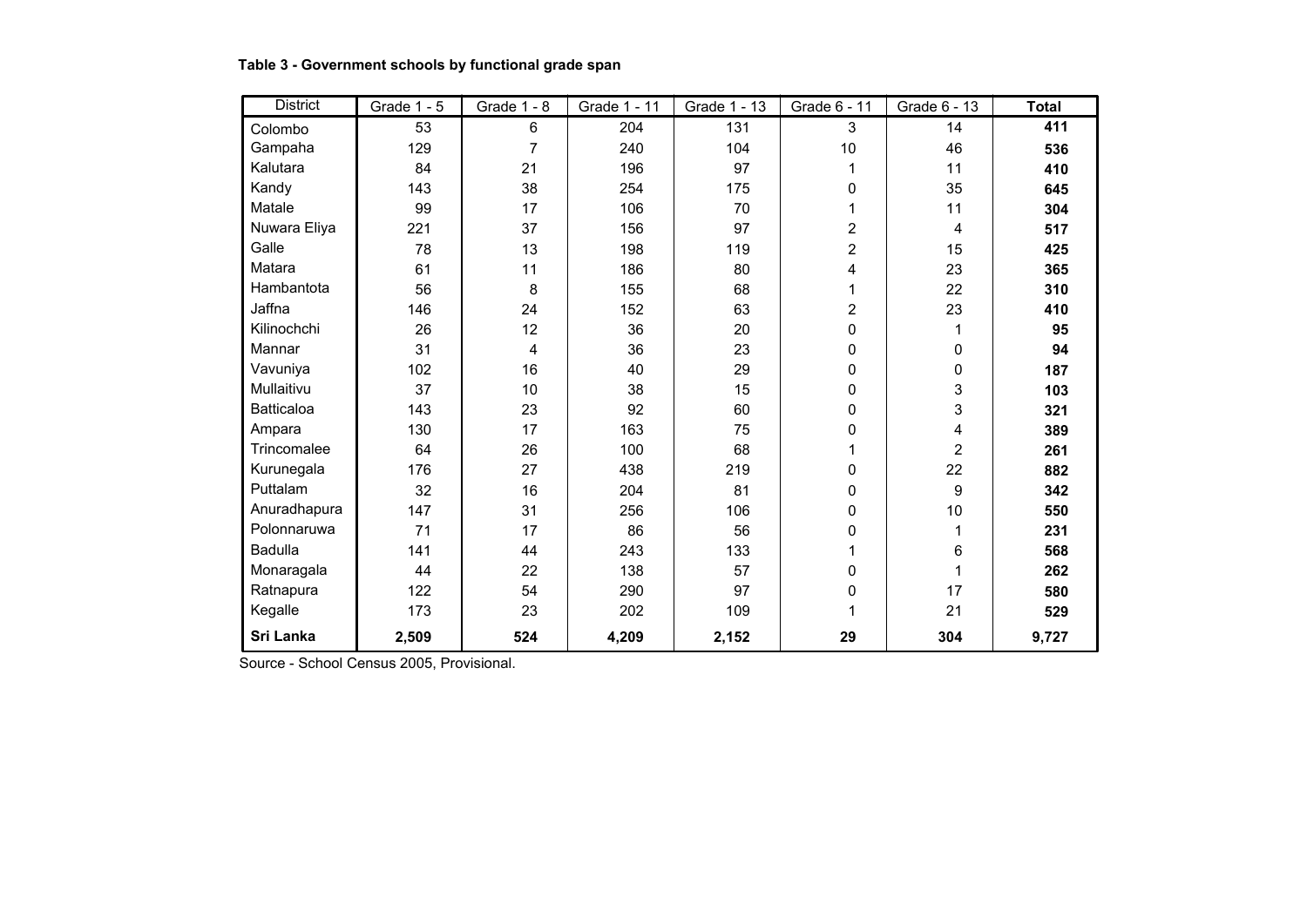**Table 3 - Government schools by functional grade span**

| District | Grade 1 - 5 | Grade 1 - 8 | Grade 1 - 11 | Grade 1 - 13 | Grade 6 - 11 | Grade 6 - 13 | Total |
|---|---|---|---|---|---|---|---|
| Colombo | 53 | 6 | 204 | 131 | 3 | 14 | **411** |
| Gampaha | 129 | 7 | 240 | 104 | 10 | 46 | **536** |
| Kalutara | 84 | 21 | 196 | 97 | 1 | 11 | **410** |
| Kandy | 143 | 38 | 254 | 175 | 0 | 35 | **645** |
| Matale | 99 | 17 | 106 | 70 | 1 | 11 | **304** |
| Nuwara Eliya | 221 | 37 | 156 | 97 | 2 | 4 | **517** |
| Galle | 78 | 13 | 198 | 119 | 2 | 15 | **425** |
| Matara | 61 | 11 | 186 | 80 | 4 | 23 | **365** |
| Hambantota | 56 | 8 | 155 | 68 | 1 | 22 | **310** |
| Jaffna | 146 | 24 | 152 | 63 | 2 | 23 | **410** |
| Kilinochchi | 26 | 12 | 36 | 20 | 0 | 1 | **95** |
| Mannar | 31 | 4 | 36 | 23 | 0 | 0 | **94** |
| Vavuniya | 102 | 16 | 40 | 29 | 0 | 0 | **187** |
| Mullaitivu | 37 | 10 | 38 | 15 | 0 | 3 | **103** |
| Batticaloa | 143 | 23 | 92 | 60 | 0 | 3 | **321** |
| Ampara | 130 | 17 | 163 | 75 | 0 | 4 | **389** |
| Trincomalee | 64 | 26 | 100 | 68 | 1 | 2 | **261** |
| Kurunegala | 176 | 27 | 438 | 219 | 0 | 22 | **882** |
| Puttalam | 32 | 16 | 204 | 81 | 0 | 9 | **342** |
| Anuradhapura | 147 | 31 | 256 | 106 | 0 | 10 | **550** |
| Polonnaruwa | 71 | 17 | 86 | 56 | 0 | 1 | **231** |
| Badulla | 141 | 44 | 243 | 133 | 1 | 6 | **568** |
| Monaragala | 44 | 22 | 138 | 57 | 0 | 1 | **262** |
| Ratnapura | 122 | 54 | 290 | 97 | 0 | 17 | **580** |
| Kegalle | 173 | 23 | 202 | 109 | 1 | 21 | **529** |
| **Sri Lanka** | **2,509** | **524** | **4,209** | **2,152** | **29** | **304** | **9,727** |

Source - School Census 2005, Provisional.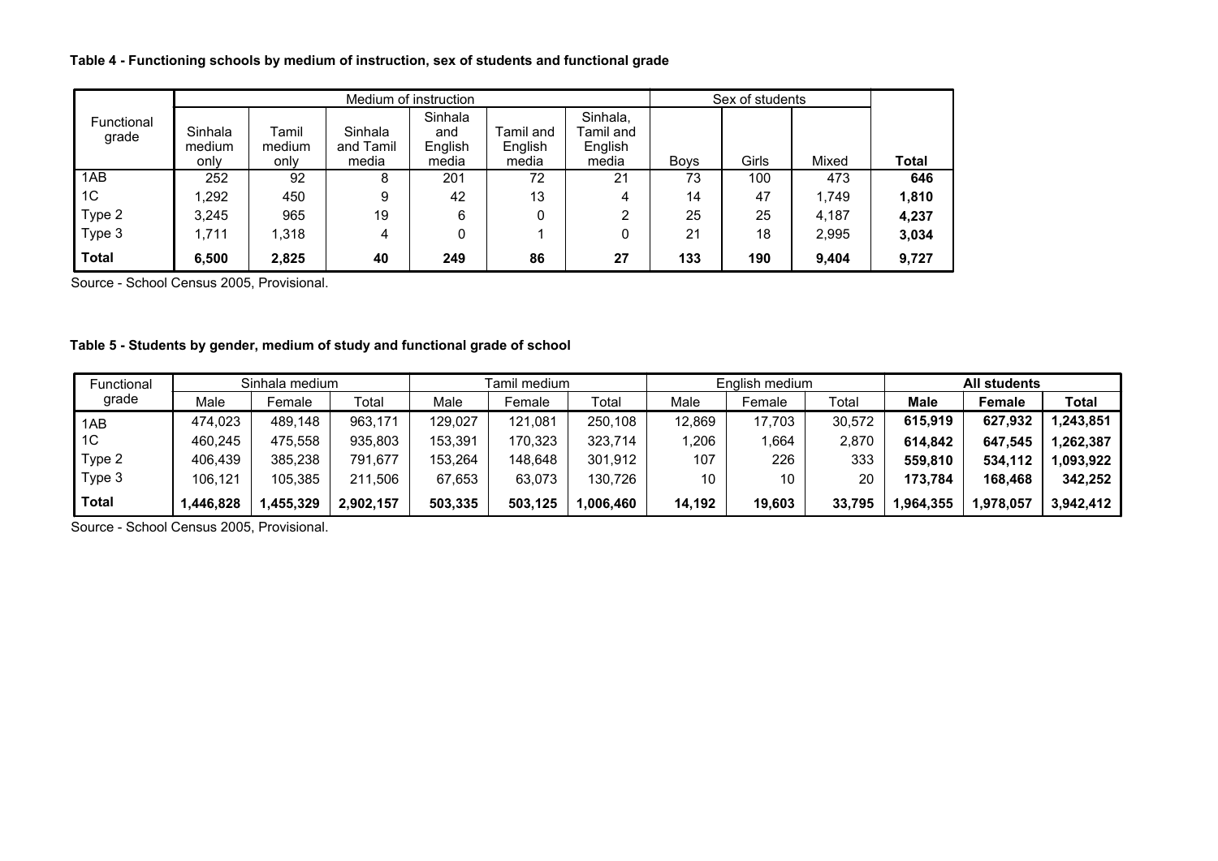**Table 4 - Functioning schools by medium of instruction, sex of students and functional grade**

| Functional grade | Medium of instruction | | | | | | Sex of students | | | Total |
|---|---|---|---|---|---|---|---|---|---|---|
| | Sinhala medium only | Tamil medium only | Sinhala and Tamil media | Sinhala and English media | Tamil and English media | Sinhala, Tamil and English media | Boys | Girls | Mixed | |
| 1AB | 252 | 92 | 8 | 201 | 72 | 21 | 73 | 100 | 473 | **646** |
| 1C | 1,292 | 450 | 9 | 42 | 13 | 4 | 14 | 47 | 1,749 | **1,810** |
| Type 2 | 3,245 | 965 | 19 | 6 | 0 | 2 | 25 | 25 | 4,187 | **4,237** |
| Type 3 | 1,711 | 1,318 | 4 | 0 | 1 | 0 | 21 | 18 | 2,995 | **3,034** |
| **Total** | **6,500** | **2,825** | **40** | **249** | **86** | **27** | **133** | **190** | **9,404** | **9,727** |

Source - School Census 2005, Provisional.

**Table 5 - Students by gender, medium of study and functional grade of school**

| Functional grade | Sinhala medium | | | Tamil medium | | | English medium | | | **All students** | | |
|---|---|---|---|---|---|---|---|---|---|---|---|---|
| | Male | Female | Total | Male | Female | Total | Male | Female | Total | **Male** | **Female** | **Total** |
| 1AB | 474,023 | 489,148 | 963,171 | 129,027 | 121,081 | 250,108 | 12,869 | 17,703 | 30,572 | **615,919** | **627,932** | **1,243,851** |
| 1C | 460,245 | 475,558 | 935,803 | 153,391 | 170,323 | 323,714 | 1,206 | 1,664 | 2,870 | **614,842** | **647,545** | **1,262,387** |
| Type 2 | 406,439 | 385,238 | 791,677 | 153,264 | 148,648 | 301,912 | 107 | 226 | 333 | **559,810** | **534,112** | **1,093,922** |
| Type 3 | 106,121 | 105,385 | 211,506 | 67,653 | 63,073 | 130,726 | 10 | 10 | 20 | **173,784** | **168,468** | **342,252** |
| **Total** | **1,446,828** | **1,455,329** | **2,902,157** | **503,335** | **503,125** | **1,006,460** | **14,192** | **19,603** | **33,795** | **1,964,355** | **1,978,057** | **3,942,412** |

Source - School Census 2005, Provisional.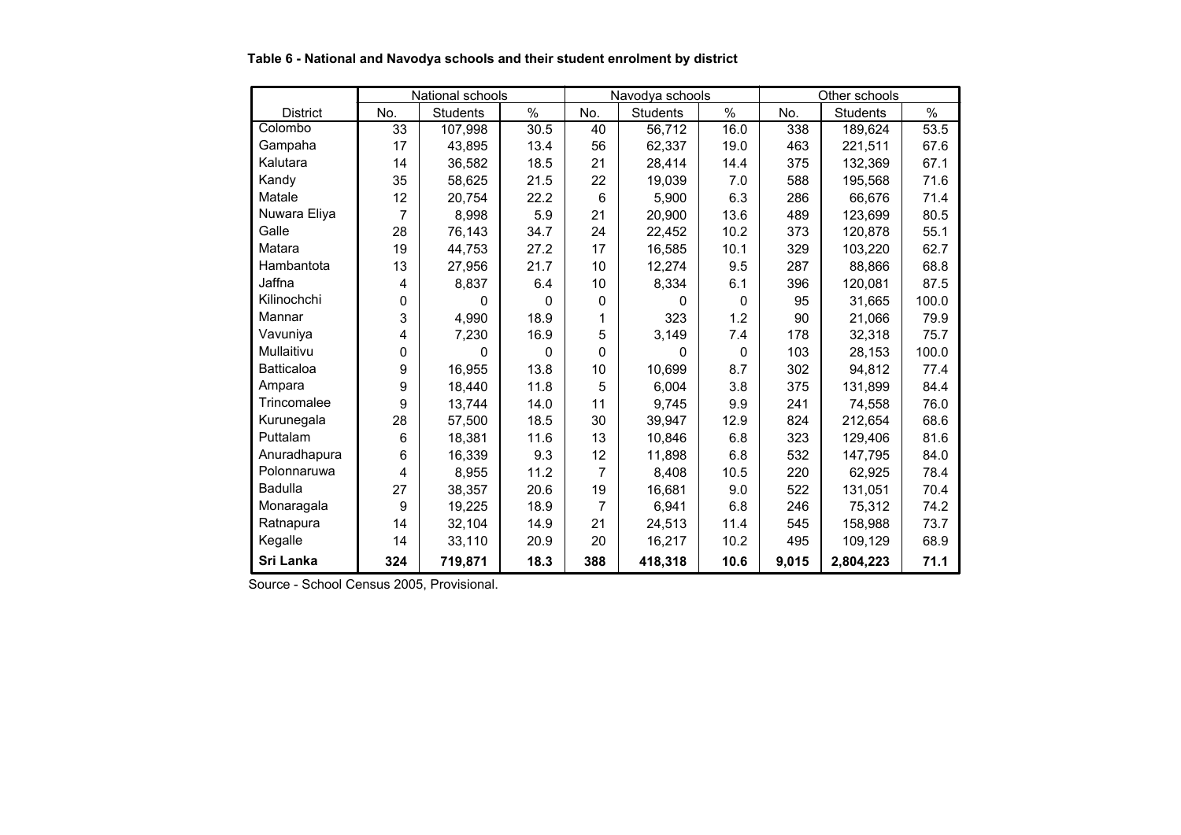**Table 6 - National and Navodya schools and their student enrolment by district**

| | National schools | | | Navodya schools | | | Other schools | | |
|---|---|---|---|---|---|---|---|---|---|
| District | No. | Students | % | No. | Students | % | No. | Students | % |
| Colombo | 33 | 107,998 | 30.5 | 40 | 56,712 | 16.0 | 338 | 189,624 | 53.5 |
| Gampaha | 17 | 43,895 | 13.4 | 56 | 62,337 | 19.0 | 463 | 221,511 | 67.6 |
| Kalutara | 14 | 36,582 | 18.5 | 21 | 28,414 | 14.4 | 375 | 132,369 | 67.1 |
| Kandy | 35 | 58,625 | 21.5 | 22 | 19,039 | 7.0 | 588 | 195,568 | 71.6 |
| Matale | 12 | 20,754 | 22.2 | 6 | 5,900 | 6.3 | 286 | 66,676 | 71.4 |
| Nuwara Eliya | 7 | 8,998 | 5.9 | 21 | 20,900 | 13.6 | 489 | 123,699 | 80.5 |
| Galle | 28 | 76,143 | 34.7 | 24 | 22,452 | 10.2 | 373 | 120,878 | 55.1 |
| Matara | 19 | 44,753 | 27.2 | 17 | 16,585 | 10.1 | 329 | 103,220 | 62.7 |
| Hambantota | 13 | 27,956 | 21.7 | 10 | 12,274 | 9.5 | 287 | 88,866 | 68.8 |
| Jaffna | 4 | 8,837 | 6.4 | 10 | 8,334 | 6.1 | 396 | 120,081 | 87.5 |
| Kilinochchi | 0 | 0 | 0 | 0 | 0 | 0 | 95 | 31,665 | 100.0 |
| Mannar | 3 | 4,990 | 18.9 | 1 | 323 | 1.2 | 90 | 21,066 | 79.9 |
| Vavuniya | 4 | 7,230 | 16.9 | 5 | 3,149 | 7.4 | 178 | 32,318 | 75.7 |
| Mullaitivu | 0 | 0 | 0 | 0 | 0 | 0 | 103 | 28,153 | 100.0 |
| Batticaloa | 9 | 16,955 | 13.8 | 10 | 10,699 | 8.7 | 302 | 94,812 | 77.4 |
| Ampara | 9 | 18,440 | 11.8 | 5 | 6,004 | 3.8 | 375 | 131,899 | 84.4 |
| Trincomalee | 9 | 13,744 | 14.0 | 11 | 9,745 | 9.9 | 241 | 74,558 | 76.0 |
| Kurunegala | 28 | 57,500 | 18.5 | 30 | 39,947 | 12.9 | 824 | 212,654 | 68.6 |
| Puttalam | 6 | 18,381 | 11.6 | 13 | 10,846 | 6.8 | 323 | 129,406 | 81.6 |
| Anuradhapura | 6 | 16,339 | 9.3 | 12 | 11,898 | 6.8 | 532 | 147,795 | 84.0 |
| Polonnaruwa | 4 | 8,955 | 11.2 | 7 | 8,408 | 10.5 | 220 | 62,925 | 78.4 |
| Badulla | 27 | 38,357 | 20.6 | 19 | 16,681 | 9.0 | 522 | 131,051 | 70.4 |
| Monaragala | 9 | 19,225 | 18.9 | 7 | 6,941 | 6.8 | 246 | 75,312 | 74.2 |
| Ratnapura | 14 | 32,104 | 14.9 | 21 | 24,513 | 11.4 | 545 | 158,988 | 73.7 |
| Kegalle | 14 | 33,110 | 20.9 | 20 | 16,217 | 10.2 | 495 | 109,129 | 68.9 |
| **Sri Lanka** | **324** | **719,871** | **18.3** | **388** | **418,318** | **10.6** | **9,015** | **2,804,223** | **71.1** |

Source - School Census 2005, Provisional.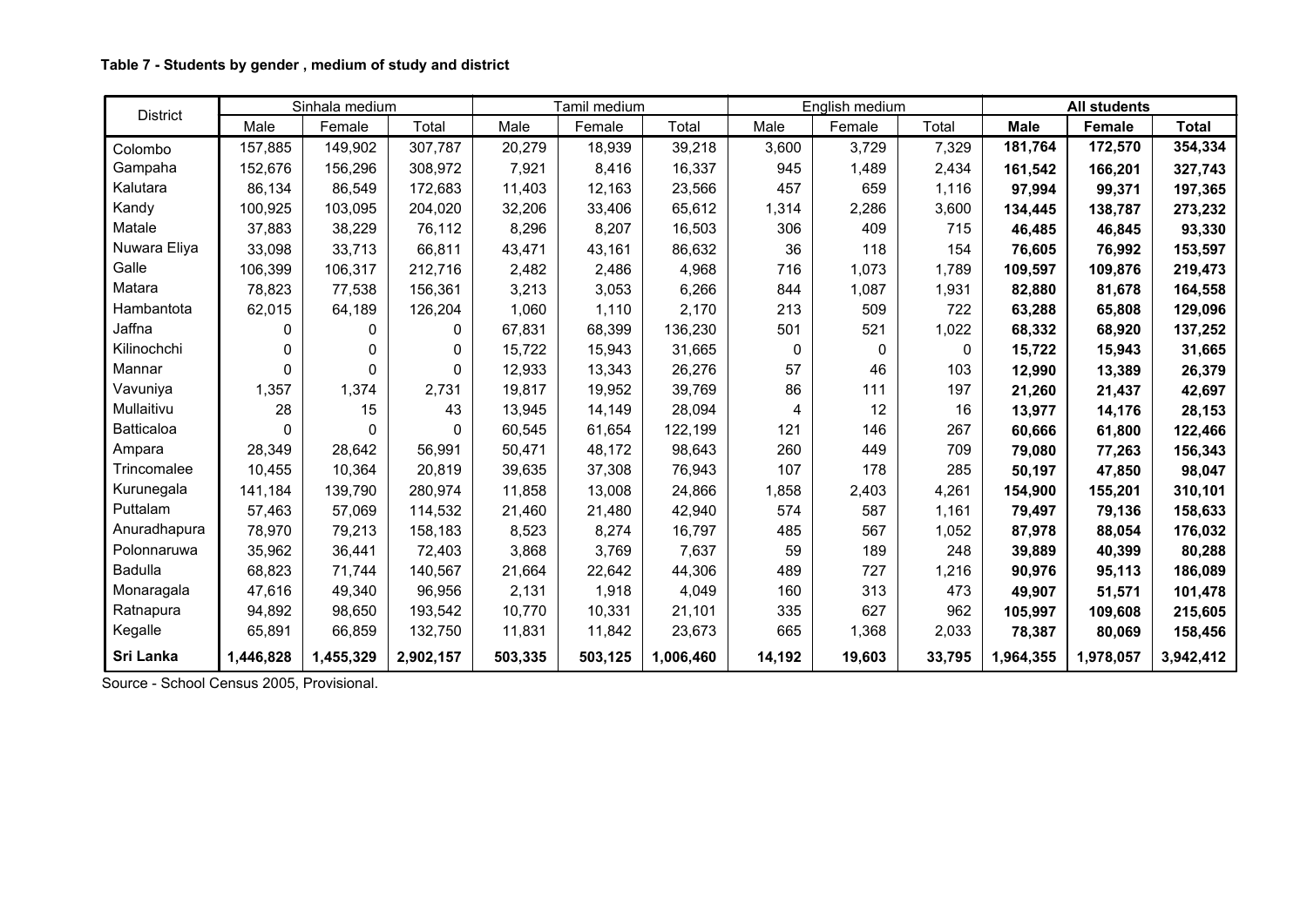**Table 7 - Students by gender , medium of study and district**

| District | Sinhala medium | | | Tamil medium | | | English medium | | | **All students** | | |
|---|---|---|---|---|---|---|---|---|---|---|---|---|
| | Male | Female | Total | Male | Female | Total | Male | Female | Total | **Male** | **Female** | **Total** |
| Colombo | 157,885 | 149,902 | 307,787 | 20,279 | 18,939 | 39,218 | 3,600 | 3,729 | 7,329 | **181,764** | **172,570** | **354,334** |
| Gampaha | 152,676 | 156,296 | 308,972 | 7,921 | 8,416 | 16,337 | 945 | 1,489 | 2,434 | **161,542** | **166,201** | **327,743** |
| Kalutara | 86,134 | 86,549 | 172,683 | 11,403 | 12,163 | 23,566 | 457 | 659 | 1,116 | **97,994** | **99,371** | **197,365** |
| Kandy | 100,925 | 103,095 | 204,020 | 32,206 | 33,406 | 65,612 | 1,314 | 2,286 | 3,600 | **134,445** | **138,787** | **273,232** |
| Matale | 37,883 | 38,229 | 76,112 | 8,296 | 8,207 | 16,503 | 306 | 409 | 715 | **46,485** | **46,845** | **93,330** |
| Nuwara Eliya | 33,098 | 33,713 | 66,811 | 43,471 | 43,161 | 86,632 | 36 | 118 | 154 | **76,605** | **76,992** | **153,597** |
| Galle | 106,399 | 106,317 | 212,716 | 2,482 | 2,486 | 4,968 | 716 | 1,073 | 1,789 | **109,597** | **109,876** | **219,473** |
| Matara | 78,823 | 77,538 | 156,361 | 3,213 | 3,053 | 6,266 | 844 | 1,087 | 1,931 | **82,880** | **81,678** | **164,558** |
| Hambantota | 62,015 | 64,189 | 126,204 | 1,060 | 1,110 | 2,170 | 213 | 509 | 722 | **63,288** | **65,808** | **129,096** |
| Jaffna | 0 | 0 | 0 | 67,831 | 68,399 | 136,230 | 501 | 521 | 1,022 | **68,332** | **68,920** | **137,252** |
| Kilinochchi | 0 | 0 | 0 | 15,722 | 15,943 | 31,665 | 0 | 0 | 0 | **15,722** | **15,943** | **31,665** |
| Mannar | 0 | 0 | 0 | 12,933 | 13,343 | 26,276 | 57 | 46 | 103 | **12,990** | **13,389** | **26,379** |
| Vavuniya | 1,357 | 1,374 | 2,731 | 19,817 | 19,952 | 39,769 | 86 | 111 | 197 | **21,260** | **21,437** | **42,697** |
| Mullaitivu | 28 | 15 | 43 | 13,945 | 14,149 | 28,094 | 4 | 12 | 16 | **13,977** | **14,176** | **28,153** |
| Batticaloa | 0 | 0 | 0 | 60,545 | 61,654 | 122,199 | 121 | 146 | 267 | **60,666** | **61,800** | **122,466** |
| Ampara | 28,349 | 28,642 | 56,991 | 50,471 | 48,172 | 98,643 | 260 | 449 | 709 | **79,080** | **77,263** | **156,343** |
| Trincomalee | 10,455 | 10,364 | 20,819 | 39,635 | 37,308 | 76,943 | 107 | 178 | 285 | **50,197** | **47,850** | **98,047** |
| Kurunegala | 141,184 | 139,790 | 280,974 | 11,858 | 13,008 | 24,866 | 1,858 | 2,403 | 4,261 | **154,900** | **155,201** | **310,101** |
| Puttalam | 57,463 | 57,069 | 114,532 | 21,460 | 21,480 | 42,940 | 574 | 587 | 1,161 | **79,497** | **79,136** | **158,633** |
| Anuradhapura | 78,970 | 79,213 | 158,183 | 8,523 | 8,274 | 16,797 | 485 | 567 | 1,052 | **87,978** | **88,054** | **176,032** |
| Polonnaruwa | 35,962 | 36,441 | 72,403 | 3,868 | 3,769 | 7,637 | 59 | 189 | 248 | **39,889** | **40,399** | **80,288** |
| Badulla | 68,823 | 71,744 | 140,567 | 21,664 | 22,642 | 44,306 | 489 | 727 | 1,216 | **90,976** | **95,113** | **186,089** |
| Monaragala | 47,616 | 49,340 | 96,956 | 2,131 | 1,918 | 4,049 | 160 | 313 | 473 | **49,907** | **51,571** | **101,478** |
| Ratnapura | 94,892 | 98,650 | 193,542 | 10,770 | 10,331 | 21,101 | 335 | 627 | 962 | **105,997** | **109,608** | **215,605** |
| Kegalle | 65,891 | 66,859 | 132,750 | 11,831 | 11,842 | 23,673 | 665 | 1,368 | 2,033 | **78,387** | **80,069** | **158,456** |
| **Sri Lanka** | **1,446,828** | **1,455,329** | **2,902,157** | **503,335** | **503,125** | **1,006,460** | **14,192** | **19,603** | **33,795** | **1,964,355** | **1,978,057** | **3,942,412** |

Source - School Census 2005, Provisional.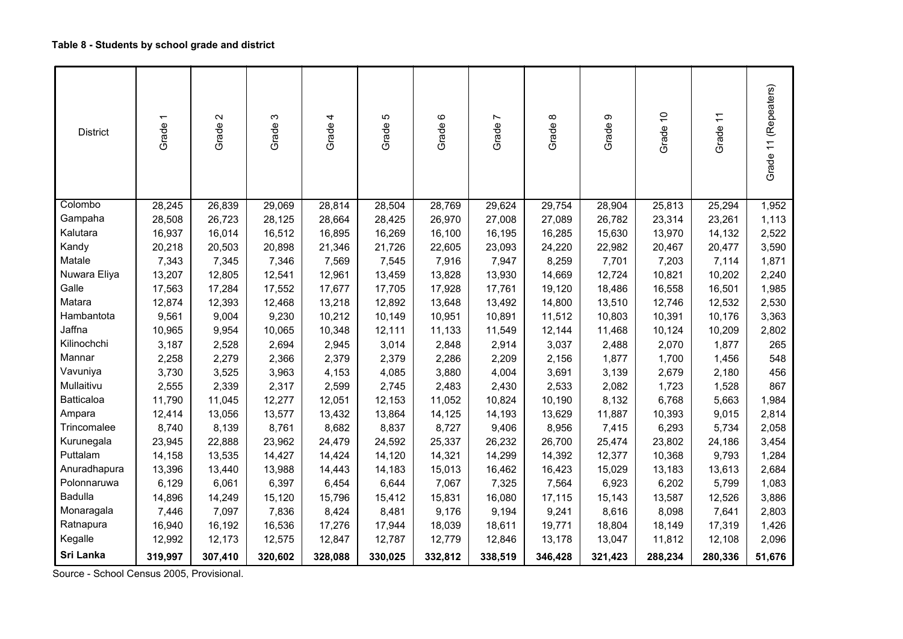**Table 8 - Students by school grade and district**

| District | Grade 1 | Grade 2 | Grade 3 | Grade 4 | Grade 5 | Grade 6 | Grade 7 | Grade 8 | Grade 9 | Grade 10 | Grade 11 | Grade 11 (Repeaters) |
|---|---|---|---|---|---|---|---|---|---|---|---|---|
| Colombo | 28,245 | 26,839 | 29,069 | 28,814 | 28,504 | 28,769 | 29,624 | 29,754 | 28,904 | 25,813 | 25,294 | 1,952 |
| Gampaha | 28,508 | 26,723 | 28,125 | 28,664 | 28,425 | 26,970 | 27,008 | 27,089 | 26,782 | 23,314 | 23,261 | 1,113 |
| Kalutara | 16,937 | 16,014 | 16,512 | 16,895 | 16,269 | 16,100 | 16,195 | 16,285 | 15,630 | 13,970 | 14,132 | 2,522 |
| Kandy | 20,218 | 20,503 | 20,898 | 21,346 | 21,726 | 22,605 | 23,093 | 24,220 | 22,982 | 20,467 | 20,477 | 3,590 |
| Matale | 7,343 | 7,345 | 7,346 | 7,569 | 7,545 | 7,916 | 7,947 | 8,259 | 7,701 | 7,203 | 7,114 | 1,871 |
| Nuwara Eliya | 13,207 | 12,805 | 12,541 | 12,961 | 13,459 | 13,828 | 13,930 | 14,669 | 12,724 | 10,821 | 10,202 | 2,240 |
| Galle | 17,563 | 17,284 | 17,552 | 17,677 | 17,705 | 17,928 | 17,761 | 19,120 | 18,486 | 16,558 | 16,501 | 1,985 |
| Matara | 12,874 | 12,393 | 12,468 | 13,218 | 12,892 | 13,648 | 13,492 | 14,800 | 13,510 | 12,746 | 12,532 | 2,530 |
| Hambantota | 9,561 | 9,004 | 9,230 | 10,212 | 10,149 | 10,951 | 10,891 | 11,512 | 10,803 | 10,391 | 10,176 | 3,363 |
| Jaffna | 10,965 | 9,954 | 10,065 | 10,348 | 12,111 | 11,133 | 11,549 | 12,144 | 11,468 | 10,124 | 10,209 | 2,802 |
| Kilinochchi | 3,187 | 2,528 | 2,694 | 2,945 | 3,014 | 2,848 | 2,914 | 3,037 | 2,488 | 2,070 | 1,877 | 265 |
| Mannar | 2,258 | 2,279 | 2,366 | 2,379 | 2,379 | 2,286 | 2,209 | 2,156 | 1,877 | 1,700 | 1,456 | 548 |
| Vavuniya | 3,730 | 3,525 | 3,963 | 4,153 | 4,085 | 3,880 | 4,004 | 3,691 | 3,139 | 2,679 | 2,180 | 456 |
| Mullaitivu | 2,555 | 2,339 | 2,317 | 2,599 | 2,745 | 2,483 | 2,430 | 2,533 | 2,082 | 1,723 | 1,528 | 867 |
| Batticaloa | 11,790 | 11,045 | 12,277 | 12,051 | 12,153 | 11,052 | 10,824 | 10,190 | 8,132 | 6,768 | 5,663 | 1,984 |
| Ampara | 12,414 | 13,056 | 13,577 | 13,432 | 13,864 | 14,125 | 14,193 | 13,629 | 11,887 | 10,393 | 9,015 | 2,814 |
| Trincomalee | 8,740 | 8,139 | 8,761 | 8,682 | 8,837 | 8,727 | 9,406 | 8,956 | 7,415 | 6,293 | 5,734 | 2,058 |
| Kurunegala | 23,945 | 22,888 | 23,962 | 24,479 | 24,592 | 25,337 | 26,232 | 26,700 | 25,474 | 23,802 | 24,186 | 3,454 |
| Puttalam | 14,158 | 13,535 | 14,427 | 14,424 | 14,120 | 14,321 | 14,299 | 14,392 | 12,377 | 10,368 | 9,793 | 1,284 |
| Anuradhapura | 13,396 | 13,440 | 13,988 | 14,443 | 14,183 | 15,013 | 16,462 | 16,423 | 15,029 | 13,183 | 13,613 | 2,684 |
| Polonnaruwa | 6,129 | 6,061 | 6,397 | 6,454 | 6,644 | 7,067 | 7,325 | 7,564 | 6,923 | 6,202 | 5,799 | 1,083 |
| Badulla | 14,896 | 14,249 | 15,120 | 15,796 | 15,412 | 15,831 | 16,080 | 17,115 | 15,143 | 13,587 | 12,526 | 3,886 |
| Monaragala | 7,446 | 7,097 | 7,836 | 8,424 | 8,481 | 9,176 | 9,194 | 9,241 | 8,616 | 8,098 | 7,641 | 2,803 |
| Ratnapura | 16,940 | 16,192 | 16,536 | 17,276 | 17,944 | 18,039 | 18,611 | 19,771 | 18,804 | 18,149 | 17,319 | 1,426 |
| Kegalle | 12,992 | 12,173 | 12,575 | 12,847 | 12,787 | 12,779 | 12,846 | 13,178 | 13,047 | 11,812 | 12,108 | 2,096 |
| **Sri Lanka** | **319,997** | **307,410** | **320,602** | **328,088** | **330,025** | **332,812** | **338,519** | **346,428** | **321,423** | **288,234** | **280,336** | **51,676** |

Source - School Census 2005, Provisional.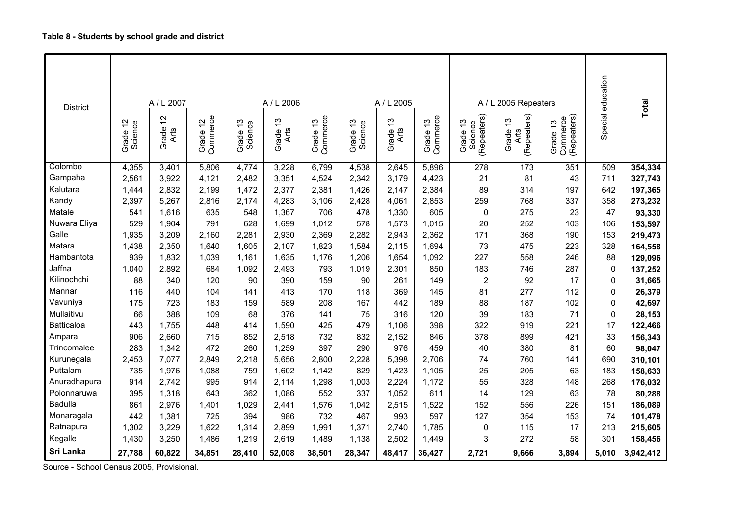**Table 8 - Students by school grade and district**

| District | A / L 2007 | | | A / L 2006 | | | A / L 2005 | | | A / L 2005 Repeaters | | | Special education | **Total** |
|---|---|---|---|---|---|---|---|---|---|---|---|---|---|---|
| | Grade 12 Science | Grade 12 Arts | Grade 12 Commerce | Grade 13 Science | Grade 13 Arts | Grade 13 Commerce | Grade 13 Science | Grade 13 Arts | Grade 13 Commerce | Grade 13 Science (Repeaters) | Grade 13 Arts (Repeaters) | Grade 13 Commerce (Repeaters) | | |
| Colombo | 4,355 | 3,401 | 5,806 | 4,774 | 3,228 | 6,799 | 4,538 | 2,645 | 5,896 | 278 | 173 | 351 | 509 | **354,334** |
| Gampaha | 2,561 | 3,922 | 4,121 | 2,482 | 3,351 | 4,524 | 2,342 | 3,179 | 4,423 | 21 | 81 | 43 | 711 | **327,743** |
| Kalutara | 1,444 | 2,832 | 2,199 | 1,472 | 2,377 | 2,381 | 1,426 | 2,147 | 2,384 | 89 | 314 | 197 | 642 | **197,365** |
| Kandy | 2,397 | 5,267 | 2,816 | 2,174 | 4,283 | 3,106 | 2,428 | 4,061 | 2,853 | 259 | 768 | 337 | 358 | **273,232** |
| Matale | 541 | 1,616 | 635 | 548 | 1,367 | 706 | 478 | 1,330 | 605 | 0 | 275 | 23 | 47 | **93,330** |
| Nuwara Eliya | 529 | 1,904 | 791 | 628 | 1,699 | 1,012 | 578 | 1,573 | 1,015 | 20 | 252 | 103 | 106 | **153,597** |
| Galle | 1,935 | 3,209 | 2,160 | 2,281 | 2,930 | 2,369 | 2,282 | 2,943 | 2,362 | 171 | 368 | 190 | 153 | **219,473** |
| Matara | 1,438 | 2,350 | 1,640 | 1,605 | 2,107 | 1,823 | 1,584 | 2,115 | 1,694 | 73 | 475 | 223 | 328 | **164,558** |
| Hambantota | 939 | 1,832 | 1,039 | 1,161 | 1,635 | 1,176 | 1,206 | 1,654 | 1,092 | 227 | 558 | 246 | 88 | **129,096** |
| Jaffna | 1,040 | 2,892 | 684 | 1,092 | 2,493 | 793 | 1,019 | 2,301 | 850 | 183 | 746 | 287 | 0 | **137,252** |
| Kilinochchi | 88 | 340 | 120 | 90 | 390 | 159 | 90 | 261 | 149 | 2 | 92 | 17 | 0 | **31,665** |
| Mannar | 116 | 440 | 104 | 141 | 413 | 170 | 118 | 369 | 145 | 81 | 277 | 112 | 0 | **26,379** |
| Vavuniya | 175 | 723 | 183 | 159 | 589 | 208 | 167 | 442 | 189 | 88 | 187 | 102 | 0 | **42,697** |
| Mullaitivu | 66 | 388 | 109 | 68 | 376 | 141 | 75 | 316 | 120 | 39 | 183 | 71 | 0 | **28,153** |
| Batticaloa | 443 | 1,755 | 448 | 414 | 1,590 | 425 | 479 | 1,106 | 398 | 322 | 919 | 221 | 17 | **122,466** |
| Ampara | 906 | 2,660 | 715 | 852 | 2,518 | 732 | 832 | 2,152 | 846 | 378 | 899 | 421 | 33 | **156,343** |
| Trincomalee | 283 | 1,342 | 472 | 260 | 1,259 | 397 | 290 | 976 | 459 | 40 | 380 | 81 | 60 | **98,047** |
| Kurunegala | 2,453 | 7,077 | 2,849 | 2,218 | 5,656 | 2,800 | 2,228 | 5,398 | 2,706 | 74 | 760 | 141 | 690 | **310,101** |
| Puttalam | 735 | 1,976 | 1,088 | 759 | 1,602 | 1,142 | 829 | 1,423 | 1,105 | 25 | 205 | 63 | 183 | **158,633** |
| Anuradhapura | 914 | 2,742 | 995 | 914 | 2,114 | 1,298 | 1,003 | 2,224 | 1,172 | 55 | 328 | 148 | 268 | **176,032** |
| Polonnaruwa | 395 | 1,318 | 643 | 362 | 1,086 | 552 | 337 | 1,052 | 611 | 14 | 129 | 63 | 78 | **80,288** |
| Badulla | 861 | 2,976 | 1,401 | 1,029 | 2,441 | 1,576 | 1,042 | 2,515 | 1,522 | 152 | 556 | 226 | 151 | **186,089** |
| Monaragala | 442 | 1,381 | 725 | 394 | 986 | 732 | 467 | 993 | 597 | 127 | 354 | 153 | 74 | **101,478** |
| Ratnapura | 1,302 | 3,229 | 1,622 | 1,314 | 2,899 | 1,991 | 1,371 | 2,740 | 1,785 | 0 | 115 | 17 | 213 | **215,605** |
| Kegalle | 1,430 | 3,250 | 1,486 | 1,219 | 2,619 | 1,489 | 1,138 | 2,502 | 1,449 | 3 | 272 | 58 | 301 | **158,456** |
| **Sri Lanka** | **27,788** | **60,822** | **34,851** | **28,410** | **52,008** | **38,501** | **28,347** | **48,417** | **36,427** | **2,721** | **9,666** | **3,894** | **5,010** | **3,942,412** |

Source - School Census 2005, Provisional.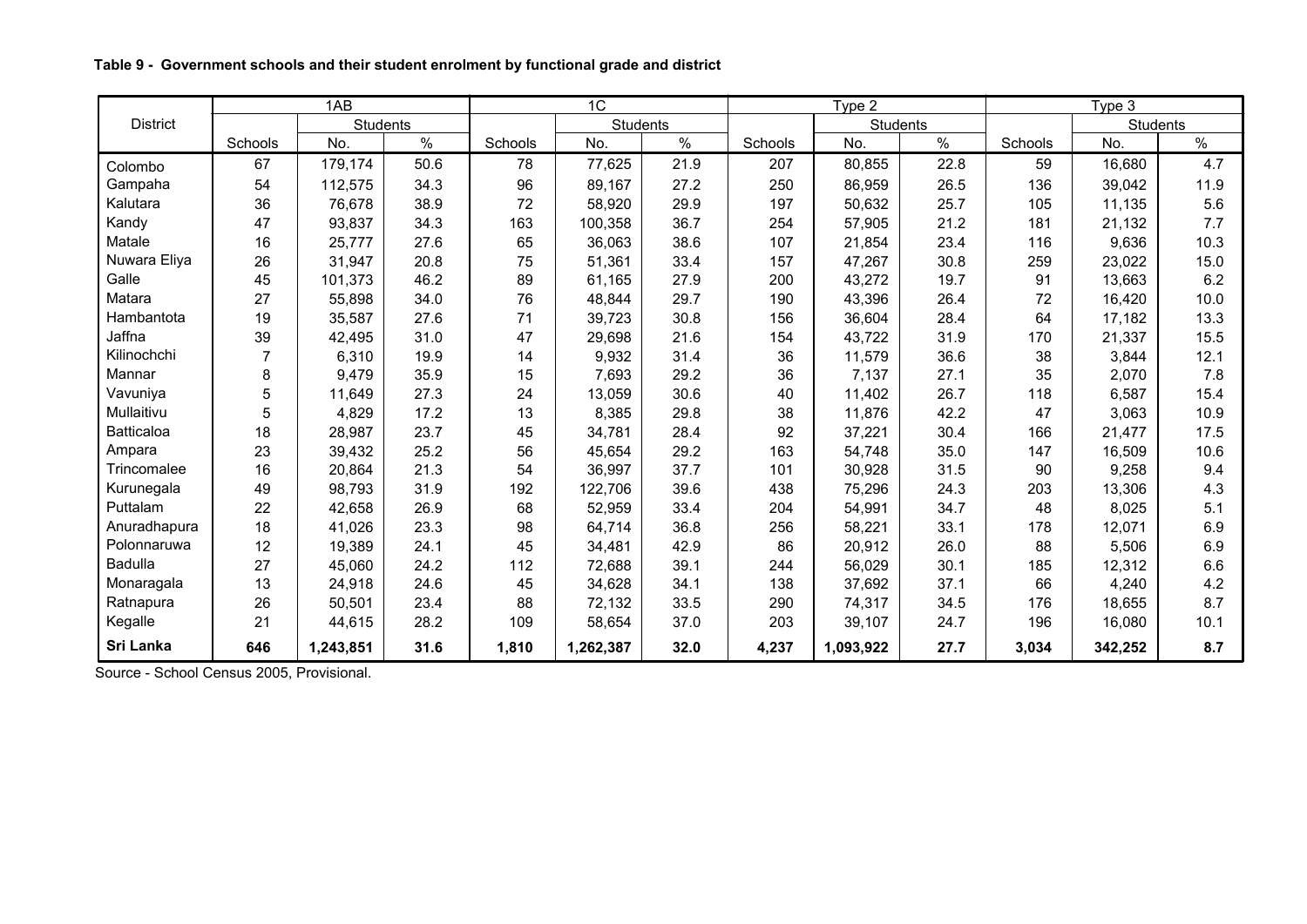**Table 9 - Government schools and their student enrolment by functional grade and district**

| District | 1AB | | | 1C | | | Type 2 | | | Type 3 | | |
|---|---|---|---|---|---|---|---|---|---|---|---|---|
| | | Students | | | Students | | | Students | | | Students | |
| | Schools | No. | % | Schools | No. | % | Schools | No. | % | Schools | No. | % |
| Colombo | 67 | 179,174 | 50.6 | 78 | 77,625 | 21.9 | 207 | 80,855 | 22.8 | 59 | 16,680 | 4.7 |
| Gampaha | 54 | 112,575 | 34.3 | 96 | 89,167 | 27.2 | 250 | 86,959 | 26.5 | 136 | 39,042 | 11.9 |
| Kalutara | 36 | 76,678 | 38.9 | 72 | 58,920 | 29.9 | 197 | 50,632 | 25.7 | 105 | 11,135 | 5.6 |
| Kandy | 47 | 93,837 | 34.3 | 163 | 100,358 | 36.7 | 254 | 57,905 | 21.2 | 181 | 21,132 | 7.7 |
| Matale | 16 | 25,777 | 27.6 | 65 | 36,063 | 38.6 | 107 | 21,854 | 23.4 | 116 | 9,636 | 10.3 |
| Nuwara Eliya | 26 | 31,947 | 20.8 | 75 | 51,361 | 33.4 | 157 | 47,267 | 30.8 | 259 | 23,022 | 15.0 |
| Galle | 45 | 101,373 | 46.2 | 89 | 61,165 | 27.9 | 200 | 43,272 | 19.7 | 91 | 13,663 | 6.2 |
| Matara | 27 | 55,898 | 34.0 | 76 | 48,844 | 29.7 | 190 | 43,396 | 26.4 | 72 | 16,420 | 10.0 |
| Hambantota | 19 | 35,587 | 27.6 | 71 | 39,723 | 30.8 | 156 | 36,604 | 28.4 | 64 | 17,182 | 13.3 |
| Jaffna | 39 | 42,495 | 31.0 | 47 | 29,698 | 21.6 | 154 | 43,722 | 31.9 | 170 | 21,337 | 15.5 |
| Kilinochchi | 7 | 6,310 | 19.9 | 14 | 9,932 | 31.4 | 36 | 11,579 | 36.6 | 38 | 3,844 | 12.1 |
| Mannar | 8 | 9,479 | 35.9 | 15 | 7,693 | 29.2 | 36 | 7,137 | 27.1 | 35 | 2,070 | 7.8 |
| Vavuniya | 5 | 11,649 | 27.3 | 24 | 13,059 | 30.6 | 40 | 11,402 | 26.7 | 118 | 6,587 | 15.4 |
| Mullaitivu | 5 | 4,829 | 17.2 | 13 | 8,385 | 29.8 | 38 | 11,876 | 42.2 | 47 | 3,063 | 10.9 |
| Batticaloa | 18 | 28,987 | 23.7 | 45 | 34,781 | 28.4 | 92 | 37,221 | 30.4 | 166 | 21,477 | 17.5 |
| Ampara | 23 | 39,432 | 25.2 | 56 | 45,654 | 29.2 | 163 | 54,748 | 35.0 | 147 | 16,509 | 10.6 |
| Trincomalee | 16 | 20,864 | 21.3 | 54 | 36,997 | 37.7 | 101 | 30,928 | 31.5 | 90 | 9,258 | 9.4 |
| Kurunegala | 49 | 98,793 | 31.9 | 192 | 122,706 | 39.6 | 438 | 75,296 | 24.3 | 203 | 13,306 | 4.3 |
| Puttalam | 22 | 42,658 | 26.9 | 68 | 52,959 | 33.4 | 204 | 54,991 | 34.7 | 48 | 8,025 | 5.1 |
| Anuradhapura | 18 | 41,026 | 23.3 | 98 | 64,714 | 36.8 | 256 | 58,221 | 33.1 | 178 | 12,071 | 6.9 |
| Polonnaruwa | 12 | 19,389 | 24.1 | 45 | 34,481 | 42.9 | 86 | 20,912 | 26.0 | 88 | 5,506 | 6.9 |
| Badulla | 27 | 45,060 | 24.2 | 112 | 72,688 | 39.1 | 244 | 56,029 | 30.1 | 185 | 12,312 | 6.6 |
| Monaragala | 13 | 24,918 | 24.6 | 45 | 34,628 | 34.1 | 138 | 37,692 | 37.1 | 66 | 4,240 | 4.2 |
| Ratnapura | 26 | 50,501 | 23.4 | 88 | 72,132 | 33.5 | 290 | 74,317 | 34.5 | 176 | 18,655 | 8.7 |
| Kegalle | 21 | 44,615 | 28.2 | 109 | 58,654 | 37.0 | 203 | 39,107 | 24.7 | 196 | 16,080 | 10.1 |
| **Sri Lanka** | **646** | **1,243,851** | **31.6** | **1,810** | **1,262,387** | **32.0** | **4,237** | **1,093,922** | **27.7** | **3,034** | **342,252** | **8.7** |

Source - School Census 2005, Provisional.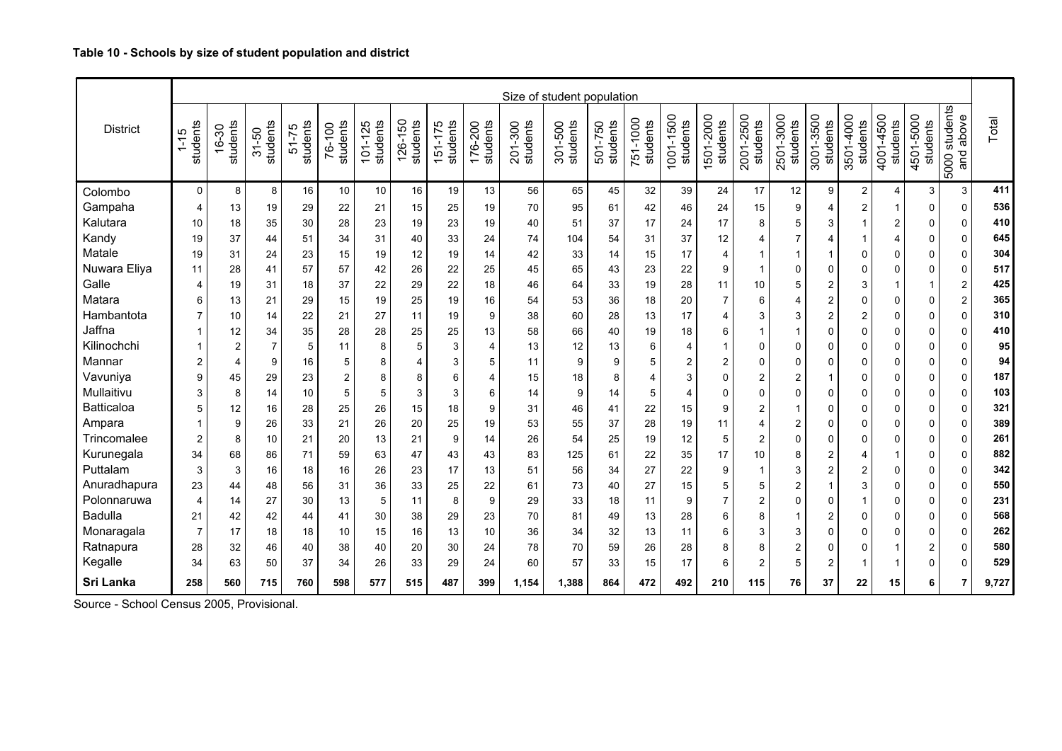**Table 10 - Schools by size of student population and district**

| District | Size of student population | | | | | | | | | | | | | | | | | | | | | | Total |
|---|---|---|---|---|---|---|---|---|---|---|---|---|---|---|---|---|---|---|---|---|---|---|---|
| | 1-15 students | 16-30 students | 31-50 students | 51-75 students | 76-100 students | 101-125 students | 126-150 students | 151-175 students | 176-200 students | 201-300 students | 301-500 students | 501-750 students | 751-1000 students | 1001-1500 students | 1501-2000 students | 2001-2500 students | 2501-3000 students | 3001-3500 students | 3501-4000 students | 4001-4500 students | 4501-5000 students | 5000 students and above | |
| Colombo | 0 | 8 | 8 | 16 | 10 | 10 | 16 | 19 | 13 | 56 | 65 | 45 | 32 | 39 | 24 | 17 | 12 | 9 | 2 | 4 | 3 | 3 | **411** |
| Gampaha | 4 | 13 | 19 | 29 | 22 | 21 | 15 | 25 | 19 | 70 | 95 | 61 | 42 | 46 | 24 | 15 | 9 | 4 | 2 | 1 | 0 | 0 | **536** |
| Kalutara | 10 | 18 | 35 | 30 | 28 | 23 | 19 | 23 | 19 | 40 | 51 | 37 | 17 | 24 | 17 | 8 | 5 | 3 | 1 | 2 | 0 | 0 | **410** |
| Kandy | 19 | 37 | 44 | 51 | 34 | 31 | 40 | 33 | 24 | 74 | 104 | 54 | 31 | 37 | 12 | 4 | 7 | 4 | 1 | 4 | 0 | 0 | **645** |
| Matale | 19 | 31 | 24 | 23 | 15 | 19 | 12 | 19 | 14 | 42 | 33 | 14 | 15 | 17 | 4 | 1 | 1 | 1 | 0 | 0 | 0 | 0 | **304** |
| Nuwara Eliya | 11 | 28 | 41 | 57 | 57 | 42 | 26 | 22 | 25 | 45 | 65 | 43 | 23 | 22 | 9 | 1 | 0 | 0 | 0 | 0 | 0 | 0 | **517** |
| Galle | 4 | 19 | 31 | 18 | 37 | 22 | 29 | 22 | 18 | 46 | 64 | 33 | 19 | 28 | 11 | 10 | 5 | 2 | 3 | 1 | 1 | 2 | **425** |
| Matara | 6 | 13 | 21 | 29 | 15 | 19 | 25 | 19 | 16 | 54 | 53 | 36 | 18 | 20 | 7 | 6 | 4 | 2 | 0 | 0 | 0 | 2 | **365** |
| Hambantota | 7 | 10 | 14 | 22 | 21 | 27 | 11 | 19 | 9 | 38 | 60 | 28 | 13 | 17 | 4 | 3 | 3 | 2 | 2 | 0 | 0 | 0 | **310** |
| Jaffna | 1 | 12 | 34 | 35 | 28 | 28 | 25 | 25 | 13 | 58 | 66 | 40 | 19 | 18 | 6 | 1 | 1 | 0 | 0 | 0 | 0 | 0 | **410** |
| Kilinochchi | 1 | 2 | 7 | 5 | 11 | 8 | 5 | 3 | 4 | 13 | 12 | 13 | 6 | 4 | 1 | 0 | 0 | 0 | 0 | 0 | 0 | 0 | **95** |
| Mannar | 2 | 4 | 9 | 16 | 5 | 8 | 4 | 3 | 5 | 11 | 9 | 9 | 5 | 2 | 2 | 0 | 0 | 0 | 0 | 0 | 0 | 0 | **94** |
| Vavuniya | 9 | 45 | 29 | 23 | 2 | 8 | 8 | 6 | 4 | 15 | 18 | 8 | 4 | 3 | 0 | 2 | 2 | 1 | 0 | 0 | 0 | 0 | **187** |
| Mullaitivu | 3 | 8 | 14 | 10 | 5 | 5 | 3 | 3 | 6 | 14 | 9 | 14 | 5 | 4 | 0 | 0 | 0 | 0 | 0 | 0 | 0 | 0 | **103** |
| Batticaloa | 5 | 12 | 16 | 28 | 25 | 26 | 15 | 18 | 9 | 31 | 46 | 41 | 22 | 15 | 9 | 2 | 1 | 0 | 0 | 0 | 0 | 0 | **321** |
| Ampara | 1 | 9 | 26 | 33 | 21 | 26 | 20 | 25 | 19 | 53 | 55 | 37 | 28 | 19 | 11 | 4 | 2 | 0 | 0 | 0 | 0 | 0 | **389** |
| Trincomalee | 2 | 8 | 10 | 21 | 20 | 13 | 21 | 9 | 14 | 26 | 54 | 25 | 19 | 12 | 5 | 2 | 0 | 0 | 0 | 0 | 0 | 0 | **261** |
| Kurunegala | 34 | 68 | 86 | 71 | 59 | 63 | 47 | 43 | 43 | 83 | 125 | 61 | 22 | 35 | 17 | 10 | 8 | 2 | 4 | 1 | 0 | 0 | **882** |
| Puttalam | 3 | 3 | 16 | 18 | 16 | 26 | 23 | 17 | 13 | 51 | 56 | 34 | 27 | 22 | 9 | 1 | 3 | 2 | 2 | 0 | 0 | 0 | **342** |
| Anuradhapura | 23 | 44 | 48 | 56 | 31 | 36 | 33 | 25 | 22 | 61 | 73 | 40 | 27 | 15 | 5 | 5 | 2 | 1 | 3 | 0 | 0 | 0 | **550** |
| Polonnaruwa | 4 | 14 | 27 | 30 | 13 | 5 | 11 | 8 | 9 | 29 | 33 | 18 | 11 | 9 | 7 | 2 | 0 | 0 | 1 | 0 | 0 | 0 | **231** |
| Badulla | 21 | 42 | 42 | 44 | 41 | 30 | 38 | 29 | 23 | 70 | 81 | 49 | 13 | 28 | 6 | 8 | 1 | 2 | 0 | 0 | 0 | 0 | **568** |
| Monaragala | 7 | 17 | 18 | 18 | 10 | 15 | 16 | 13 | 10 | 36 | 34 | 32 | 13 | 11 | 6 | 3 | 3 | 0 | 0 | 0 | 0 | 0 | **262** |
| Ratnapura | 28 | 32 | 46 | 40 | 38 | 40 | 20 | 30 | 24 | 78 | 70 | 59 | 26 | 28 | 8 | 8 | 2 | 0 | 0 | 1 | 2 | 0 | **580** |
| Kegalle | 34 | 63 | 50 | 37 | 34 | 26 | 33 | 29 | 24 | 60 | 57 | 33 | 15 | 17 | 6 | 2 | 5 | 2 | 1 | 1 | 0 | 0 | **529** |
| **Sri Lanka** | **258** | **560** | **715** | **760** | **598** | **577** | **515** | **487** | **399** | **1,154** | **1,388** | **864** | **472** | **492** | **210** | **115** | **76** | **37** | **22** | **15** | **6** | **7** | **9,727** |

Source - School Census 2005, Provisional.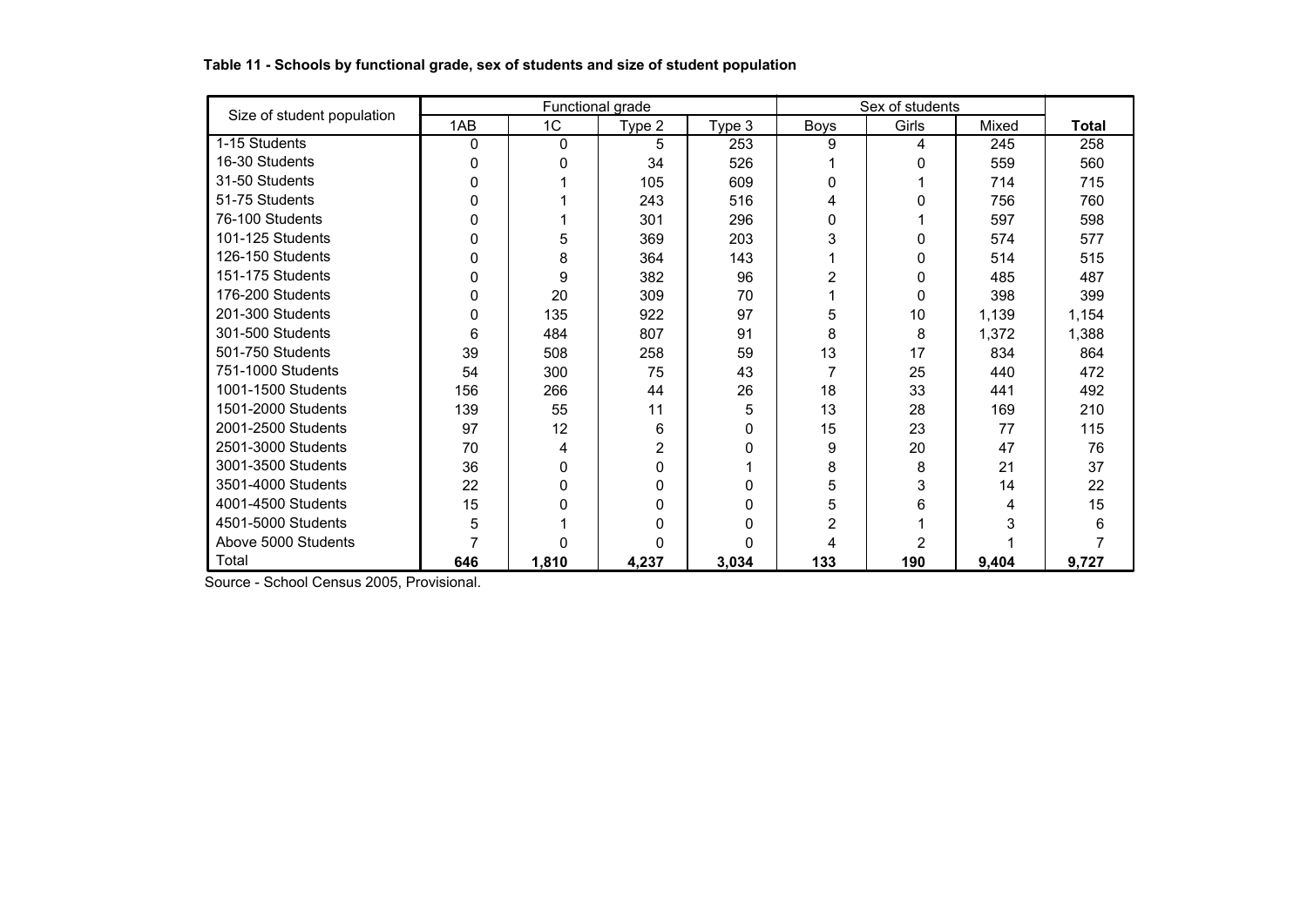**Table 11 - Schools by functional grade, sex of students and size of student population**

| Size of student population | Functional grade | | | | Sex of students | | | Total |
|---|---|---|---|---|---|---|---|---|
| | 1AB | 1C | Type 2 | Type 3 | Boys | Girls | Mixed | |
| 1-15 Students | 0 | 0 | 5 | 253 | 9 | 4 | 245 | 258 |
| 16-30 Students | 0 | 0 | 34 | 526 | 1 | 0 | 559 | 560 |
| 31-50 Students | 0 | 1 | 105 | 609 | 0 | 1 | 714 | 715 |
| 51-75 Students | 0 | 1 | 243 | 516 | 4 | 0 | 756 | 760 |
| 76-100 Students | 0 | 1 | 301 | 296 | 0 | 1 | 597 | 598 |
| 101-125 Students | 0 | 5 | 369 | 203 | 3 | 0 | 574 | 577 |
| 126-150 Students | 0 | 8 | 364 | 143 | 1 | 0 | 514 | 515 |
| 151-175 Students | 0 | 9 | 382 | 96 | 2 | 0 | 485 | 487 |
| 176-200 Students | 0 | 20 | 309 | 70 | 1 | 0 | 398 | 399 |
| 201-300 Students | 0 | 135 | 922 | 97 | 5 | 10 | 1,139 | 1,154 |
| 301-500 Students | 6 | 484 | 807 | 91 | 8 | 8 | 1,372 | 1,388 |
| 501-750 Students | 39 | 508 | 258 | 59 | 13 | 17 | 834 | 864 |
| 751-1000 Students | 54 | 300 | 75 | 43 | 7 | 25 | 440 | 472 |
| 1001-1500 Students | 156 | 266 | 44 | 26 | 18 | 33 | 441 | 492 |
| 1501-2000 Students | 139 | 55 | 11 | 5 | 13 | 28 | 169 | 210 |
| 2001-2500 Students | 97 | 12 | 6 | 0 | 15 | 23 | 77 | 115 |
| 2501-3000 Students | 70 | 4 | 2 | 0 | 9 | 20 | 47 | 76 |
| 3001-3500 Students | 36 | 0 | 0 | 1 | 8 | 8 | 21 | 37 |
| 3501-4000 Students | 22 | 0 | 0 | 0 | 5 | 3 | 14 | 22 |
| 4001-4500 Students | 15 | 0 | 0 | 0 | 5 | 6 | 4 | 15 |
| 4501-5000 Students | 5 | 1 | 0 | 0 | 2 | 1 | 3 | 6 |
| Above 5000 Students | 7 | 0 | 0 | 0 | 4 | 2 | 1 | 7 |
| Total | **646** | **1,810** | **4,237** | **3,034** | **133** | **190** | **9,404** | **9,727** |

Source - School Census 2005, Provisional.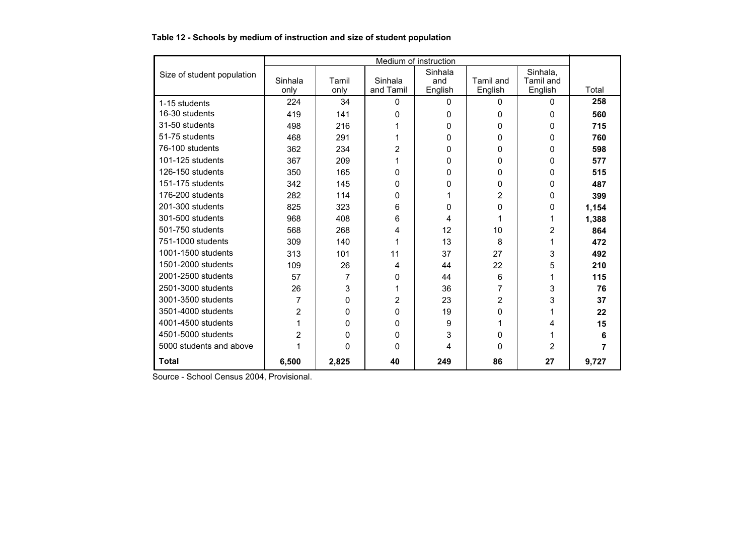**Table 12 - Schools by medium of instruction and size of student population**

| Size of student population | Medium of instruction | | | | | | Total |
|---|---|---|---|---|---|---|---|
| | Sinhala only | Tamil only | Sinhala and Tamil | Sinhala and English | Tamil and English | Sinhala, Tamil and English | |
| 1-15 students | 224 | 34 | 0 | 0 | 0 | 0 | **258** |
| 16-30 students | 419 | 141 | 0 | 0 | 0 | 0 | **560** |
| 31-50 students | 498 | 216 | 1 | 0 | 0 | 0 | **715** |
| 51-75 students | 468 | 291 | 1 | 0 | 0 | 0 | **760** |
| 76-100 students | 362 | 234 | 2 | 0 | 0 | 0 | **598** |
| 101-125 students | 367 | 209 | 1 | 0 | 0 | 0 | **577** |
| 126-150 students | 350 | 165 | 0 | 0 | 0 | 0 | **515** |
| 151-175 students | 342 | 145 | 0 | 0 | 0 | 0 | **487** |
| 176-200 students | 282 | 114 | 0 | 1 | 2 | 0 | **399** |
| 201-300 students | 825 | 323 | 6 | 0 | 0 | 0 | **1,154** |
| 301-500 students | 968 | 408 | 6 | 4 | 1 | 1 | **1,388** |
| 501-750 students | 568 | 268 | 4 | 12 | 10 | 2 | **864** |
| 751-1000 students | 309 | 140 | 1 | 13 | 8 | 1 | **472** |
| 1001-1500 students | 313 | 101 | 11 | 37 | 27 | 3 | **492** |
| 1501-2000 students | 109 | 26 | 4 | 44 | 22 | 5 | **210** |
| 2001-2500 students | 57 | 7 | 0 | 44 | 6 | 1 | **115** |
| 2501-3000 students | 26 | 3 | 1 | 36 | 7 | 3 | **76** |
| 3001-3500 students | 7 | 0 | 2 | 23 | 2 | 3 | **37** |
| 3501-4000 students | 2 | 0 | 0 | 19 | 0 | 1 | **22** |
| 4001-4500 students | 1 | 0 | 0 | 9 | 1 | 4 | **15** |
| 4501-5000 students | 2 | 0 | 0 | 3 | 0 | 1 | **6** |
| 5000 students and above | 1 | 0 | 0 | 4 | 0 | 2 | **7** |
| **Total** | **6,500** | **2,825** | **40** | **249** | **86** | **27** | **9,727** |

Source - School Census 2004, Provisional.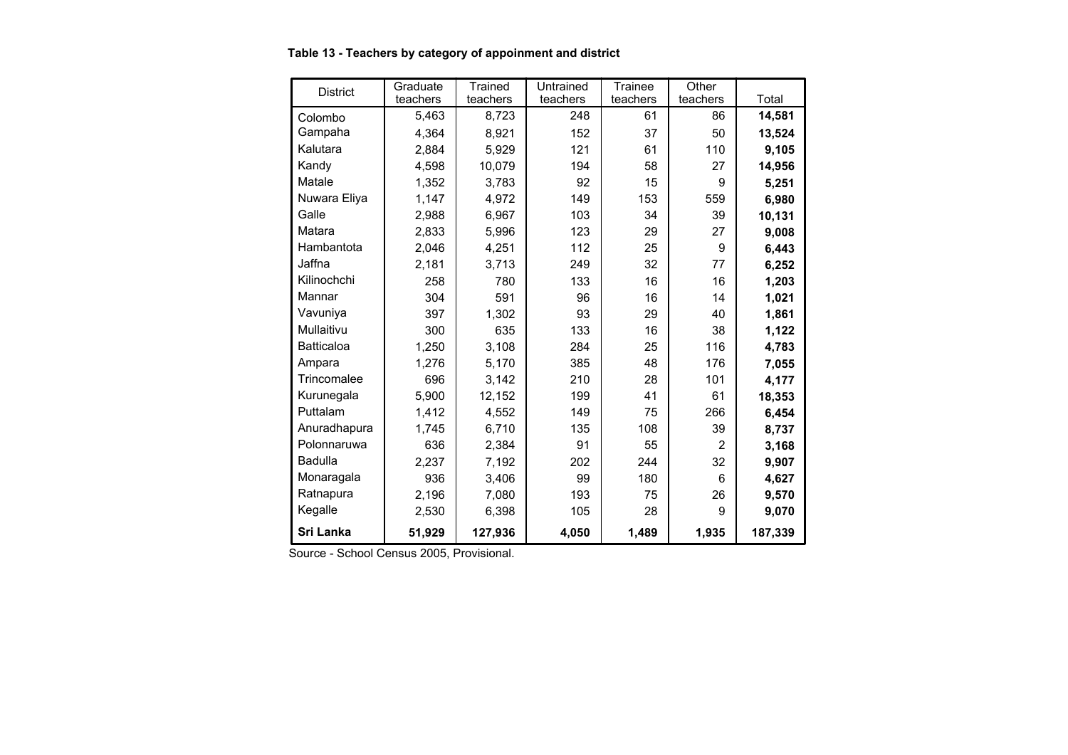**Table 13 - Teachers by category of appoinment and district**

| District | Graduate teachers | Trained teachers | Untrained teachers | Trainee teachers | Other teachers | Total |
|---|---|---|---|---|---|---|
| Colombo | 5,463 | 8,723 | 248 | 61 | 86 | **14,581** |
| Gampaha | 4,364 | 8,921 | 152 | 37 | 50 | **13,524** |
| Kalutara | 2,884 | 5,929 | 121 | 61 | 110 | **9,105** |
| Kandy | 4,598 | 10,079 | 194 | 58 | 27 | **14,956** |
| Matale | 1,352 | 3,783 | 92 | 15 | 9 | **5,251** |
| Nuwara Eliya | 1,147 | 4,972 | 149 | 153 | 559 | **6,980** |
| Galle | 2,988 | 6,967 | 103 | 34 | 39 | **10,131** |
| Matara | 2,833 | 5,996 | 123 | 29 | 27 | **9,008** |
| Hambantota | 2,046 | 4,251 | 112 | 25 | 9 | **6,443** |
| Jaffna | 2,181 | 3,713 | 249 | 32 | 77 | **6,252** |
| Kilinochchi | 258 | 780 | 133 | 16 | 16 | **1,203** |
| Mannar | 304 | 591 | 96 | 16 | 14 | **1,021** |
| Vavuniya | 397 | 1,302 | 93 | 29 | 40 | **1,861** |
| Mullaitivu | 300 | 635 | 133 | 16 | 38 | **1,122** |
| Batticaloa | 1,250 | 3,108 | 284 | 25 | 116 | **4,783** |
| Ampara | 1,276 | 5,170 | 385 | 48 | 176 | **7,055** |
| Trincomalee | 696 | 3,142 | 210 | 28 | 101 | **4,177** |
| Kurunegala | 5,900 | 12,152 | 199 | 41 | 61 | **18,353** |
| Puttalam | 1,412 | 4,552 | 149 | 75 | 266 | **6,454** |
| Anuradhapura | 1,745 | 6,710 | 135 | 108 | 39 | **8,737** |
| Polonnaruwa | 636 | 2,384 | 91 | 55 | 2 | **3,168** |
| Badulla | 2,237 | 7,192 | 202 | 244 | 32 | **9,907** |
| Monaragala | 936 | 3,406 | 99 | 180 | 6 | **4,627** |
| Ratnapura | 2,196 | 7,080 | 193 | 75 | 26 | **9,570** |
| Kegalle | 2,530 | 6,398 | 105 | 28 | 9 | **9,070** |
| **Sri Lanka** | **51,929** | **127,936** | **4,050** | **1,489** | **1,935** | **187,339** |

Source - School Census 2005, Provisional.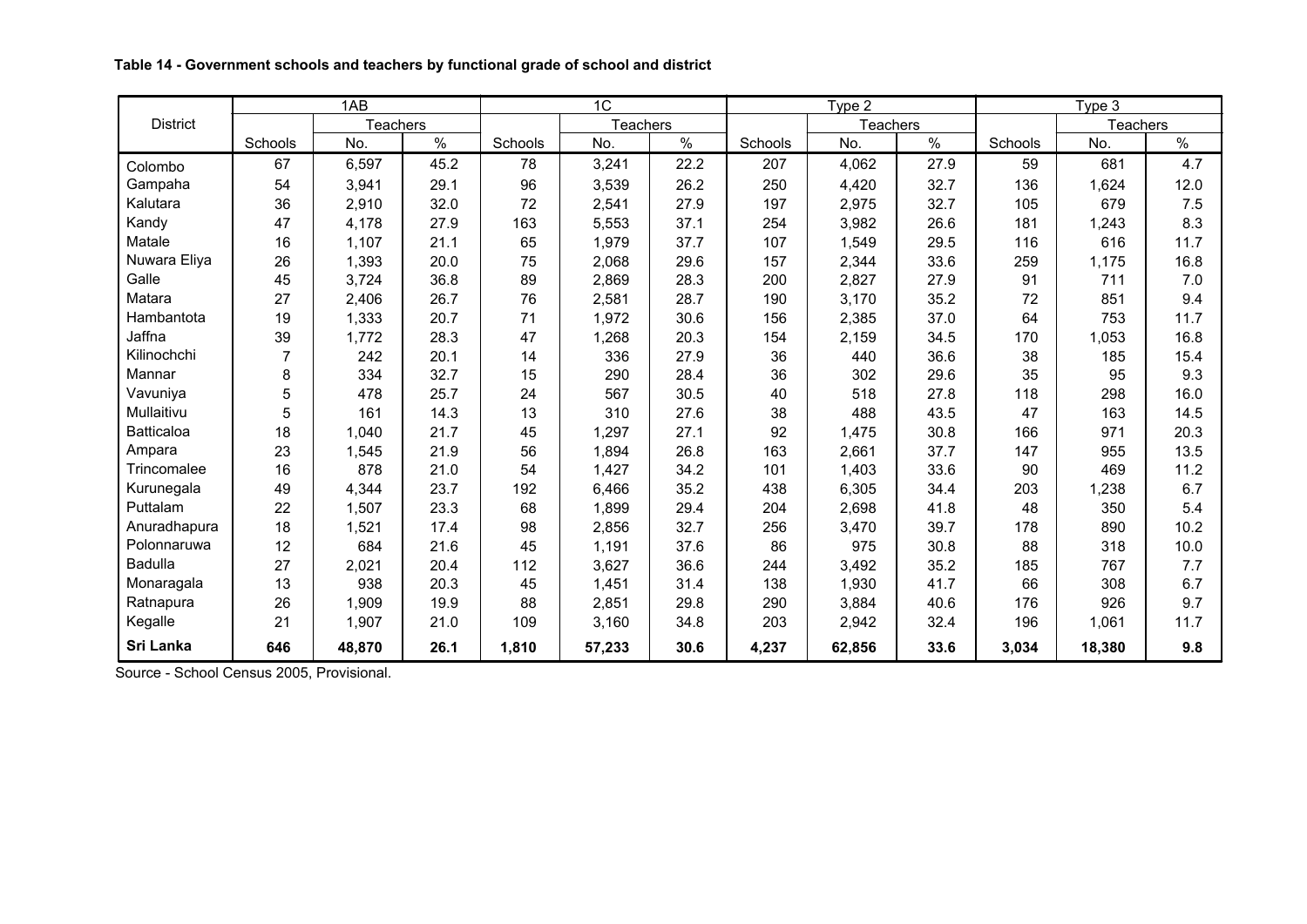**Table 14 - Government schools and teachers by functional grade of school and district**

| District | 1AB | | | 1C | | | Type 2 | | | Type 3 | | |
|---|---|---|---|---|---|---|---|---|---|---|---|---|
| | | Teachers | | | Teachers | | | Teachers | | | Teachers | |
| | Schools | No. | % | Schools | No. | % | Schools | No. | % | Schools | No. | % |
| Colombo | 67 | 6,597 | 45.2 | 78 | 3,241 | 22.2 | 207 | 4,062 | 27.9 | 59 | 681 | 4.7 |
| Gampaha | 54 | 3,941 | 29.1 | 96 | 3,539 | 26.2 | 250 | 4,420 | 32.7 | 136 | 1,624 | 12.0 |
| Kalutara | 36 | 2,910 | 32.0 | 72 | 2,541 | 27.9 | 197 | 2,975 | 32.7 | 105 | 679 | 7.5 |
| Kandy | 47 | 4,178 | 27.9 | 163 | 5,553 | 37.1 | 254 | 3,982 | 26.6 | 181 | 1,243 | 8.3 |
| Matale | 16 | 1,107 | 21.1 | 65 | 1,979 | 37.7 | 107 | 1,549 | 29.5 | 116 | 616 | 11.7 |
| Nuwara Eliya | 26 | 1,393 | 20.0 | 75 | 2,068 | 29.6 | 157 | 2,344 | 33.6 | 259 | 1,175 | 16.8 |
| Galle | 45 | 3,724 | 36.8 | 89 | 2,869 | 28.3 | 200 | 2,827 | 27.9 | 91 | 711 | 7.0 |
| Matara | 27 | 2,406 | 26.7 | 76 | 2,581 | 28.7 | 190 | 3,170 | 35.2 | 72 | 851 | 9.4 |
| Hambantota | 19 | 1,333 | 20.7 | 71 | 1,972 | 30.6 | 156 | 2,385 | 37.0 | 64 | 753 | 11.7 |
| Jaffna | 39 | 1,772 | 28.3 | 47 | 1,268 | 20.3 | 154 | 2,159 | 34.5 | 170 | 1,053 | 16.8 |
| Kilinochchi | 7 | 242 | 20.1 | 14 | 336 | 27.9 | 36 | 440 | 36.6 | 38 | 185 | 15.4 |
| Mannar | 8 | 334 | 32.7 | 15 | 290 | 28.4 | 36 | 302 | 29.6 | 35 | 95 | 9.3 |
| Vavuniya | 5 | 478 | 25.7 | 24 | 567 | 30.5 | 40 | 518 | 27.8 | 118 | 298 | 16.0 |
| Mullaitivu | 5 | 161 | 14.3 | 13 | 310 | 27.6 | 38 | 488 | 43.5 | 47 | 163 | 14.5 |
| Batticaloa | 18 | 1,040 | 21.7 | 45 | 1,297 | 27.1 | 92 | 1,475 | 30.8 | 166 | 971 | 20.3 |
| Ampara | 23 | 1,545 | 21.9 | 56 | 1,894 | 26.8 | 163 | 2,661 | 37.7 | 147 | 955 | 13.5 |
| Trincomalee | 16 | 878 | 21.0 | 54 | 1,427 | 34.2 | 101 | 1,403 | 33.6 | 90 | 469 | 11.2 |
| Kurunegala | 49 | 4,344 | 23.7 | 192 | 6,466 | 35.2 | 438 | 6,305 | 34.4 | 203 | 1,238 | 6.7 |
| Puttalam | 22 | 1,507 | 23.3 | 68 | 1,899 | 29.4 | 204 | 2,698 | 41.8 | 48 | 350 | 5.4 |
| Anuradhapura | 18 | 1,521 | 17.4 | 98 | 2,856 | 32.7 | 256 | 3,470 | 39.7 | 178 | 890 | 10.2 |
| Polonnaruwa | 12 | 684 | 21.6 | 45 | 1,191 | 37.6 | 86 | 975 | 30.8 | 88 | 318 | 10.0 |
| Badulla | 27 | 2,021 | 20.4 | 112 | 3,627 | 36.6 | 244 | 3,492 | 35.2 | 185 | 767 | 7.7 |
| Monaragala | 13 | 938 | 20.3 | 45 | 1,451 | 31.4 | 138 | 1,930 | 41.7 | 66 | 308 | 6.7 |
| Ratnapura | 26 | 1,909 | 19.9 | 88 | 2,851 | 29.8 | 290 | 3,884 | 40.6 | 176 | 926 | 9.7 |
| Kegalle | 21 | 1,907 | 21.0 | 109 | 3,160 | 34.8 | 203 | 2,942 | 32.4 | 196 | 1,061 | 11.7 |
| **Sri Lanka** | **646** | **48,870** | **26.1** | **1,810** | **57,233** | **30.6** | **4,237** | **62,856** | **33.6** | **3,034** | **18,380** | **9.8** |

Source - School Census 2005, Provisional.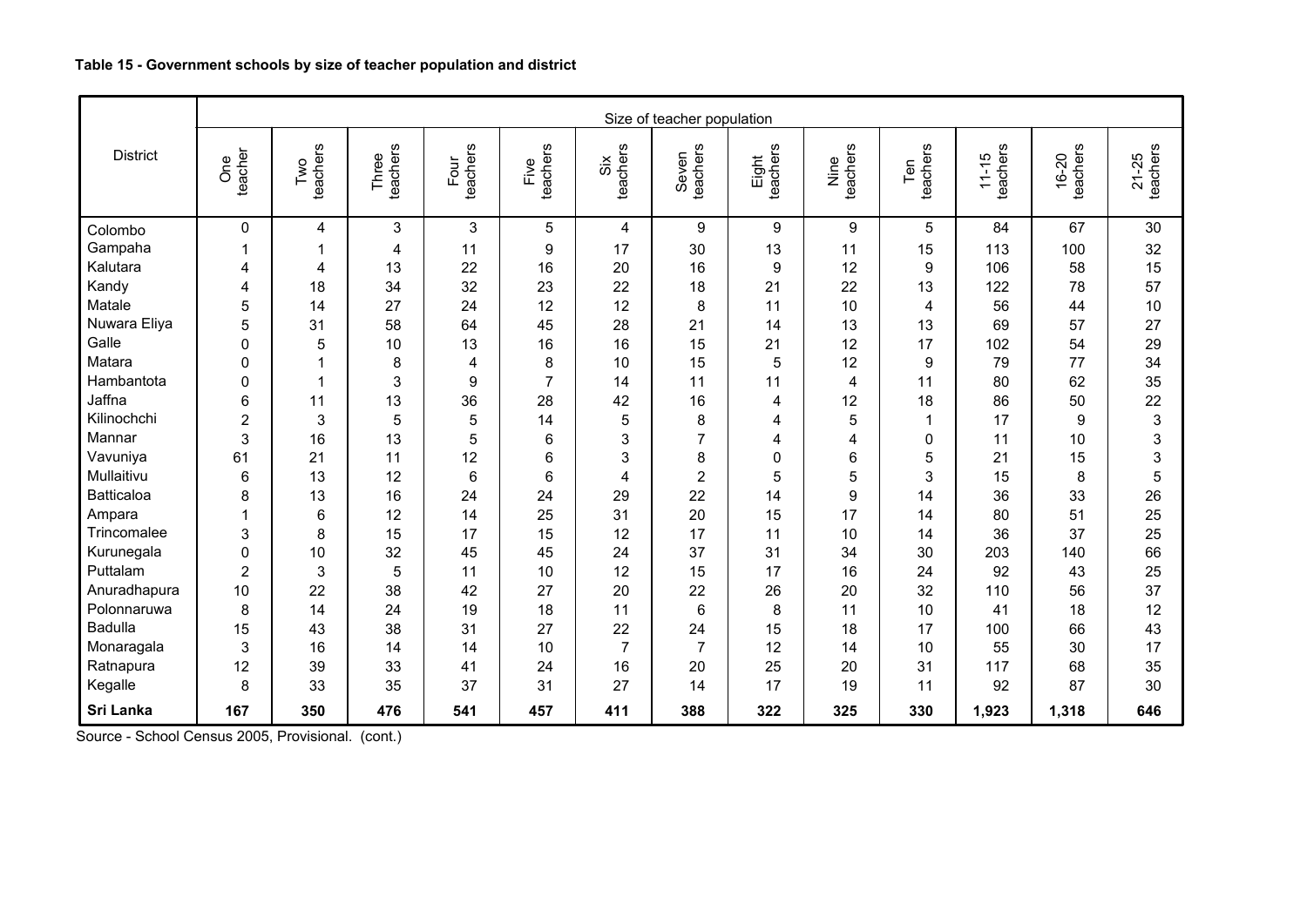**Table 15 - Government schools by size of teacher population and district**

| District | Size of teacher population | | | | | | | | | | | | |
|---|---|---|---|---|---|---|---|---|---|---|---|---|---|
| | One teacher | Two teachers | Three teachers | Four teachers | Five teachers | Six teachers | Seven teachers | Eight teachers | Nine teachers | Ten teachers | 11-15 teachers | 16-20 teachers | 21-25 teachers |
| Colombo | 0 | 4 | 3 | 3 | 5 | 4 | 9 | 9 | 9 | 5 | 84 | 67 | 30 |
| Gampaha | 1 | 1 | 4 | 11 | 9 | 17 | 30 | 13 | 11 | 15 | 113 | 100 | 32 |
| Kalutara | 4 | 4 | 13 | 22 | 16 | 20 | 16 | 9 | 12 | 9 | 106 | 58 | 15 |
| Kandy | 4 | 18 | 34 | 32 | 23 | 22 | 18 | 21 | 22 | 13 | 122 | 78 | 57 |
| Matale | 5 | 14 | 27 | 24 | 12 | 12 | 8 | 11 | 10 | 4 | 56 | 44 | 10 |
| Nuwara Eliya | 5 | 31 | 58 | 64 | 45 | 28 | 21 | 14 | 13 | 13 | 69 | 57 | 27 |
| Galle | 0 | 5 | 10 | 13 | 16 | 16 | 15 | 21 | 12 | 17 | 102 | 54 | 29 |
| Matara | 0 | 1 | 8 | 4 | 8 | 10 | 15 | 5 | 12 | 9 | 79 | 77 | 34 |
| Hambantota | 0 | 1 | 3 | 9 | 7 | 14 | 11 | 11 | 4 | 11 | 80 | 62 | 35 |
| Jaffna | 6 | 11 | 13 | 36 | 28 | 42 | 16 | 4 | 12 | 18 | 86 | 50 | 22 |
| Kilinochchi | 2 | 3 | 5 | 5 | 14 | 5 | 8 | 4 | 5 | 1 | 17 | 9 | 3 |
| Mannar | 3 | 16 | 13 | 5 | 6 | 3 | 7 | 4 | 4 | 0 | 11 | 10 | 3 |
| Vavuniya | 61 | 21 | 11 | 12 | 6 | 3 | 8 | 0 | 6 | 5 | 21 | 15 | 3 |
| Mullaitivu | 6 | 13 | 12 | 6 | 6 | 4 | 2 | 5 | 5 | 3 | 15 | 8 | 5 |
| Batticaloa | 8 | 13 | 16 | 24 | 24 | 29 | 22 | 14 | 9 | 14 | 36 | 33 | 26 |
| Ampara | 1 | 6 | 12 | 14 | 25 | 31 | 20 | 15 | 17 | 14 | 80 | 51 | 25 |
| Trincomalee | 3 | 8 | 15 | 17 | 15 | 12 | 17 | 11 | 10 | 14 | 36 | 37 | 25 |
| Kurunegala | 0 | 10 | 32 | 45 | 45 | 24 | 37 | 31 | 34 | 30 | 203 | 140 | 66 |
| Puttalam | 2 | 3 | 5 | 11 | 10 | 12 | 15 | 17 | 16 | 24 | 92 | 43 | 25 |
| Anuradhapura | 10 | 22 | 38 | 42 | 27 | 20 | 22 | 26 | 20 | 32 | 110 | 56 | 37 |
| Polonnaruwa | 8 | 14 | 24 | 19 | 18 | 11 | 6 | 8 | 11 | 10 | 41 | 18 | 12 |
| Badulla | 15 | 43 | 38 | 31 | 27 | 22 | 24 | 15 | 18 | 17 | 100 | 66 | 43 |
| Monaragala | 3 | 16 | 14 | 14 | 10 | 7 | 7 | 12 | 14 | 10 | 55 | 30 | 17 |
| Ratnapura | 12 | 39 | 33 | 41 | 24 | 16 | 20 | 25 | 20 | 31 | 117 | 68 | 35 |
| Kegalle | 8 | 33 | 35 | 37 | 31 | 27 | 14 | 17 | 19 | 11 | 92 | 87 | 30 |
| **Sri Lanka** | **167** | **350** | **476** | **541** | **457** | **411** | **388** | **322** | **325** | **330** | **1,923** | **1,318** | **646** |

Source - School Census 2005, Provisional. (cont.)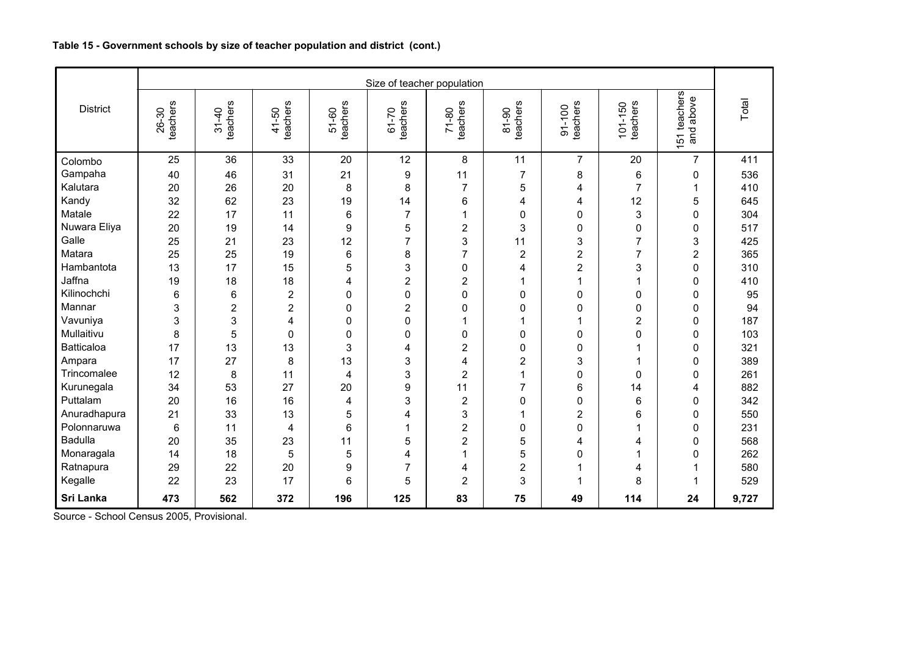**Table 15 - Government schools by size of teacher population and district (cont.)**

| District | Size of teacher population | | | | | | | | | | Total |
|---|---|---|---|---|---|---|---|---|---|---|---|
| | 26-30 teachers | 31-40 teachers | 41-50 teachers | 51-60 teachers | 61-70 teachers | 71-80 teachers | 81-90 teachers | 91-100 teachers | 101-150 teachers | 151 teachers and above | |
| Colombo | 25 | 36 | 33 | 20 | 12 | 8 | 11 | 7 | 20 | 7 | 411 |
| Gampaha | 40 | 46 | 31 | 21 | 9 | 11 | 7 | 8 | 6 | 0 | 536 |
| Kalutara | 20 | 26 | 20 | 8 | 8 | 7 | 5 | 4 | 7 | 1 | 410 |
| Kandy | 32 | 62 | 23 | 19 | 14 | 6 | 4 | 4 | 12 | 5 | 645 |
| Matale | 22 | 17 | 11 | 6 | 7 | 1 | 0 | 0 | 3 | 0 | 304 |
| Nuwara Eliya | 20 | 19 | 14 | 9 | 5 | 2 | 3 | 0 | 0 | 0 | 517 |
| Galle | 25 | 21 | 23 | 12 | 7 | 3 | 11 | 3 | 7 | 3 | 425 |
| Matara | 25 | 25 | 19 | 6 | 8 | 7 | 2 | 2 | 7 | 2 | 365 |
| Hambantota | 13 | 17 | 15 | 5 | 3 | 0 | 4 | 2 | 3 | 0 | 310 |
| Jaffna | 19 | 18 | 18 | 4 | 2 | 2 | 1 | 1 | 1 | 0 | 410 |
| Kilinochchi | 6 | 6 | 2 | 0 | 0 | 0 | 0 | 0 | 0 | 0 | 95 |
| Mannar | 3 | 2 | 2 | 0 | 2 | 0 | 0 | 0 | 0 | 0 | 94 |
| Vavuniya | 3 | 3 | 4 | 0 | 0 | 1 | 1 | 1 | 2 | 0 | 187 |
| Mullaitivu | 8 | 5 | 0 | 0 | 0 | 0 | 0 | 0 | 0 | 0 | 103 |
| Batticaloa | 17 | 13 | 13 | 3 | 4 | 2 | 0 | 0 | 1 | 0 | 321 |
| Ampara | 17 | 27 | 8 | 13 | 3 | 4 | 2 | 3 | 1 | 0 | 389 |
| Trincomalee | 12 | 8 | 11 | 4 | 3 | 2 | 1 | 0 | 0 | 0 | 261 |
| Kurunegala | 34 | 53 | 27 | 20 | 9 | 11 | 7 | 6 | 14 | 4 | 882 |
| Puttalam | 20 | 16 | 16 | 4 | 3 | 2 | 0 | 0 | 6 | 0 | 342 |
| Anuradhapura | 21 | 33 | 13 | 5 | 4 | 3 | 1 | 2 | 6 | 0 | 550 |
| Polonnaruwa | 6 | 11 | 4 | 6 | 1 | 2 | 0 | 0 | 1 | 0 | 231 |
| Badulla | 20 | 35 | 23 | 11 | 5 | 2 | 5 | 4 | 4 | 0 | 568 |
| Monaragala | 14 | 18 | 5 | 5 | 4 | 1 | 5 | 0 | 1 | 0 | 262 |
| Ratnapura | 29 | 22 | 20 | 9 | 7 | 4 | 2 | 1 | 4 | 1 | 580 |
| Kegalle | 22 | 23 | 17 | 6 | 5 | 2 | 3 | 1 | 8 | 1 | 529 |
| **Sri Lanka** | **473** | **562** | **372** | **196** | **125** | **83** | **75** | **49** | **114** | **24** | **9,727** |

Source - School Census 2005, Provisional.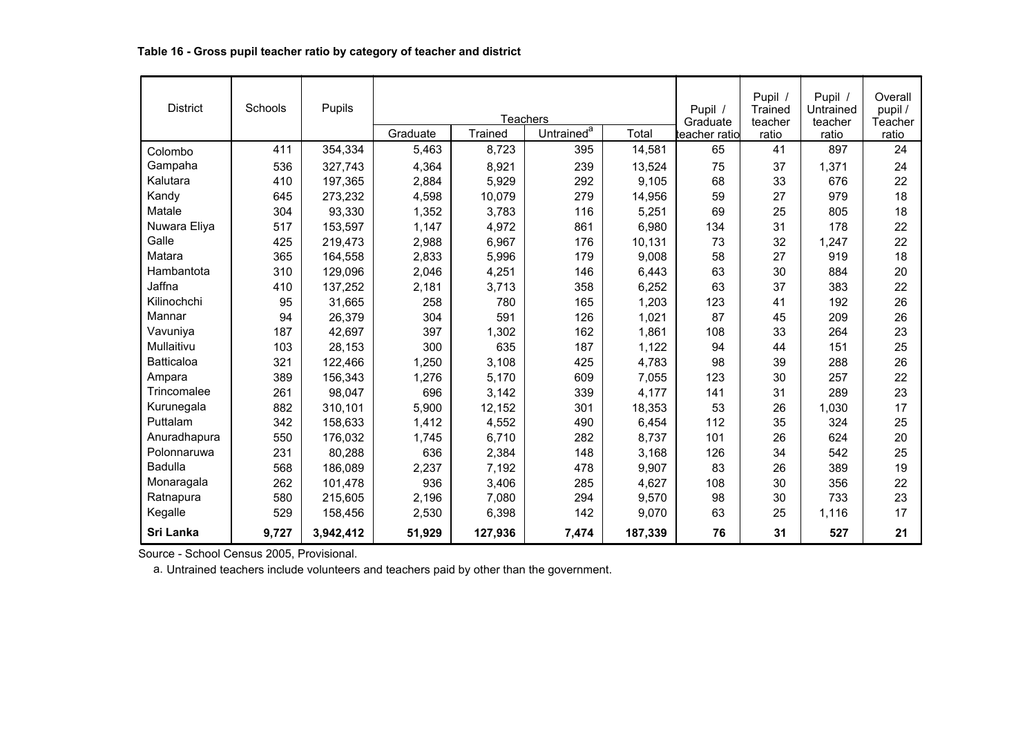**Table 16 - Gross pupil teacher ratio by category of teacher and district**

| District | Schools | Pupils | Teachers | | | | Pupil / Graduate teacher ratio | Pupil / Trained teacher ratio | Pupil / Untrained teacher ratio | Overall pupil / Teacher ratio |
|---|---|---|---|---|---|---|---|---|---|---|
| | | | Graduate | Trained | Untrained[a] | Total | | | | |
| Colombo | 411 | 354,334 | 5,463 | 8,723 | 395 | 14,581 | 65 | 41 | 897 | 24 |
| Gampaha | 536 | 327,743 | 4,364 | 8,921 | 239 | 13,524 | 75 | 37 | 1,371 | 24 |
| Kalutara | 410 | 197,365 | 2,884 | 5,929 | 292 | 9,105 | 68 | 33 | 676 | 22 |
| Kandy | 645 | 273,232 | 4,598 | 10,079 | 279 | 14,956 | 59 | 27 | 979 | 18 |
| Matale | 304 | 93,330 | 1,352 | 3,783 | 116 | 5,251 | 69 | 25 | 805 | 18 |
| Nuwara Eliya | 517 | 153,597 | 1,147 | 4,972 | 861 | 6,980 | 134 | 31 | 178 | 22 |
| Galle | 425 | 219,473 | 2,988 | 6,967 | 176 | 10,131 | 73 | 32 | 1,247 | 22 |
| Matara | 365 | 164,558 | 2,833 | 5,996 | 179 | 9,008 | 58 | 27 | 919 | 18 |
| Hambantota | 310 | 129,096 | 2,046 | 4,251 | 146 | 6,443 | 63 | 30 | 884 | 20 |
| Jaffna | 410 | 137,252 | 2,181 | 3,713 | 358 | 6,252 | 63 | 37 | 383 | 22 |
| Kilinochchi | 95 | 31,665 | 258 | 780 | 165 | 1,203 | 123 | 41 | 192 | 26 |
| Mannar | 94 | 26,379 | 304 | 591 | 126 | 1,021 | 87 | 45 | 209 | 26 |
| Vavuniya | 187 | 42,697 | 397 | 1,302 | 162 | 1,861 | 108 | 33 | 264 | 23 |
| Mullaitivu | 103 | 28,153 | 300 | 635 | 187 | 1,122 | 94 | 44 | 151 | 25 |
| Batticaloa | 321 | 122,466 | 1,250 | 3,108 | 425 | 4,783 | 98 | 39 | 288 | 26 |
| Ampara | 389 | 156,343 | 1,276 | 5,170 | 609 | 7,055 | 123 | 30 | 257 | 22 |
| Trincomalee | 261 | 98,047 | 696 | 3,142 | 339 | 4,177 | 141 | 31 | 289 | 23 |
| Kurunegala | 882 | 310,101 | 5,900 | 12,152 | 301 | 18,353 | 53 | 26 | 1,030 | 17 |
| Puttalam | 342 | 158,633 | 1,412 | 4,552 | 490 | 6,454 | 112 | 35 | 324 | 25 |
| Anuradhapura | 550 | 176,032 | 1,745 | 6,710 | 282 | 8,737 | 101 | 26 | 624 | 20 |
| Polonnaruwa | 231 | 80,288 | 636 | 2,384 | 148 | 3,168 | 126 | 34 | 542 | 25 |
| Badulla | 568 | 186,089 | 2,237 | 7,192 | 478 | 9,907 | 83 | 26 | 389 | 19 |
| Monaragala | 262 | 101,478 | 936 | 3,406 | 285 | 4,627 | 108 | 30 | 356 | 22 |
| Ratnapura | 580 | 215,605 | 2,196 | 7,080 | 294 | 9,570 | 98 | 30 | 733 | 23 |
| Kegalle | 529 | 158,456 | 2,530 | 6,398 | 142 | 9,070 | 63 | 25 | 1,116 | 17 |
| **Sri Lanka** | **9,727** | **3,942,412** | **51,929** | **127,936** | **7,474** | **187,339** | **76** | **31** | **527** | **21** |

Source - School Census 2005, Provisional.

a. Untrained teachers include volunteers and teachers paid by other than the government.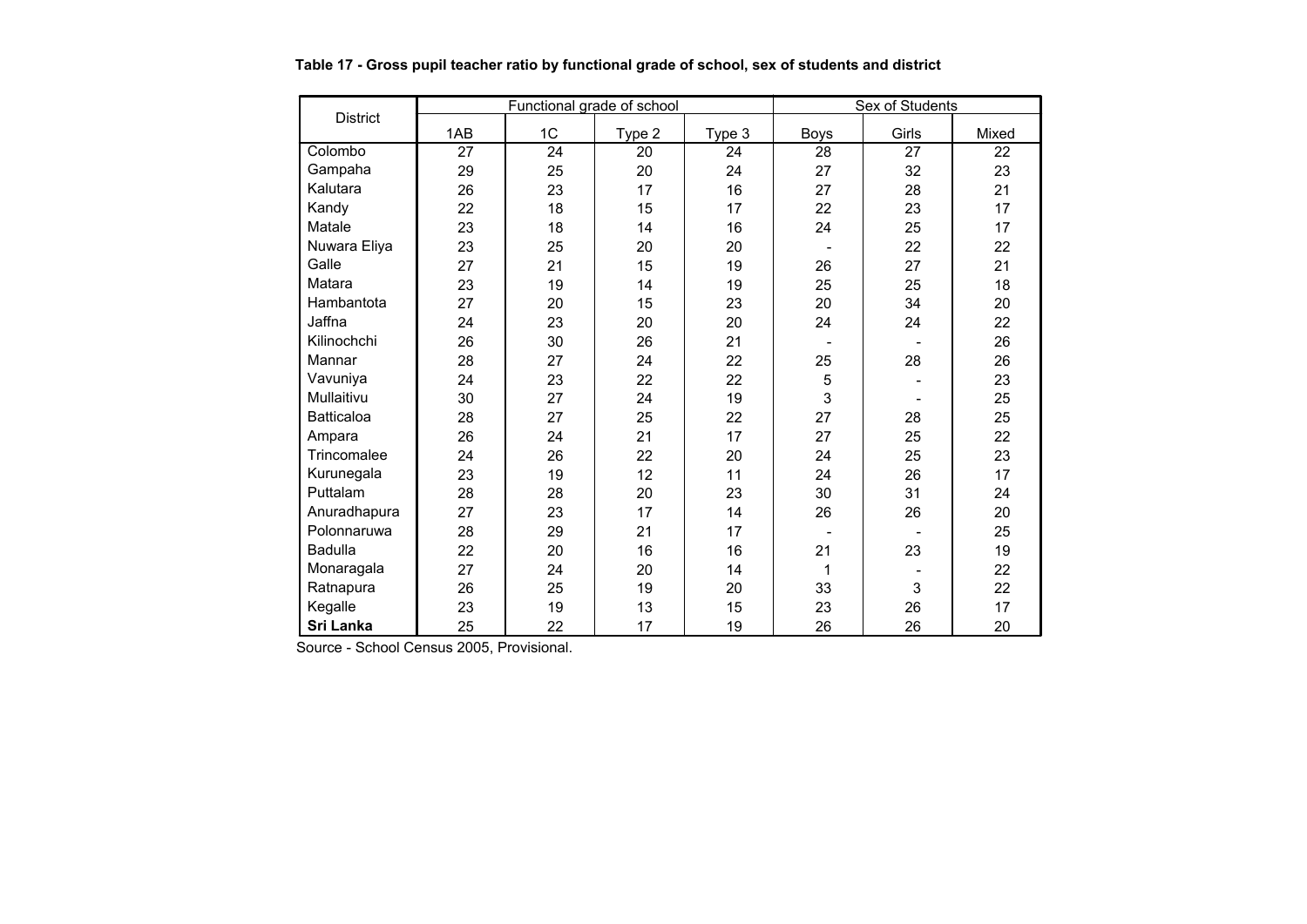**Table 17 - Gross pupil teacher ratio by functional grade of school, sex of students and district**

| District | Functional grade of school | | | | Sex of Students | | |
|---|---|---|---|---|---|---|---|
| | 1AB | 1C | Type 2 | Type 3 | Boys | Girls | Mixed |
| Colombo | 27 | 24 | 20 | 24 | 28 | 27 | 22 |
| Gampaha | 29 | 25 | 20 | 24 | 27 | 32 | 23 |
| Kalutara | 26 | 23 | 17 | 16 | 27 | 28 | 21 |
| Kandy | 22 | 18 | 15 | 17 | 22 | 23 | 17 |
| Matale | 23 | 18 | 14 | 16 | 24 | 25 | 17 |
| Nuwara Eliya | 23 | 25 | 20 | 20 | - | 22 | 22 |
| Galle | 27 | 21 | 15 | 19 | 26 | 27 | 21 |
| Matara | 23 | 19 | 14 | 19 | 25 | 25 | 18 |
| Hambantota | 27 | 20 | 15 | 23 | 20 | 34 | 20 |
| Jaffna | 24 | 23 | 20 | 20 | 24 | 24 | 22 |
| Kilinochchi | 26 | 30 | 26 | 21 | - | - | 26 |
| Mannar | 28 | 27 | 24 | 22 | 25 | 28 | 26 |
| Vavuniya | 24 | 23 | 22 | 22 | 5 | - | 23 |
| Mullaitivu | 30 | 27 | 24 | 19 | 3 | - | 25 |
| Batticaloa | 28 | 27 | 25 | 22 | 27 | 28 | 25 |
| Ampara | 26 | 24 | 21 | 17 | 27 | 25 | 22 |
| Trincomalee | 24 | 26 | 22 | 20 | 24 | 25 | 23 |
| Kurunegala | 23 | 19 | 12 | 11 | 24 | 26 | 17 |
| Puttalam | 28 | 28 | 20 | 23 | 30 | 31 | 24 |
| Anuradhapura | 27 | 23 | 17 | 14 | 26 | 26 | 20 |
| Polonnaruwa | 28 | 29 | 21 | 17 | - | - | 25 |
| Badulla | 22 | 20 | 16 | 16 | 21 | 23 | 19 |
| Monaragala | 27 | 24 | 20 | 14 | 1 | - | 22 |
| Ratnapura | 26 | 25 | 19 | 20 | 33 | 3 | 22 |
| Kegalle | 23 | 19 | 13 | 15 | 23 | 26 | 17 |
| **Sri Lanka** | 25 | 22 | 17 | 19 | 26 | 26 | 20 |

Source - School Census 2005, Provisional.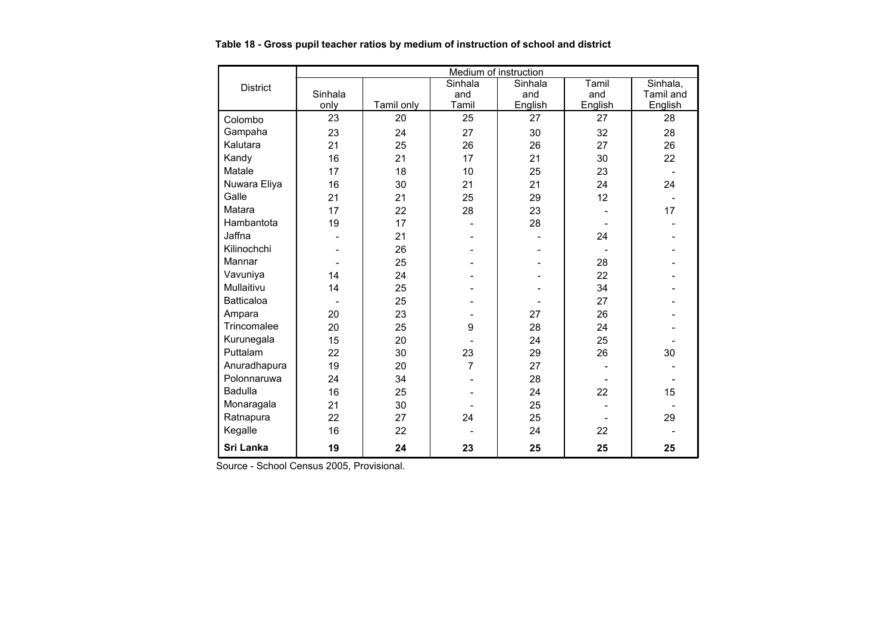**Table 18 - Gross pupil teacher ratios by medium of instruction of school and district**

| District | Medium of instruction | | | | | |
|---|---|---|---|---|---|---|
| | Sinhala only | Tamil only | Sinhala and Tamil | Sinhala and English | Tamil and English | Sinhala, Tamil and English |
| Colombo | 23 | 20 | 25 | 27 | 27 | 28 |
| Gampaha | 23 | 24 | 27 | 30 | 32 | 28 |
| Kalutara | 21 | 25 | 26 | 26 | 27 | 26 |
| Kandy | 16 | 21 | 17 | 21 | 30 | 22 |
| Matale | 17 | 18 | 10 | 25 | 23 | - |
| Nuwara Eliya | 16 | 30 | 21 | 21 | 24 | 24 |
| Galle | 21 | 21 | 25 | 29 | 12 | - |
| Matara | 17 | 22 | 28 | 23 | - | 17 |
| Hambantota | 19 | 17 | - | 28 | - | - |
| Jaffna | - | 21 | - | - | 24 | - |
| Kilinochchi | - | 26 | - | - | - | - |
| Mannar | - | 25 | - | - | 28 | - |
| Vavuniya | 14 | 24 | - | - | 22 | - |
| Mullaitivu | 14 | 25 | - | - | 34 | - |
| Batticaloa | - | 25 | - | - | 27 | - |
| Ampara | 20 | 23 | - | 27 | 26 | - |
| Trincomalee | 20 | 25 | 9 | 28 | 24 | - |
| Kurunegala | 15 | 20 | - | 24 | 25 | - |
| Puttalam | 22 | 30 | 23 | 29 | 26 | 30 |
| Anuradhapura | 19 | 20 | 7 | 27 | - | - |
| Polonnaruwa | 24 | 34 | - | 28 | - | - |
| Badulla | 16 | 25 | - | 24 | 22 | 15 |
| Monaragala | 21 | 30 | - | 25 | - | - |
| Ratnapura | 22 | 27 | 24 | 25 | - | 29 |
| Kegalle | 16 | 22 | - | 24 | 22 | - |
| **Sri Lanka** | **19** | **24** | **23** | **25** | **25** | **25** |

Source - School Census 2005, Provisional.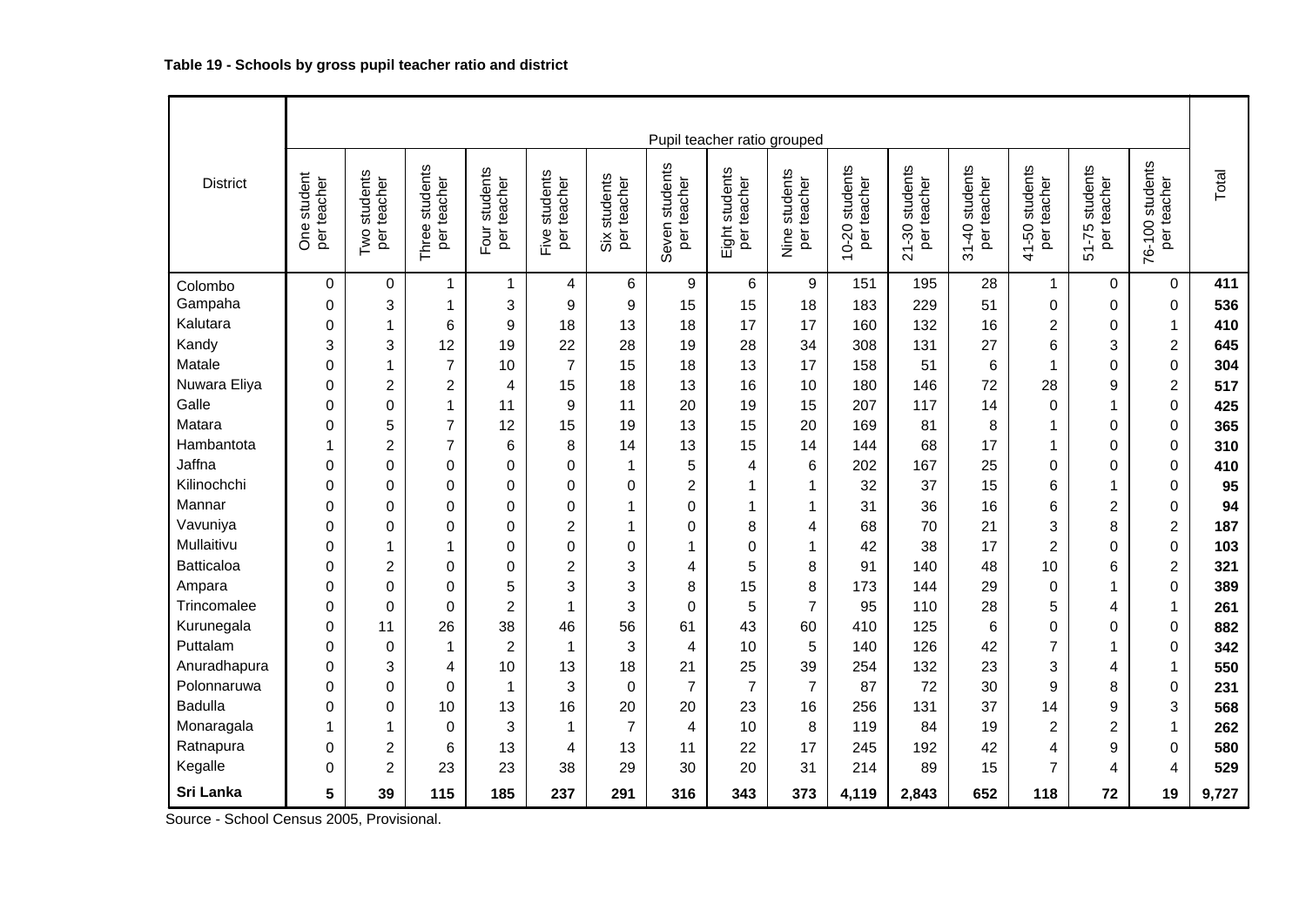**Table 19 - Schools by gross pupil teacher ratio and district**

| District | Pupil teacher ratio grouped | | | | | | | | | | | | | | | Total |
|---|---|---|---|---|---|---|---|---|---|---|---|---|---|---|---|---|
| | One student per teacher | Two students per teacher | Three students per teacher | Four students per teacher | Five students per teacher | Six students per teacher | Seven students per teacher | Eight students per teacher | Nine students per teacher | 10-20 students per teacher | 21-30 students per teacher | 31-40 students per teacher | 41-50 students per teacher | 51-75 students per teacher | 76-100 students per teacher | |
| Colombo | 0 | 0 | 1 | 1 | 4 | 6 | 9 | 6 | 9 | 151 | 195 | 28 | 1 | 0 | 0 | **411** |
| Gampaha | 0 | 3 | 1 | 3 | 9 | 9 | 15 | 15 | 18 | 183 | 229 | 51 | 0 | 0 | 0 | **536** |
| Kalutara | 0 | 1 | 6 | 9 | 18 | 13 | 18 | 17 | 17 | 160 | 132 | 16 | 2 | 0 | 1 | **410** |
| Kandy | 3 | 3 | 12 | 19 | 22 | 28 | 19 | 28 | 34 | 308 | 131 | 27 | 6 | 3 | 2 | **645** |
| Matale | 0 | 1 | 7 | 10 | 7 | 15 | 18 | 13 | 17 | 158 | 51 | 6 | 1 | 0 | 0 | **304** |
| Nuwara Eliya | 0 | 2 | 2 | 4 | 15 | 18 | 13 | 16 | 10 | 180 | 146 | 72 | 28 | 9 | 2 | **517** |
| Galle | 0 | 0 | 1 | 11 | 9 | 11 | 20 | 19 | 15 | 207 | 117 | 14 | 0 | 1 | 0 | **425** |
| Matara | 0 | 5 | 7 | 12 | 15 | 19 | 13 | 15 | 20 | 169 | 81 | 8 | 1 | 0 | 0 | **365** |
| Hambantota | 1 | 2 | 7 | 6 | 8 | 14 | 13 | 15 | 14 | 144 | 68 | 17 | 1 | 0 | 0 | **310** |
| Jaffna | 0 | 0 | 0 | 0 | 0 | 1 | 5 | 4 | 6 | 202 | 167 | 25 | 0 | 0 | 0 | **410** |
| Kilinochchi | 0 | 0 | 0 | 0 | 0 | 0 | 2 | 1 | 1 | 32 | 37 | 15 | 6 | 1 | 0 | **95** |
| Mannar | 0 | 0 | 0 | 0 | 0 | 1 | 0 | 1 | 1 | 31 | 36 | 16 | 6 | 2 | 0 | **94** |
| Vavuniya | 0 | 0 | 0 | 0 | 2 | 1 | 0 | 8 | 4 | 68 | 70 | 21 | 3 | 8 | 2 | **187** |
| Mullaitivu | 0 | 1 | 1 | 0 | 0 | 0 | 1 | 0 | 1 | 42 | 38 | 17 | 2 | 0 | 0 | **103** |
| Batticaloa | 0 | 2 | 0 | 0 | 2 | 3 | 4 | 5 | 8 | 91 | 140 | 48 | 10 | 6 | 2 | **321** |
| Ampara | 0 | 0 | 0 | 5 | 3 | 3 | 8 | 15 | 8 | 173 | 144 | 29 | 0 | 1 | 0 | **389** |
| Trincomalee | 0 | 0 | 0 | 2 | 1 | 3 | 0 | 5 | 7 | 95 | 110 | 28 | 5 | 4 | 1 | **261** |
| Kurunegala | 0 | 11 | 26 | 38 | 46 | 56 | 61 | 43 | 60 | 410 | 125 | 6 | 0 | 0 | 0 | **882** |
| Puttalam | 0 | 0 | 1 | 2 | 1 | 3 | 4 | 10 | 5 | 140 | 126 | 42 | 7 | 1 | 0 | **342** |
| Anuradhapura | 0 | 3 | 4 | 10 | 13 | 18 | 21 | 25 | 39 | 254 | 132 | 23 | 3 | 4 | 1 | **550** |
| Polonnaruwa | 0 | 0 | 0 | 1 | 3 | 0 | 7 | 7 | 7 | 87 | 72 | 30 | 9 | 8 | 0 | **231** |
| Badulla | 0 | 0 | 10 | 13 | 16 | 20 | 20 | 23 | 16 | 256 | 131 | 37 | 14 | 9 | 3 | **568** |
| Monaragala | 1 | 1 | 0 | 3 | 1 | 7 | 4 | 10 | 8 | 119 | 84 | 19 | 2 | 2 | 1 | **262** |
| Ratnapura | 0 | 2 | 6 | 13 | 4 | 13 | 11 | 22 | 17 | 245 | 192 | 42 | 4 | 9 | 0 | **580** |
| Kegalle | 0 | 2 | 23 | 23 | 38 | 29 | 30 | 20 | 31 | 214 | 89 | 15 | 7 | 4 | 4 | **529** |
| **Sri Lanka** | **5** | **39** | **115** | **185** | **237** | **291** | **316** | **343** | **373** | **4,119** | **2,843** | **652** | **118** | **72** | **19** | **9,727** |

Source - School Census 2005, Provisional.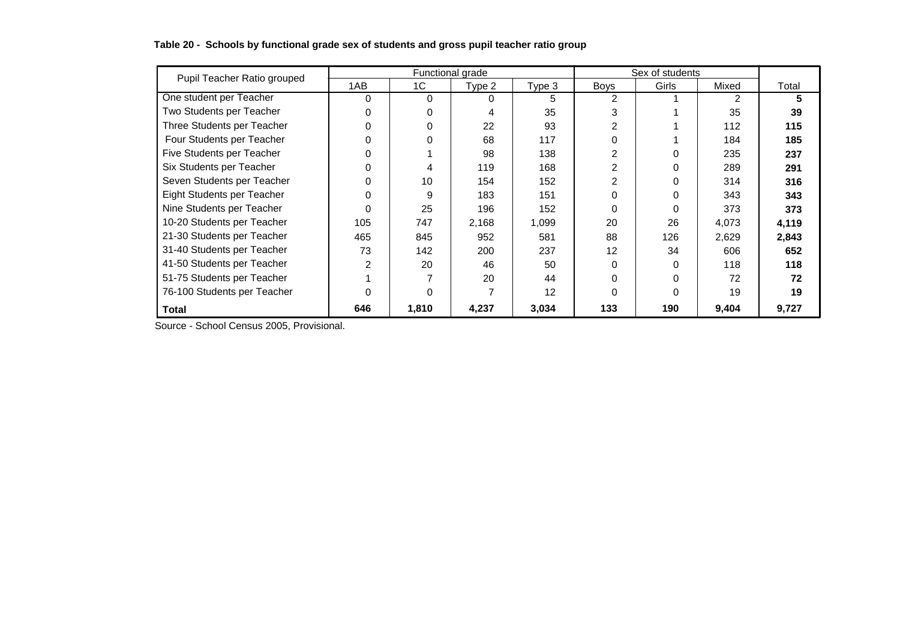**Table 20 - Schools by functional grade sex of students and gross pupil teacher ratio group**

| Pupil Teacher Ratio grouped | Functional grade | | | | Sex of students | | | |
|---|---|---|---|---|---|---|---|---|
| | 1AB | 1C | Type 2 | Type 3 | Boys | Girls | Mixed | Total |
| One student per Teacher | 0 | 0 | 0 | 5 | 2 | 1 | 2 | **5** |
| Two Students per Teacher | 0 | 0 | 4 | 35 | 3 | 1 | 35 | **39** |
| Three Students per Teacher | 0 | 0 | 22 | 93 | 2 | 1 | 112 | **115** |
| Four Students per Teacher | 0 | 0 | 68 | 117 | 0 | 1 | 184 | **185** |
| Five Students per Teacher | 0 | 1 | 98 | 138 | 2 | 0 | 235 | **237** |
| Six Students per Teacher | 0 | 4 | 119 | 168 | 2 | 0 | 289 | **291** |
| Seven Students per Teacher | 0 | 10 | 154 | 152 | 2 | 0 | 314 | **316** |
| Eight Students per Teacher | 0 | 9 | 183 | 151 | 0 | 0 | 343 | **343** |
| Nine Students per Teacher | 0 | 25 | 196 | 152 | 0 | 0 | 373 | **373** |
| 10-20 Students per Teacher | 105 | 747 | 2,168 | 1,099 | 20 | 26 | 4,073 | **4,119** |
| 21-30 Students per Teacher | 465 | 845 | 952 | 581 | 88 | 126 | 2,629 | **2,843** |
| 31-40 Students per Teacher | 73 | 142 | 200 | 237 | 12 | 34 | 606 | **652** |
| 41-50 Students per Teacher | 2 | 20 | 46 | 50 | 0 | 0 | 118 | **118** |
| 51-75 Students per Teacher | 1 | 7 | 20 | 44 | 0 | 0 | 72 | **72** |
| 76-100 Students per Teacher | 0 | 0 | 7 | 12 | 0 | 0 | 19 | **19** |
| **Total** | **646** | **1,810** | **4,237** | **3,034** | **133** | **190** | **9,404** | **9,727** |

Source - School Census 2005, Provisional.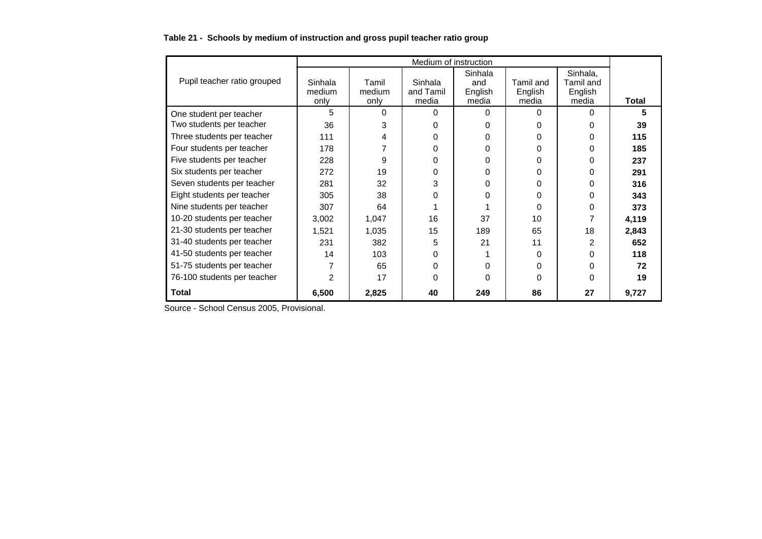**Table 21 - Schools by medium of instruction and gross pupil teacher ratio group**

| Pupil teacher ratio grouped | Medium of instruction | | | | | | Total |
|---|---|---|---|---|---|---|---|
| | Sinhala medium only | Tamil medium only | Sinhala and Tamil media | Sinhala and English media | Tamil and English media | Sinhala, Tamil and English media | |
| One student per teacher | 5 | 0 | 0 | 0 | 0 | 0 | **5** |
| Two students per teacher | 36 | 3 | 0 | 0 | 0 | 0 | **39** |
| Three students per teacher | 111 | 4 | 0 | 0 | 0 | 0 | **115** |
| Four students per teacher | 178 | 7 | 0 | 0 | 0 | 0 | **185** |
| Five students per teacher | 228 | 9 | 0 | 0 | 0 | 0 | **237** |
| Six students per teacher | 272 | 19 | 0 | 0 | 0 | 0 | **291** |
| Seven students per teacher | 281 | 32 | 3 | 0 | 0 | 0 | **316** |
| Eight students per teacher | 305 | 38 | 0 | 0 | 0 | 0 | **343** |
| Nine students per teacher | 307 | 64 | 1 | 1 | 0 | 0 | **373** |
| 10-20 students per teacher | 3,002 | 1,047 | 16 | 37 | 10 | 7 | **4,119** |
| 21-30 students per teacher | 1,521 | 1,035 | 15 | 189 | 65 | 18 | **2,843** |
| 31-40 students per teacher | 231 | 382 | 5 | 21 | 11 | 2 | **652** |
| 41-50 students per teacher | 14 | 103 | 0 | 1 | 0 | 0 | **118** |
| 51-75 students per teacher | 7 | 65 | 0 | 0 | 0 | 0 | **72** |
| 76-100 students per teacher | 2 | 17 | 0 | 0 | 0 | 0 | **19** |
| **Total** | **6,500** | **2,825** | **40** | **249** | **86** | **27** | **9,727** |

Source - School Census 2005, Provisional.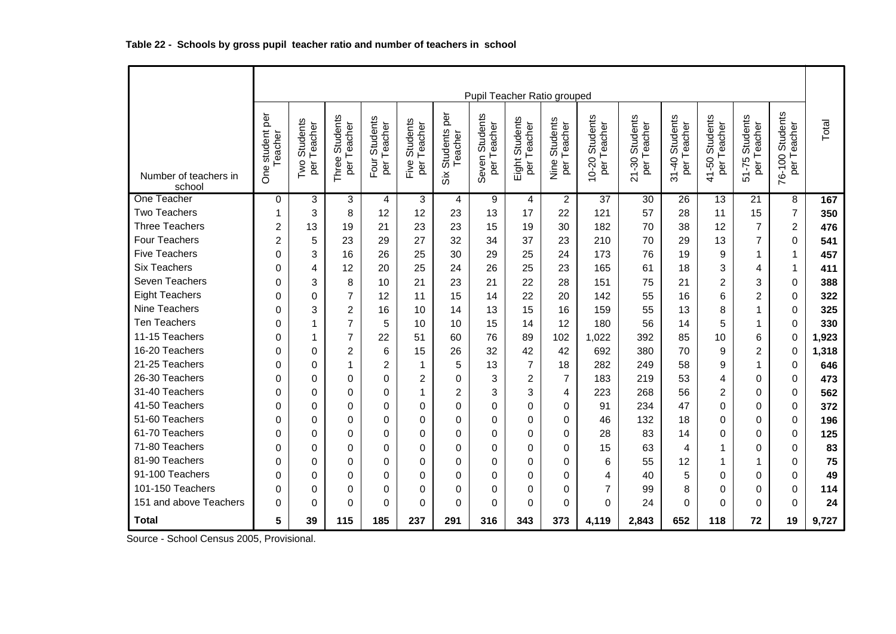**Table 22 - Schools by gross pupil teacher ratio and number of teachers in school**

| Number of teachers in school | Pupil Teacher Ratio grouped | | | | | | | | | | | | | | | Total |
|---|---|---|---|---|---|---|---|---|---|---|---|---|---|---|---|---|
| | One student per Teacher | Two Students per Teacher | Three Students per Teacher | Four Students per Teacher | Five Students per Teacher | Six Students per Teacher | Seven Students per Teacher | Eight Students per Teacher | Nine Students per Teacher | 10-20 Students per Teacher | 21-30 Students per Teacher | 31-40 Students per Teacher | 41-50 Students per Teacher | 51-75 Students per Teacher | 76-100 Students per Teacher | |
| One Teacher | 0 | 3 | 3 | 4 | 3 | 4 | 9 | 4 | 2 | 37 | 30 | 26 | 13 | 21 | 8 | **167** |
| Two Teachers | 1 | 3 | 8 | 12 | 12 | 23 | 13 | 17 | 22 | 121 | 57 | 28 | 11 | 15 | 7 | **350** |
| Three Teachers | 2 | 13 | 19 | 21 | 23 | 23 | 15 | 19 | 30 | 182 | 70 | 38 | 12 | 7 | 2 | **476** |
| Four Teachers | 2 | 5 | 23 | 29 | 27 | 32 | 34 | 37 | 23 | 210 | 70 | 29 | 13 | 7 | 0 | **541** |
| Five Teachers | 0 | 3 | 16 | 26 | 25 | 30 | 29 | 25 | 24 | 173 | 76 | 19 | 9 | 1 | 1 | **457** |
| Six Teachers | 0 | 4 | 12 | 20 | 25 | 24 | 26 | 25 | 23 | 165 | 61 | 18 | 3 | 4 | 1 | **411** |
| Seven Teachers | 0 | 3 | 8 | 10 | 21 | 23 | 21 | 22 | 28 | 151 | 75 | 21 | 2 | 3 | 0 | **388** |
| Eight Teachers | 0 | 0 | 7 | 12 | 11 | 15 | 14 | 22 | 20 | 142 | 55 | 16 | 6 | 2 | 0 | **322** |
| Nine Teachers | 0 | 3 | 2 | 16 | 10 | 14 | 13 | 15 | 16 | 159 | 55 | 13 | 8 | 1 | 0 | **325** |
| Ten Teachers | 0 | 1 | 7 | 5 | 10 | 10 | 15 | 14 | 12 | 180 | 56 | 14 | 5 | 1 | 0 | **330** |
| 11-15 Teachers | 0 | 1 | 7 | 22 | 51 | 60 | 76 | 89 | 102 | 1,022 | 392 | 85 | 10 | 6 | 0 | **1,923** |
| 16-20 Teachers | 0 | 0 | 2 | 6 | 15 | 26 | 32 | 42 | 42 | 692 | 380 | 70 | 9 | 2 | 0 | **1,318** |
| 21-25 Teachers | 0 | 0 | 1 | 2 | 1 | 5 | 13 | 7 | 18 | 282 | 249 | 58 | 9 | 1 | 0 | **646** |
| 26-30 Teachers | 0 | 0 | 0 | 0 | 2 | 0 | 3 | 2 | 7 | 183 | 219 | 53 | 4 | 0 | 0 | **473** |
| 31-40 Teachers | 0 | 0 | 0 | 0 | 1 | 2 | 3 | 3 | 4 | 223 | 268 | 56 | 2 | 0 | 0 | **562** |
| 41-50 Teachers | 0 | 0 | 0 | 0 | 0 | 0 | 0 | 0 | 0 | 91 | 234 | 47 | 0 | 0 | 0 | **372** |
| 51-60 Teachers | 0 | 0 | 0 | 0 | 0 | 0 | 0 | 0 | 0 | 46 | 132 | 18 | 0 | 0 | 0 | **196** |
| 61-70 Teachers | 0 | 0 | 0 | 0 | 0 | 0 | 0 | 0 | 0 | 28 | 83 | 14 | 0 | 0 | 0 | **125** |
| 71-80 Teachers | 0 | 0 | 0 | 0 | 0 | 0 | 0 | 0 | 0 | 15 | 63 | 4 | 1 | 0 | 0 | **83** |
| 81-90 Teachers | 0 | 0 | 0 | 0 | 0 | 0 | 0 | 0 | 0 | 6 | 55 | 12 | 1 | 1 | 0 | **75** |
| 91-100 Teachers | 0 | 0 | 0 | 0 | 0 | 0 | 0 | 0 | 0 | 4 | 40 | 5 | 0 | 0 | 0 | **49** |
| 101-150 Teachers | 0 | 0 | 0 | 0 | 0 | 0 | 0 | 0 | 0 | 7 | 99 | 8 | 0 | 0 | 0 | **114** |
| 151 and above Teachers | 0 | 0 | 0 | 0 | 0 | 0 | 0 | 0 | 0 | 0 | 24 | 0 | 0 | 0 | 0 | **24** |
| **Total** | **5** | **39** | **115** | **185** | **237** | **291** | **316** | **343** | **373** | **4,119** | **2,843** | **652** | **118** | **72** | **19** | **9,727** |

Source - School Census 2005, Provisional.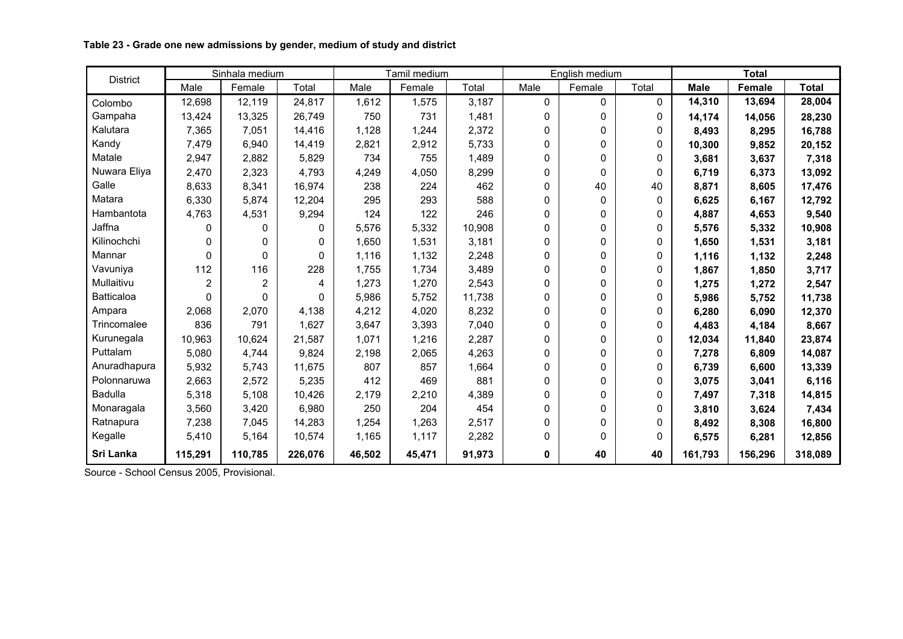**Table 23 - Grade one new admissions by gender, medium of study and district**

| District | Sinhala medium | | | Tamil medium | | | English medium | | | **Total** | | |
|---|---|---|---|---|---|---|---|---|---|---|---|---|
| | Male | Female | Total | Male | Female | Total | Male | Female | Total | **Male** | **Female** | **Total** |
| Colombo | 12,698 | 12,119 | 24,817 | 1,612 | 1,575 | 3,187 | 0 | 0 | 0 | **14,310** | **13,694** | **28,004** |
| Gampaha | 13,424 | 13,325 | 26,749 | 750 | 731 | 1,481 | 0 | 0 | 0 | **14,174** | **14,056** | **28,230** |
| Kalutara | 7,365 | 7,051 | 14,416 | 1,128 | 1,244 | 2,372 | 0 | 0 | 0 | **8,493** | **8,295** | **16,788** |
| Kandy | 7,479 | 6,940 | 14,419 | 2,821 | 2,912 | 5,733 | 0 | 0 | 0 | **10,300** | **9,852** | **20,152** |
| Matale | 2,947 | 2,882 | 5,829 | 734 | 755 | 1,489 | 0 | 0 | 0 | **3,681** | **3,637** | **7,318** |
| Nuwara Eliya | 2,470 | 2,323 | 4,793 | 4,249 | 4,050 | 8,299 | 0 | 0 | 0 | **6,719** | **6,373** | **13,092** |
| Galle | 8,633 | 8,341 | 16,974 | 238 | 224 | 462 | 0 | 40 | 40 | **8,871** | **8,605** | **17,476** |
| Matara | 6,330 | 5,874 | 12,204 | 295 | 293 | 588 | 0 | 0 | 0 | **6,625** | **6,167** | **12,792** |
| Hambantota | 4,763 | 4,531 | 9,294 | 124 | 122 | 246 | 0 | 0 | 0 | **4,887** | **4,653** | **9,540** |
| Jaffna | 0 | 0 | 0 | 5,576 | 5,332 | 10,908 | 0 | 0 | 0 | **5,576** | **5,332** | **10,908** |
| Kilinochchi | 0 | 0 | 0 | 1,650 | 1,531 | 3,181 | 0 | 0 | 0 | **1,650** | **1,531** | **3,181** |
| Mannar | 0 | 0 | 0 | 1,116 | 1,132 | 2,248 | 0 | 0 | 0 | **1,116** | **1,132** | **2,248** |
| Vavuniya | 112 | 116 | 228 | 1,755 | 1,734 | 3,489 | 0 | 0 | 0 | **1,867** | **1,850** | **3,717** |
| Mullaitivu | 2 | 2 | 4 | 1,273 | 1,270 | 2,543 | 0 | 0 | 0 | **1,275** | **1,272** | **2,547** |
| Batticaloa | 0 | 0 | 0 | 5,986 | 5,752 | 11,738 | 0 | 0 | 0 | **5,986** | **5,752** | **11,738** |
| Ampara | 2,068 | 2,070 | 4,138 | 4,212 | 4,020 | 8,232 | 0 | 0 | 0 | **6,280** | **6,090** | **12,370** |
| Trincomalee | 836 | 791 | 1,627 | 3,647 | 3,393 | 7,040 | 0 | 0 | 0 | **4,483** | **4,184** | **8,667** |
| Kurunegala | 10,963 | 10,624 | 21,587 | 1,071 | 1,216 | 2,287 | 0 | 0 | 0 | **12,034** | **11,840** | **23,874** |
| Puttalam | 5,080 | 4,744 | 9,824 | 2,198 | 2,065 | 4,263 | 0 | 0 | 0 | **7,278** | **6,809** | **14,087** |
| Anuradhapura | 5,932 | 5,743 | 11,675 | 807 | 857 | 1,664 | 0 | 0 | 0 | **6,739** | **6,600** | **13,339** |
| Polonnaruwa | 2,663 | 2,572 | 5,235 | 412 | 469 | 881 | 0 | 0 | 0 | **3,075** | **3,041** | **6,116** |
| Badulla | 5,318 | 5,108 | 10,426 | 2,179 | 2,210 | 4,389 | 0 | 0 | 0 | **7,497** | **7,318** | **14,815** |
| Monaragala | 3,560 | 3,420 | 6,980 | 250 | 204 | 454 | 0 | 0 | 0 | **3,810** | **3,624** | **7,434** |
| Ratnapura | 7,238 | 7,045 | 14,283 | 1,254 | 1,263 | 2,517 | 0 | 0 | 0 | **8,492** | **8,308** | **16,800** |
| Kegalle | 5,410 | 5,164 | 10,574 | 1,165 | 1,117 | 2,282 | 0 | 0 | 0 | **6,575** | **6,281** | **12,856** |
| **Sri Lanka** | **115,291** | **110,785** | **226,076** | **46,502** | **45,471** | **91,973** | **0** | **40** | **40** | **161,793** | **156,296** | **318,089** |

Source - School Census 2005, Provisional.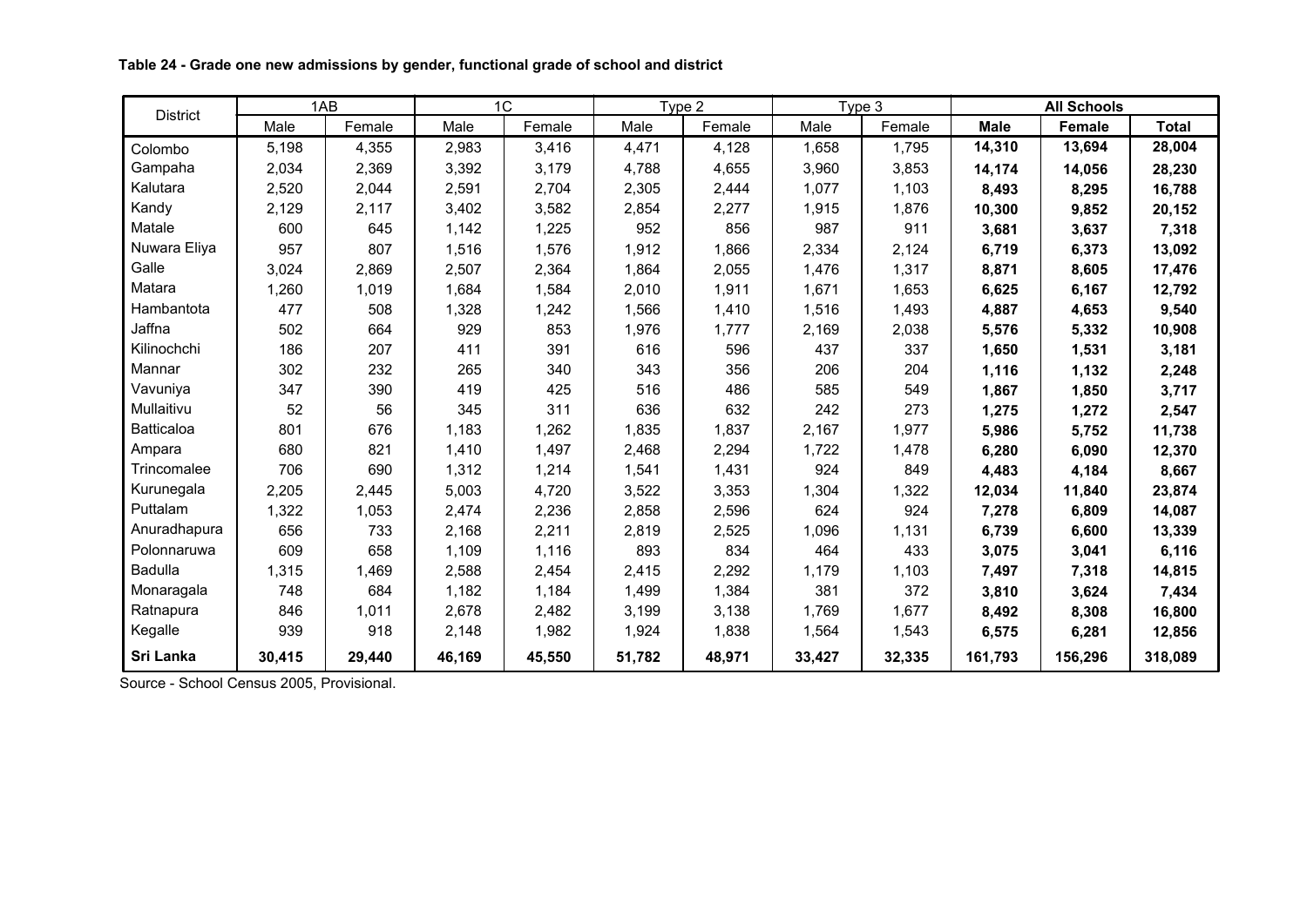**Table 24 - Grade one new admissions by gender, functional grade of school and district**

| District | 1AB | | 1C | | Type 2 | | Type 3 | | **All Schools** | | |
|---|---|---|---|---|---|---|---|---|---|---|---|
| | Male | Female | Male | Female | Male | Female | Male | Female | **Male** | **Female** | **Total** |
| Colombo | 5,198 | 4,355 | 2,983 | 3,416 | 4,471 | 4,128 | 1,658 | 1,795 | **14,310** | **13,694** | **28,004** |
| Gampaha | 2,034 | 2,369 | 3,392 | 3,179 | 4,788 | 4,655 | 3,960 | 3,853 | **14,174** | **14,056** | **28,230** |
| Kalutara | 2,520 | 2,044 | 2,591 | 2,704 | 2,305 | 2,444 | 1,077 | 1,103 | **8,493** | **8,295** | **16,788** |
| Kandy | 2,129 | 2,117 | 3,402 | 3,582 | 2,854 | 2,277 | 1,915 | 1,876 | **10,300** | **9,852** | **20,152** |
| Matale | 600 | 645 | 1,142 | 1,225 | 952 | 856 | 987 | 911 | **3,681** | **3,637** | **7,318** |
| Nuwara Eliya | 957 | 807 | 1,516 | 1,576 | 1,912 | 1,866 | 2,334 | 2,124 | **6,719** | **6,373** | **13,092** |
| Galle | 3,024 | 2,869 | 2,507 | 2,364 | 1,864 | 2,055 | 1,476 | 1,317 | **8,871** | **8,605** | **17,476** |
| Matara | 1,260 | 1,019 | 1,684 | 1,584 | 2,010 | 1,911 | 1,671 | 1,653 | **6,625** | **6,167** | **12,792** |
| Hambantota | 477 | 508 | 1,328 | 1,242 | 1,566 | 1,410 | 1,516 | 1,493 | **4,887** | **4,653** | **9,540** |
| Jaffna | 502 | 664 | 929 | 853 | 1,976 | 1,777 | 2,169 | 2,038 | **5,576** | **5,332** | **10,908** |
| Kilinochchi | 186 | 207 | 411 | 391 | 616 | 596 | 437 | 337 | **1,650** | **1,531** | **3,181** |
| Mannar | 302 | 232 | 265 | 340 | 343 | 356 | 206 | 204 | **1,116** | **1,132** | **2,248** |
| Vavuniya | 347 | 390 | 419 | 425 | 516 | 486 | 585 | 549 | **1,867** | **1,850** | **3,717** |
| Mullaitivu | 52 | 56 | 345 | 311 | 636 | 632 | 242 | 273 | **1,275** | **1,272** | **2,547** |
| Batticaloa | 801 | 676 | 1,183 | 1,262 | 1,835 | 1,837 | 2,167 | 1,977 | **5,986** | **5,752** | **11,738** |
| Ampara | 680 | 821 | 1,410 | 1,497 | 2,468 | 2,294 | 1,722 | 1,478 | **6,280** | **6,090** | **12,370** |
| Trincomalee | 706 | 690 | 1,312 | 1,214 | 1,541 | 1,431 | 924 | 849 | **4,483** | **4,184** | **8,667** |
| Kurunegala | 2,205 | 2,445 | 5,003 | 4,720 | 3,522 | 3,353 | 1,304 | 1,322 | **12,034** | **11,840** | **23,874** |
| Puttalam | 1,322 | 1,053 | 2,474 | 2,236 | 2,858 | 2,596 | 624 | 924 | **7,278** | **6,809** | **14,087** |
| Anuradhapura | 656 | 733 | 2,168 | 2,211 | 2,819 | 2,525 | 1,096 | 1,131 | **6,739** | **6,600** | **13,339** |
| Polonnaruwa | 609 | 658 | 1,109 | 1,116 | 893 | 834 | 464 | 433 | **3,075** | **3,041** | **6,116** |
| Badulla | 1,315 | 1,469 | 2,588 | 2,454 | 2,415 | 2,292 | 1,179 | 1,103 | **7,497** | **7,318** | **14,815** |
| Monaragala | 748 | 684 | 1,182 | 1,184 | 1,499 | 1,384 | 381 | 372 | **3,810** | **3,624** | **7,434** |
| Ratnapura | 846 | 1,011 | 2,678 | 2,482 | 3,199 | 3,138 | 1,769 | 1,677 | **8,492** | **8,308** | **16,800** |
| Kegalle | 939 | 918 | 2,148 | 1,982 | 1,924 | 1,838 | 1,564 | 1,543 | **6,575** | **6,281** | **12,856** |
| **Sri Lanka** | **30,415** | **29,440** | **46,169** | **45,550** | **51,782** | **48,971** | **33,427** | **32,335** | **161,793** | **156,296** | **318,089** |

Source - School Census 2005, Provisional.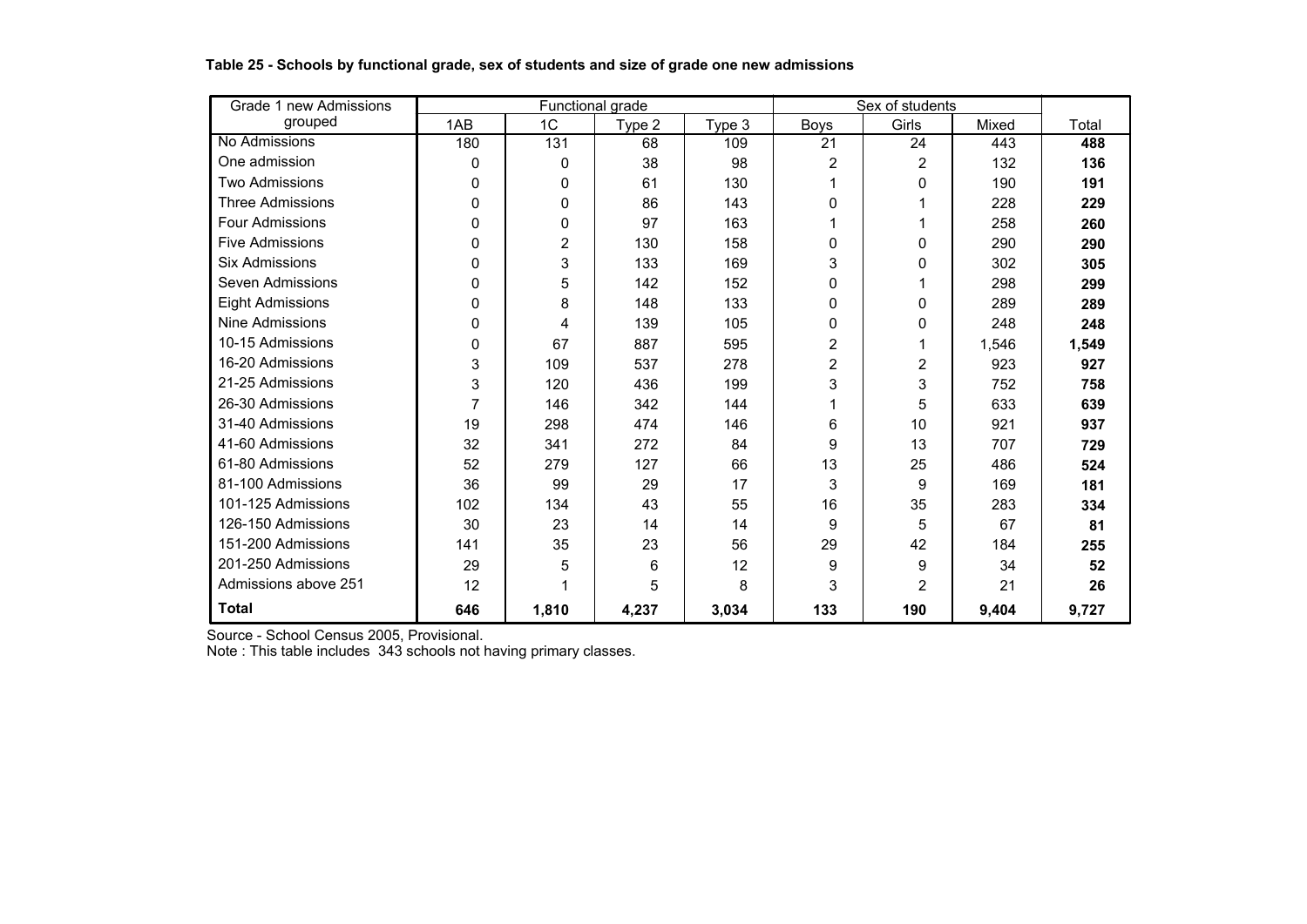**Table 25 - Schools by functional grade, sex of students and size of grade one new admissions**

| Grade 1 new Admissions grouped | Functional grade | | | | Sex of students | | | Total |
|---|---|---|---|---|---|---|---|---|
| | 1AB | 1C | Type 2 | Type 3 | Boys | Girls | Mixed | |
| No Admissions | 180 | 131 | 68 | 109 | 21 | 24 | 443 | **488** |
| One admission | 0 | 0 | 38 | 98 | 2 | 2 | 132 | **136** |
| Two Admissions | 0 | 0 | 61 | 130 | 1 | 0 | 190 | **191** |
| Three Admissions | 0 | 0 | 86 | 143 | 0 | 1 | 228 | **229** |
| Four Admissions | 0 | 0 | 97 | 163 | 1 | 1 | 258 | **260** |
| Five Admissions | 0 | 2 | 130 | 158 | 0 | 0 | 290 | **290** |
| Six Admissions | 0 | 3 | 133 | 169 | 3 | 0 | 302 | **305** |
| Seven Admissions | 0 | 5 | 142 | 152 | 0 | 1 | 298 | **299** |
| Eight Admissions | 0 | 8 | 148 | 133 | 0 | 0 | 289 | **289** |
| Nine Admissions | 0 | 4 | 139 | 105 | 0 | 0 | 248 | **248** |
| 10-15 Admissions | 0 | 67 | 887 | 595 | 2 | 1 | 1,546 | **1,549** |
| 16-20 Admissions | 3 | 109 | 537 | 278 | 2 | 2 | 923 | **927** |
| 21-25 Admissions | 3 | 120 | 436 | 199 | 3 | 3 | 752 | **758** |
| 26-30 Admissions | 7 | 146 | 342 | 144 | 1 | 5 | 633 | **639** |
| 31-40 Admissions | 19 | 298 | 474 | 146 | 6 | 10 | 921 | **937** |
| 41-60 Admissions | 32 | 341 | 272 | 84 | 9 | 13 | 707 | **729** |
| 61-80 Admissions | 52 | 279 | 127 | 66 | 13 | 25 | 486 | **524** |
| 81-100 Admissions | 36 | 99 | 29 | 17 | 3 | 9 | 169 | **181** |
| 101-125 Admissions | 102 | 134 | 43 | 55 | 16 | 35 | 283 | **334** |
| 126-150 Admissions | 30 | 23 | 14 | 14 | 9 | 5 | 67 | **81** |
| 151-200 Admissions | 141 | 35 | 23 | 56 | 29 | 42 | 184 | **255** |
| 201-250 Admissions | 29 | 5 | 6 | 12 | 9 | 9 | 34 | **52** |
| Admissions above 251 | 12 | 1 | 5 | 8 | 3 | 2 | 21 | **26** |
| **Total** | **646** | **1,810** | **4,237** | **3,034** | **133** | **190** | **9,404** | **9,727** |

Source - School Census 2005, Provisional.
Note : This table includes 343 schools not having primary classes.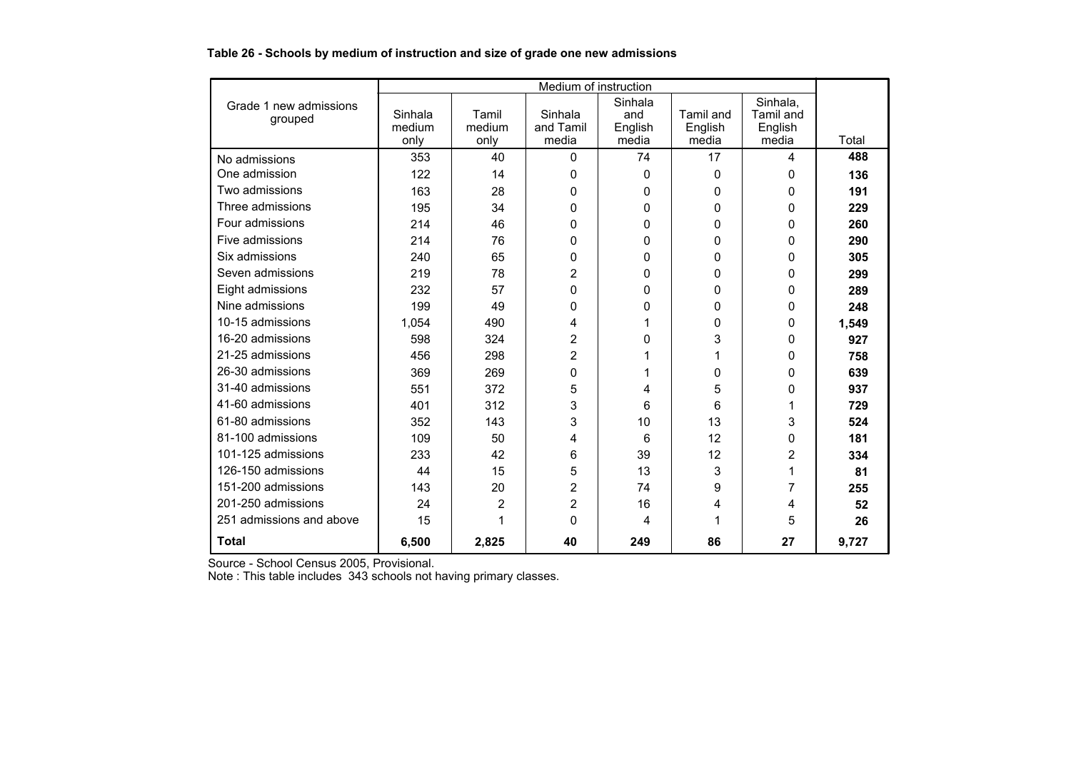**Table 26 - Schools by medium of instruction and size of grade one new admissions**

| Grade 1 new admissions grouped | Medium of instruction | | | | | | Total |
|---|---|---|---|---|---|---|---|
| | Sinhala medium only | Tamil medium only | Sinhala and Tamil media | Sinhala and English media | Tamil and English media | Sinhala, Tamil and English media | |
| No admissions | 353 | 40 | 0 | 74 | 17 | 4 | **488** |
| One admission | 122 | 14 | 0 | 0 | 0 | 0 | **136** |
| Two admissions | 163 | 28 | 0 | 0 | 0 | 0 | **191** |
| Three admissions | 195 | 34 | 0 | 0 | 0 | 0 | **229** |
| Four admissions | 214 | 46 | 0 | 0 | 0 | 0 | **260** |
| Five admissions | 214 | 76 | 0 | 0 | 0 | 0 | **290** |
| Six admissions | 240 | 65 | 0 | 0 | 0 | 0 | **305** |
| Seven admissions | 219 | 78 | 2 | 0 | 0 | 0 | **299** |
| Eight admissions | 232 | 57 | 0 | 0 | 0 | 0 | **289** |
| Nine admissions | 199 | 49 | 0 | 0 | 0 | 0 | **248** |
| 10-15 admissions | 1,054 | 490 | 4 | 1 | 0 | 0 | **1,549** |
| 16-20 admissions | 598 | 324 | 2 | 0 | 3 | 0 | **927** |
| 21-25 admissions | 456 | 298 | 2 | 1 | 1 | 0 | **758** |
| 26-30 admissions | 369 | 269 | 0 | 1 | 0 | 0 | **639** |
| 31-40 admissions | 551 | 372 | 5 | 4 | 5 | 0 | **937** |
| 41-60 admissions | 401 | 312 | 3 | 6 | 6 | 1 | **729** |
| 61-80 admissions | 352 | 143 | 3 | 10 | 13 | 3 | **524** |
| 81-100 admissions | 109 | 50 | 4 | 6 | 12 | 0 | **181** |
| 101-125 admissions | 233 | 42 | 6 | 39 | 12 | 2 | **334** |
| 126-150 admissions | 44 | 15 | 5 | 13 | 3 | 1 | **81** |
| 151-200 admissions | 143 | 20 | 2 | 74 | 9 | 7 | **255** |
| 201-250 admissions | 24 | 2 | 2 | 16 | 4 | 4 | **52** |
| 251 admissions and above | 15 | 1 | 0 | 4 | 1 | 5 | **26** |
| **Total** | **6,500** | **2,825** | **40** | **249** | **86** | **27** | **9,727** |

Source - School Census 2005, Provisional.

Note : This table includes 343 schools not having primary classes.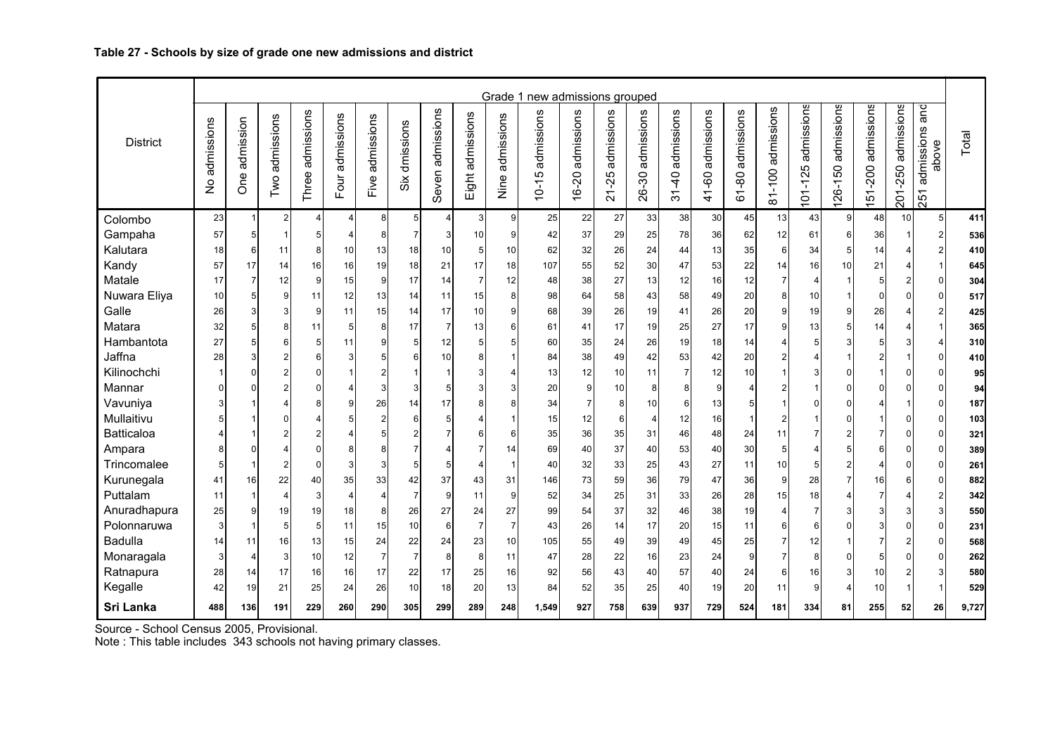**Table 27 - Schools by size of grade one new admissions and district**

| District | Grade 1 new admissions grouped | | | | | | | | | | | | | | | | | | | | | | | Total |
|---|---|---|---|---|---|---|---|---|---|---|---|---|---|---|---|---|---|---|---|---|---|---|---|---|
| | No admissions | One admission | Two admissions | Three admissions | Four admissions | Five admissions | Six dmissions | Seven admissions | Eight admissions | Nine admissions | 10-15 admissions | 16-20 admissions | 21-25 admissions | 26-30 admissions | 31-40 admissions | 41-60 admissions | 61-80 admissions | 81-100 admissions | 101-125 admissions | 126-150 admissions | 151-200 admissions | 201-250 admissions | 251 admissions and above | |
| Colombo | 23 | 1 | 2 | 4 | 4 | 8 | 5 | 4 | 3 | 9 | 25 | 22 | 27 | 33 | 38 | 30 | 45 | 13 | 43 | 9 | 48 | 10 | 5 | **411** |
| Gampaha | 57 | 5 | 1 | 5 | 4 | 8 | 7 | 3 | 10 | 9 | 42 | 37 | 29 | 25 | 78 | 36 | 62 | 12 | 61 | 6 | 36 | 1 | 2 | **536** |
| Kalutara | 18 | 6 | 11 | 8 | 10 | 13 | 18 | 10 | 5 | 10 | 62 | 32 | 26 | 24 | 44 | 13 | 35 | 6 | 34 | 5 | 14 | 4 | 2 | **410** |
| Kandy | 57 | 17 | 14 | 16 | 16 | 19 | 18 | 21 | 17 | 18 | 107 | 55 | 52 | 30 | 47 | 53 | 22 | 14 | 16 | 10 | 21 | 4 | 1 | **645** |
| Matale | 17 | 7 | 12 | 9 | 15 | 9 | 17 | 14 | 7 | 12 | 48 | 38 | 27 | 13 | 12 | 16 | 12 | 7 | 4 | 1 | 5 | 2 | 0 | **304** |
| Nuwara Eliya | 10 | 5 | 9 | 11 | 12 | 13 | 14 | 11 | 15 | 8 | 98 | 64 | 58 | 43 | 58 | 49 | 20 | 8 | 10 | 1 | 0 | 0 | 0 | **517** |
| Galle | 26 | 3 | 3 | 9 | 11 | 15 | 14 | 17 | 10 | 9 | 68 | 39 | 26 | 19 | 41 | 26 | 20 | 9 | 19 | 9 | 26 | 4 | 2 | **425** |
| Matara | 32 | 5 | 8 | 11 | 5 | 8 | 17 | 7 | 13 | 6 | 61 | 41 | 17 | 19 | 25 | 27 | 17 | 9 | 13 | 5 | 14 | 4 | 1 | **365** |
| Hambantota | 27 | 5 | 6 | 5 | 11 | 9 | 5 | 12 | 5 | 5 | 60 | 35 | 24 | 26 | 19 | 18 | 14 | 4 | 5 | 3 | 5 | 3 | 4 | **310** |
| Jaffna | 28 | 3 | 2 | 6 | 3 | 5 | 6 | 10 | 8 | 1 | 84 | 38 | 49 | 42 | 53 | 42 | 20 | 2 | 4 | 1 | 2 | 1 | 0 | **410** |
| Kilinochchi | 1 | 0 | 2 | 0 | 1 | 2 | 1 | 1 | 3 | 4 | 13 | 12 | 10 | 11 | 7 | 12 | 10 | 1 | 3 | 0 | 1 | 0 | 0 | **95** |
| Mannar | 0 | 0 | 2 | 0 | 4 | 3 | 3 | 5 | 3 | 3 | 20 | 9 | 10 | 8 | 8 | 9 | 4 | 2 | 1 | 0 | 0 | 0 | 0 | **94** |
| Vavuniya | 3 | 1 | 4 | 8 | 9 | 26 | 14 | 17 | 8 | 8 | 34 | 7 | 8 | 10 | 6 | 13 | 5 | 1 | 0 | 0 | 4 | 1 | 0 | **187** |
| Mullaitivu | 5 | 1 | 0 | 4 | 5 | 2 | 6 | 5 | 4 | 1 | 15 | 12 | 6 | 4 | 12 | 16 | 1 | 2 | 1 | 0 | 1 | 0 | 0 | **103** |
| Batticaloa | 4 | 1 | 2 | 2 | 4 | 5 | 2 | 7 | 6 | 6 | 35 | 36 | 35 | 31 | 46 | 48 | 24 | 11 | 7 | 2 | 7 | 0 | 0 | **321** |
| Ampara | 8 | 0 | 4 | 0 | 8 | 8 | 7 | 4 | 7 | 14 | 69 | 40 | 37 | 40 | 53 | 40 | 30 | 5 | 4 | 5 | 6 | 0 | 0 | **389** |
| Trincomalee | 5 | 1 | 2 | 0 | 3 | 3 | 5 | 5 | 4 | 1 | 40 | 32 | 33 | 25 | 43 | 27 | 11 | 10 | 5 | 2 | 4 | 0 | 0 | **261** |
| Kurunegala | 41 | 16 | 22 | 40 | 35 | 33 | 42 | 37 | 43 | 31 | 146 | 73 | 59 | 36 | 79 | 47 | 36 | 9 | 28 | 7 | 16 | 6 | 0 | **882** |
| Puttalam | 11 | 1 | 4 | 3 | 4 | 4 | 7 | 9 | 11 | 9 | 52 | 34 | 25 | 31 | 33 | 26 | 28 | 15 | 18 | 4 | 7 | 4 | 2 | **342** |
| Anuradhapura | 25 | 9 | 19 | 19 | 18 | 8 | 26 | 27 | 24 | 27 | 99 | 54 | 37 | 32 | 46 | 38 | 19 | 4 | 7 | 3 | 3 | 3 | 3 | **550** |
| Polonnaruwa | 3 | 1 | 5 | 5 | 11 | 15 | 10 | 6 | 7 | 7 | 43 | 26 | 14 | 17 | 20 | 15 | 11 | 6 | 6 | 0 | 3 | 0 | 0 | **231** |
| Badulla | 14 | 11 | 16 | 13 | 15 | 24 | 22 | 24 | 23 | 10 | 105 | 55 | 49 | 39 | 49 | 45 | 25 | 7 | 12 | 1 | 7 | 2 | 0 | **568** |
| Monaragala | 3 | 4 | 3 | 10 | 12 | 7 | 7 | 8 | 8 | 11 | 47 | 28 | 22 | 16 | 23 | 24 | 9 | 7 | 8 | 0 | 5 | 0 | 0 | **262** |
| Ratnapura | 28 | 14 | 17 | 16 | 16 | 17 | 22 | 17 | 25 | 16 | 92 | 56 | 43 | 40 | 57 | 40 | 24 | 6 | 16 | 3 | 10 | 2 | 3 | **580** |
| Kegalle | 42 | 19 | 21 | 25 | 24 | 26 | 10 | 18 | 20 | 13 | 84 | 52 | 35 | 25 | 40 | 19 | 20 | 11 | 9 | 4 | 10 | 1 | 1 | **529** |
| **Sri Lanka** | **488** | **136** | **191** | **229** | **260** | **290** | **305** | **299** | **289** | **248** | **1,549** | **927** | **758** | **639** | **937** | **729** | **524** | **181** | **334** | **81** | **255** | **52** | **26** | **9,727** |

Source - School Census 2005, Provisional.

Note : This table includes 343 schools not having primary classes.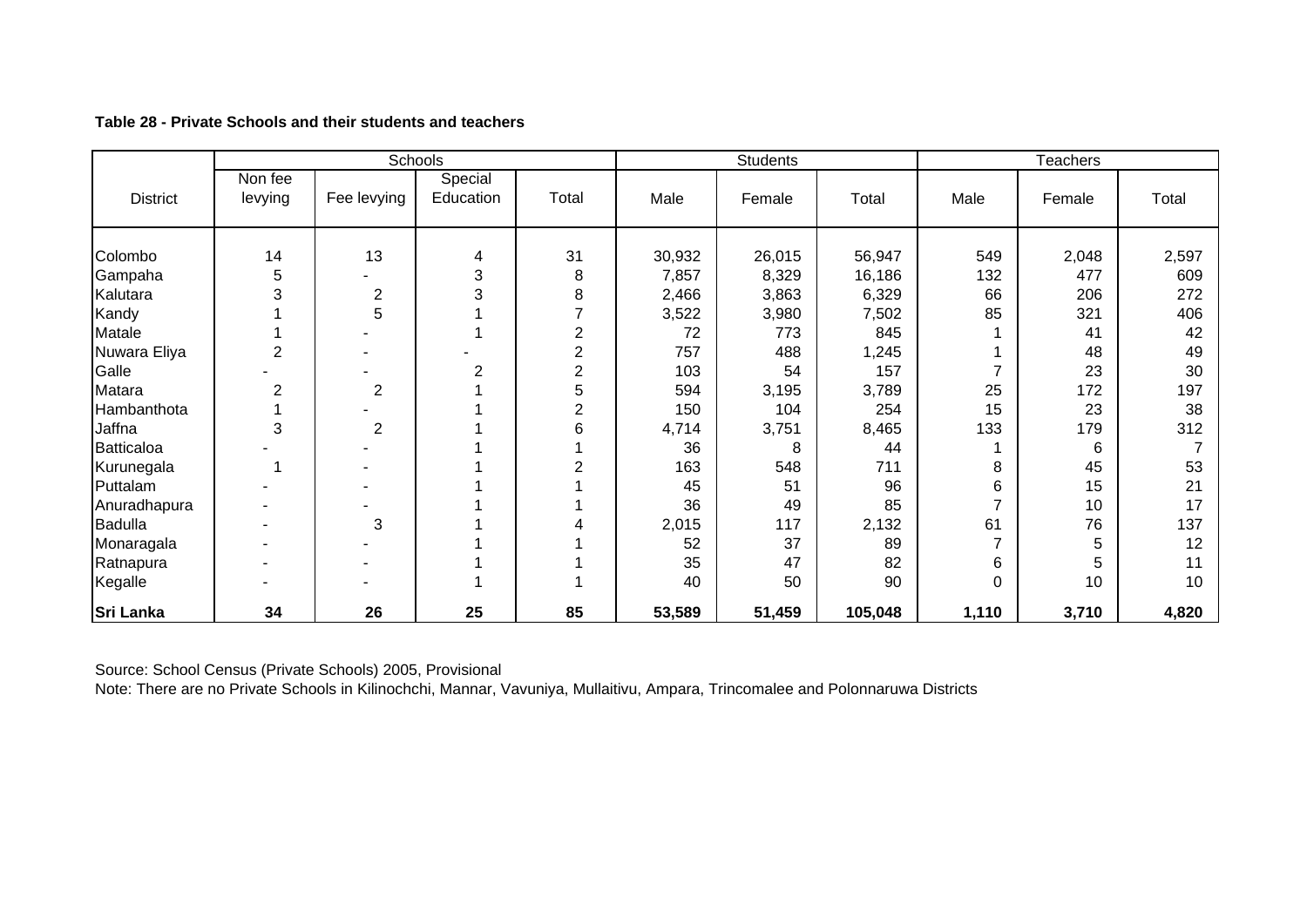**Table 28 - Private Schools and their students and teachers**

| District | Schools | | | | Students | | | Teachers | | |
|---|---|---|---|---|---|---|---|---|---|---|
| | Non fee levying | Fee levying | Special Education | Total | Male | Female | Total | Male | Female | Total |
| Colombo | 14 | 13 | 4 | 31 | 30,932 | 26,015 | 56,947 | 549 | 2,048 | 2,597 |
| Gampaha | 5 | - | 3 | 8 | 7,857 | 8,329 | 16,186 | 132 | 477 | 609 |
| Kalutara | 3 | 2 | 3 | 8 | 2,466 | 3,863 | 6,329 | 66 | 206 | 272 |
| Kandy | 1 | 5 | 1 | 7 | 3,522 | 3,980 | 7,502 | 85 | 321 | 406 |
| Matale | 1 | - | 1 | 2 | 72 | 773 | 845 | 1 | 41 | 42 |
| Nuwara Eliya | 2 | - | - | 2 | 757 | 488 | 1,245 | 1 | 48 | 49 |
| Galle | - | - | 2 | 2 | 103 | 54 | 157 | 7 | 23 | 30 |
| Matara | 2 | 2 | 1 | 5 | 594 | 3,195 | 3,789 | 25 | 172 | 197 |
| Hambanthota | 1 | - | 1 | 2 | 150 | 104 | 254 | 15 | 23 | 38 |
| Jaffna | 3 | 2 | 1 | 6 | 4,714 | 3,751 | 8,465 | 133 | 179 | 312 |
| Batticaloa | - | - | 1 | 1 | 36 | 8 | 44 | 1 | 6 | 7 |
| Kurunegala | 1 | - | 1 | 2 | 163 | 548 | 711 | 8 | 45 | 53 |
| Puttalam | - | - | 1 | 1 | 45 | 51 | 96 | 6 | 15 | 21 |
| Anuradhapura | - | - | 1 | 1 | 36 | 49 | 85 | 7 | 10 | 17 |
| Badulla | - | 3 | 1 | 4 | 2,015 | 117 | 2,132 | 61 | 76 | 137 |
| Monaragala | - | - | 1 | 1 | 52 | 37 | 89 | 7 | 5 | 12 |
| Ratnapura | - | - | 1 | 1 | 35 | 47 | 82 | 6 | 5 | 11 |
| Kegalle | - | - | 1 | 1 | 40 | 50 | 90 | 0 | 10 | 10 |
| **Sri Lanka** | **34** | **26** | **25** | **85** | **53,589** | **51,459** | **105,048** | **1,110** | **3,710** | **4,820** |

Source: School Census (Private Schools) 2005, Provisional

Note: There are no Private Schools in Kilinochchi, Mannar, Vavuniya, Mullaitivu, Ampara, Trincomalee and Polonnaruwa Districts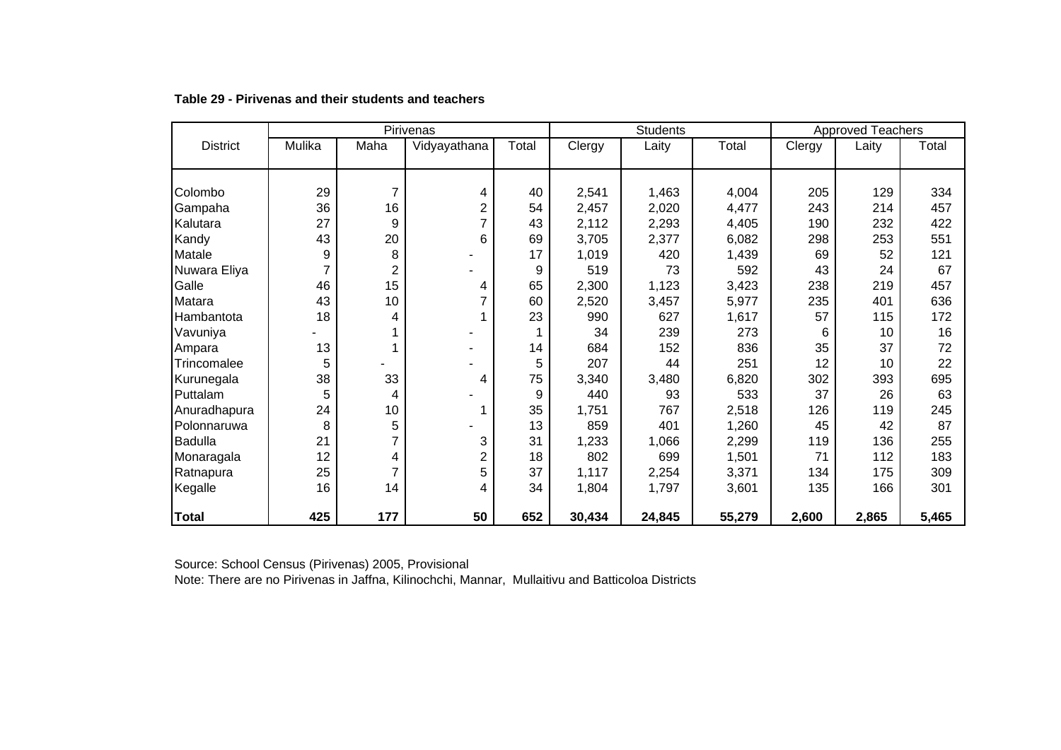**Table 29 - Pirivenas and their students and teachers**

| District | Pirivenas | | | | Students | | | Approved Teachers | | |
|---|---|---|---|---|---|---|---|---|---|---|
| | Mulika | Maha | Vidyayathana | Total | Clergy | Laity | Total | Clergy | Laity | Total |
| Colombo | 29 | 7 | 4 | 40 | 2,541 | 1,463 | 4,004 | 205 | 129 | 334 |
| Gampaha | 36 | 16 | 2 | 54 | 2,457 | 2,020 | 4,477 | 243 | 214 | 457 |
| Kalutara | 27 | 9 | 7 | 43 | 2,112 | 2,293 | 4,405 | 190 | 232 | 422 |
| Kandy | 43 | 20 | 6 | 69 | 3,705 | 2,377 | 6,082 | 298 | 253 | 551 |
| Matale | 9 | 8 | - | 17 | 1,019 | 420 | 1,439 | 69 | 52 | 121 |
| Nuwara Eliya | 7 | 2 | - | 9 | 519 | 73 | 592 | 43 | 24 | 67 |
| Galle | 46 | 15 | 4 | 65 | 2,300 | 1,123 | 3,423 | 238 | 219 | 457 |
| Matara | 43 | 10 | 7 | 60 | 2,520 | 3,457 | 5,977 | 235 | 401 | 636 |
| Hambantota | 18 | 4 | 1 | 23 | 990 | 627 | 1,617 | 57 | 115 | 172 |
| Vavuniya | - | 1 | - | 1 | 34 | 239 | 273 | 6 | 10 | 16 |
| Ampara | 13 | 1 | - | 14 | 684 | 152 | 836 | 35 | 37 | 72 |
| Trincomalee | 5 | - | - | 5 | 207 | 44 | 251 | 12 | 10 | 22 |
| Kurunegala | 38 | 33 | 4 | 75 | 3,340 | 3,480 | 6,820 | 302 | 393 | 695 |
| Puttalam | 5 | 4 | - | 9 | 440 | 93 | 533 | 37 | 26 | 63 |
| Anuradhapura | 24 | 10 | 1 | 35 | 1,751 | 767 | 2,518 | 126 | 119 | 245 |
| Polonnaruwa | 8 | 5 | - | 13 | 859 | 401 | 1,260 | 45 | 42 | 87 |
| Badulla | 21 | 7 | 3 | 31 | 1,233 | 1,066 | 2,299 | 119 | 136 | 255 |
| Monaragala | 12 | 4 | 2 | 18 | 802 | 699 | 1,501 | 71 | 112 | 183 |
| Ratnapura | 25 | 7 | 5 | 37 | 1,117 | 2,254 | 3,371 | 134 | 175 | 309 |
| Kegalle | 16 | 14 | 4 | 34 | 1,804 | 1,797 | 3,601 | 135 | 166 | 301 |
| **Total** | **425** | **177** | **50** | **652** | **30,434** | **24,845** | **55,279** | **2,600** | **2,865** | **5,465** |

Source: School Census (Pirivenas) 2005, Provisional

Note: There are no Pirivenas in Jaffna, Kilinochchi, Mannar, Mullaitivu and Batticoloa Districts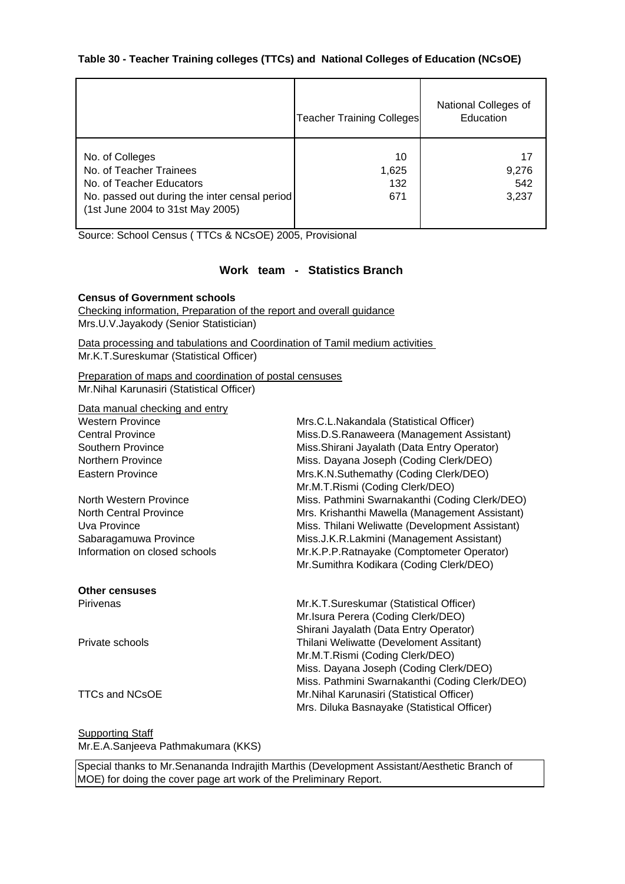**Table 30 - Teacher Training colleges (TTCs) and National Colleges of Education (NCsOE)**

| | Teacher Training Colleges | National Colleges of Education |
|---|---|---|
| No. of Colleges | 10 | 17 |
| No. of Teacher Trainees | 1,625 | 9,276 |
| No. of Teacher Educators | 132 | 542 |
| No. passed out during the inter censal period (1st June 2004 to 31st May 2005) | 671 | 3,237 |

Source: School Census ( TTCs & NCsOE) 2005, Provisional

## Work team - Statistics Branch

**Census of Government schools**

Checking information, Preparation of the report and overall guidance
Mrs.U.V.Jayakody (Senior Statistician)

Data processing and tabulations and Coordination of Tamil medium activities
Mr.K.T.Sureskumar (Statistical Officer)

Preparation of maps and coordination of postal censuses
Mr.Nihal Karunasiri (Statistical Officer)

Data manual checking and entry

| | |
|---|---|
| Western Province | Mrs.C.L.Nakandala (Statistical Officer) |
| Central Province | Miss.D.S.Ranaweera (Management Assistant) |
| Southern Province | Miss.Shirani Jayalath (Data Entry Operator) |
| Northern Province | Miss. Dayana Joseph (Coding Clerk/DEO) |
| Eastern Province | Mrs.K.N.Suthemathy (Coding Clerk/DEO) |
| | Mr.M.T.Rismi (Coding Clerk/DEO) |
| North Western Province | Miss. Pathmini Swarnakanthi (Coding Clerk/DEO) |
| North Central Province | Mrs. Krishanthi Mawella (Management Assistant) |
| Uva Province | Miss. Thilani Weliwatte (Development Assistant) |
| Sabaragamuwa Province | Miss.J.K.R.Lakmini (Management Assistant) |
| Information on closed schools | Mr.K.P.P.Ratnayake (Comptometer Operator) |
| | Mr.Sumithra Kodikara (Coding Clerk/DEO) |

**Other censuses**

| | |
|---|---|
| Pirivenas | Mr.K.T.Sureskumar (Statistical Officer) |
| | Mr.Isura Perera (Coding Clerk/DEO) |
| | Shirani Jayalath (Data Entry Operator) |
| Private schools | Thilani Weliwatte (Develoment Assitant) |
| | Mr.M.T.Rismi (Coding Clerk/DEO) |
| | Miss. Dayana Joseph (Coding Clerk/DEO) |
| | Miss. Pathmini Swarnakanthi (Coding Clerk/DEO) |
| TTCs and NCsOE | Mr.Nihal Karunasiri (Statistical Officer) |
| | Mrs. Diluka Basnayake (Statistical Officer) |

Supporting Staff
Mr.E.A.Sanjeeva Pathmakumara (KKS)

Special thanks to Mr.Senananda Indrajith Marthis (Development Assistant/Aesthetic Branch of MOE) for doing the cover page art work of the Preliminary Report.